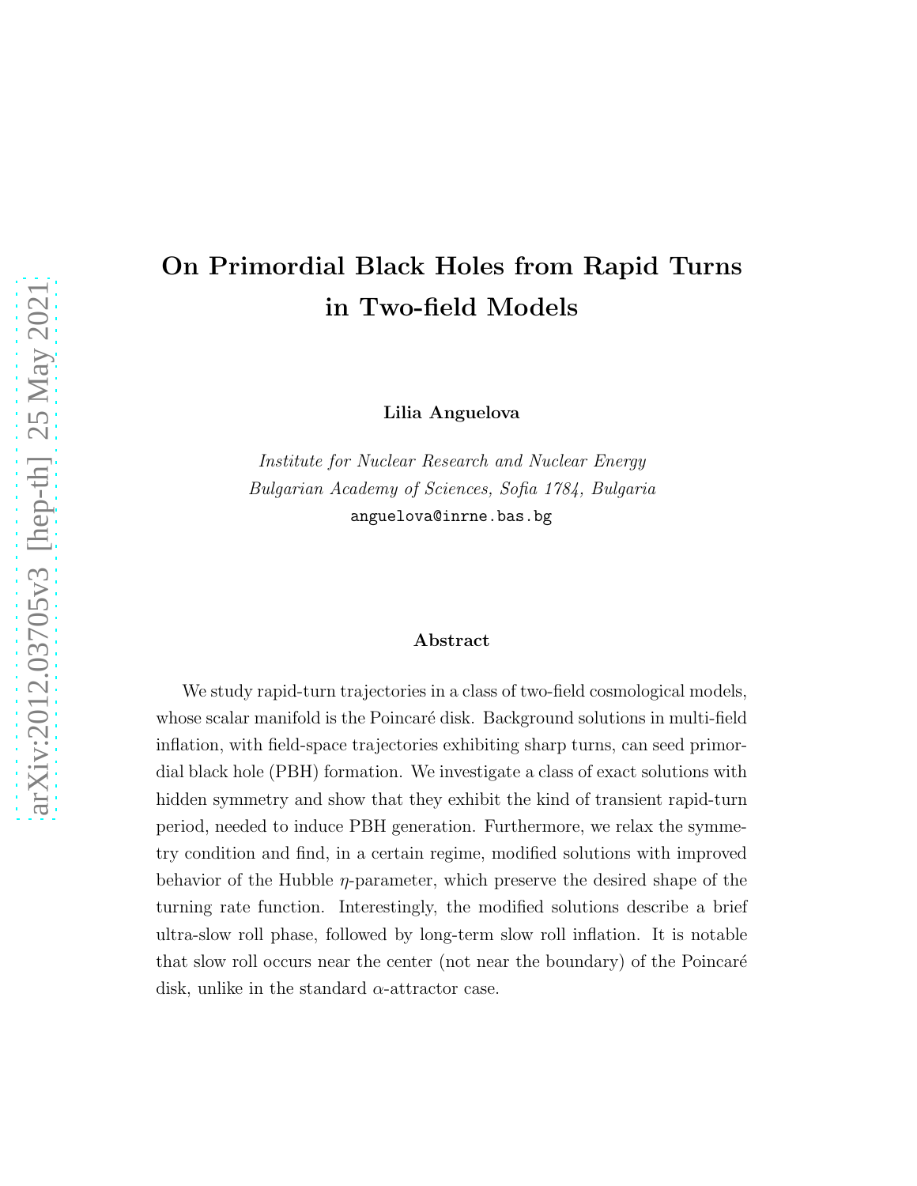# On Primordial Black Holes from Rapid Turns in Two-field Models

**Lilia Anguelova**

*Institute for Nuclear Research and Nuclear Energy*
*Bulgarian Academy of Sciences, Sofia 1784, Bulgaria*
anguelova@inrne.bas.bg

### Abstract

We study rapid-turn trajectories in a class of two-field cosmological models, whose scalar manifold is the Poincaré disk. Background solutions in multi-field inflation, with field-space trajectories exhibiting sharp turns, can seed primordial black hole (PBH) formation. We investigate a class of exact solutions with hidden symmetry and show that they exhibit the kind of transient rapid-turn period, needed to induce PBH generation. Furthermore, we relax the symmetry condition and find, in a certain regime, modified solutions with improved behavior of the Hubble $\eta$-parameter, which preserve the desired shape of the turning rate function. Interestingly, the modified solutions describe a brief ultra-slow roll phase, followed by long-term slow roll inflation. It is notable that slow roll occurs near the center (not near the boundary) of the Poincaré disk, unlike in the standard $\alpha$-attractor case.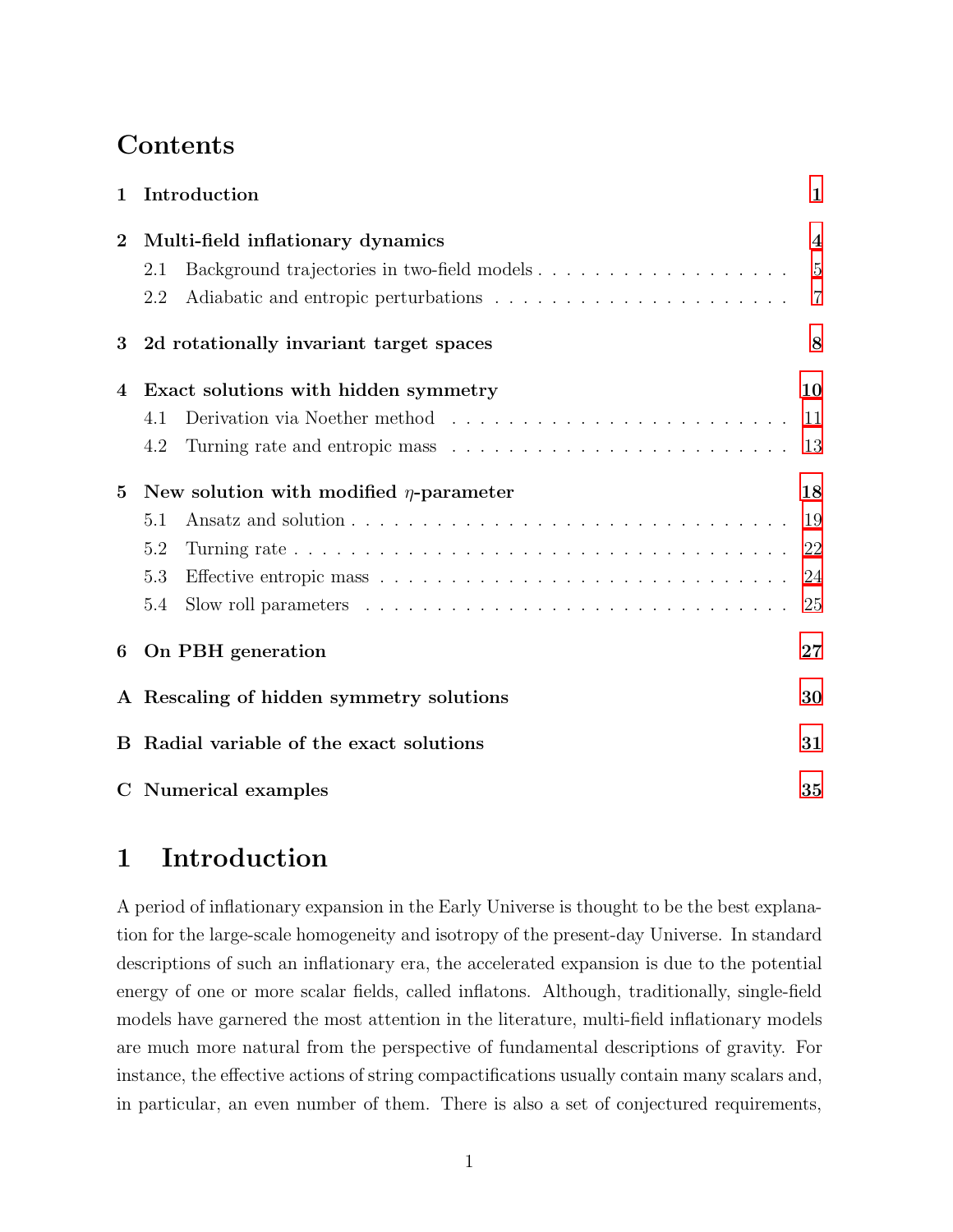# Contents

| | | |
|---|---|---|
| **1** | **Introduction** | **1** |
| **2** | **Multi-field inflationary dynamics** | **4** |
| | 2.1 Background trajectories in two-field models | 5 |
| | 2.2 Adiabatic and entropic perturbations | 7 |
| **3** | **2d rotationally invariant target spaces** | **8** |
| **4** | **Exact solutions with hidden symmetry** | **10** |
| | 4.1 Derivation via Noether method | 11 |
| | 4.2 Turning rate and entropic mass | 13 |
| **5** | **New solution with modified $\eta$-parameter** | **18** |
| | 5.1 Ansatz and solution | 19 |
| | 5.2 Turning rate | 22 |
| | 5.3 Effective entropic mass | 24 |
| | 5.4 Slow roll parameters | 25 |
| **6** | **On PBH generation** | **27** |
| **A** | **Rescaling of hidden symmetry solutions** | **30** |
| **B** | **Radial variable of the exact solutions** | **31** |
| **C** | **Numerical examples** | **35** |

# 1 Introduction

A period of inflationary expansion in the Early Universe is thought to be the best explanation for the large-scale homogeneity and isotropy of the present-day Universe. In standard descriptions of such an inflationary era, the accelerated expansion is due to the potential energy of one or more scalar fields, called inflatons. Although, traditionally, single-field models have garnered the most attention in the literature, multi-field inflationary models are much more natural from the perspective of fundamental descriptions of gravity. For instance, the effective actions of string compactifications usually contain many scalars and, in particular, an even number of them. There is also a set of conjectured requirements,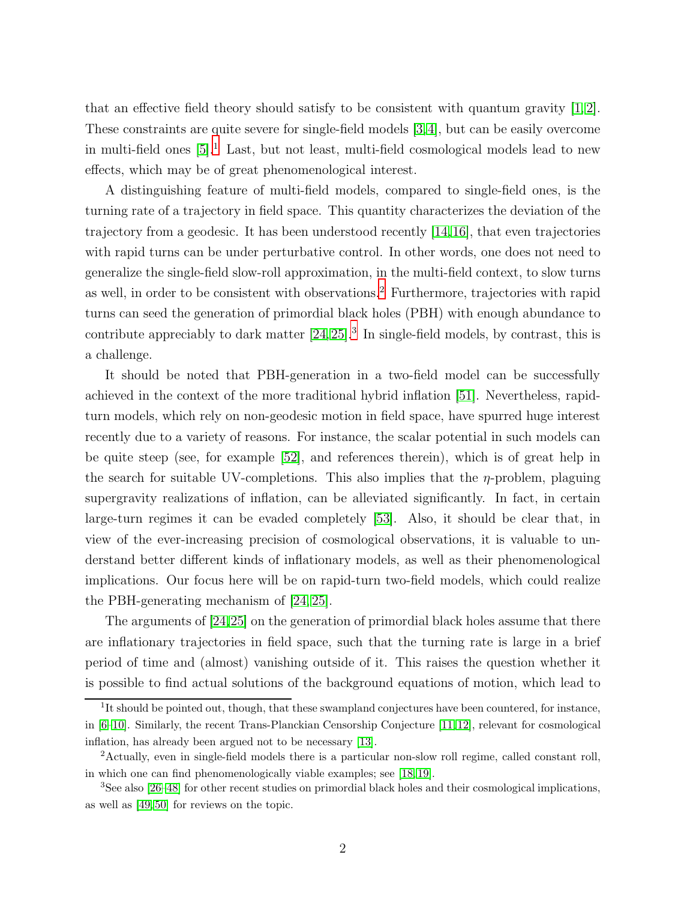that an effective field theory should satisfy to be consistent with quantum gravity [1,2]. These constraints are quite severe for single-field models [3,4], but can be easily overcome in multi-field ones [5].[1] Last, but not least, multi-field cosmological models lead to new effects, which may be of great phenomenological interest.

A distinguishing feature of multi-field models, compared to single-field ones, is the turning rate of a trajectory in field space. This quantity characterizes the deviation of the trajectory from a geodesic. It has been understood recently [14,16], that even trajectories with rapid turns can be under perturbative control. In other words, one does not need to generalize the single-field slow-roll approximation, in the multi-field context, to slow turns as well, in order to be consistent with observations.[2] Furthermore, trajectories with rapid turns can seed the generation of primordial black holes (PBH) with enough abundance to contribute appreciably to dark matter [24,25].[3] In single-field models, by contrast, this is a challenge.

It should be noted that PBH-generation in a two-field model can be successfully achieved in the context of the more traditional hybrid inflation [51]. Nevertheless, rapid-turn models, which rely on non-geodesic motion in field space, have spurred huge interest recently due to a variety of reasons. For instance, the scalar potential in such models can be quite steep (see, for example [52], and references therein), which is of great help in the search for suitable UV-completions. This also implies that the $\eta$-problem, plaguing supergravity realizations of inflation, can be alleviated significantly. In fact, in certain large-turn regimes it can be evaded completely [53]. Also, it should be clear that, in view of the ever-increasing precision of cosmological observations, it is valuable to understand better different kinds of inflationary models, as well as their phenomenological implications. Our focus here will be on rapid-turn two-field models, which could realize the PBH-generating mechanism of [24,25].

The arguments of [24,25] on the generation of primordial black holes assume that there are inflationary trajectories in field space, such that the turning rate is large in a brief period of time and (almost) vanishing outside of it. This raises the question whether it is possible to find actual solutions of the background equations of motion, which lead to

[1] It should be pointed out, though, that these swampland conjectures have been countered, for instance, in [6–10]. Similarly, the recent Trans-Planckian Censorship Conjecture [11,12], relevant for cosmological inflation, has already been argued not to be necessary [13].

[2] Actually, even in single-field models there is a particular non-slow roll regime, called constant roll, in which one can find phenomenologically viable examples; see [18,19].

[3] See also [26–48] for other recent studies on primordial black holes and their cosmological implications, as well as [49,50] for reviews on the topic.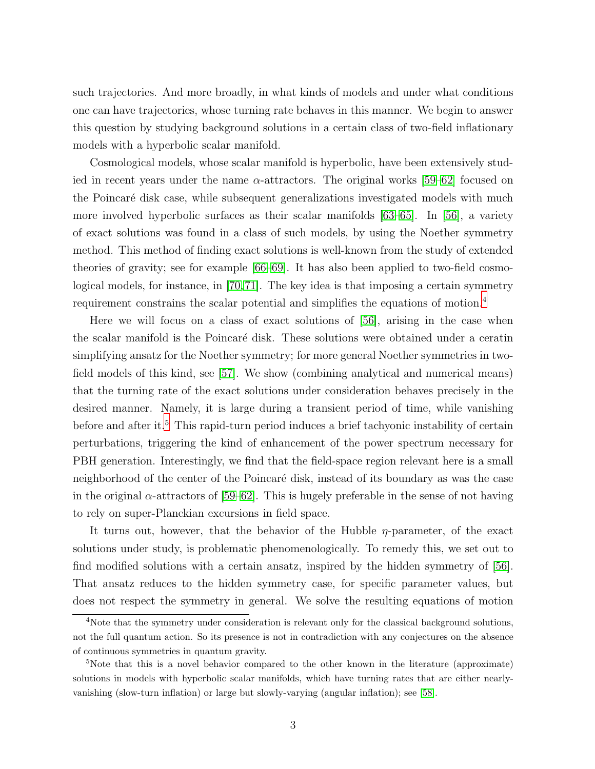such trajectories. And more broadly, in what kinds of models and under what conditions one can have trajectories, whose turning rate behaves in this manner. We begin to answer this question by studying background solutions in a certain class of two-field inflationary models with a hyperbolic scalar manifold.

Cosmological models, whose scalar manifold is hyperbolic, have been extensively studied in recent years under the name $\alpha$-attractors. The original works [59–62] focused on the Poincaré disk case, while subsequent generalizations investigated models with much more involved hyperbolic surfaces as their scalar manifolds [63–65]. In [56], a variety of exact solutions was found in a class of such models, by using the Noether symmetry method. This method of finding exact solutions is well-known from the study of extended theories of gravity; see for example [66–69]. It has also been applied to two-field cosmological models, for instance, in [70,71]. The key idea is that imposing a certain symmetry requirement constrains the scalar potential and simplifies the equations of motion.[4]

Here we will focus on a class of exact solutions of [56], arising in the case when the scalar manifold is the Poincaré disk. These solutions were obtained under a ceratin simplifying ansatz for the Noether symmetry; for more general Noether symmetries in two-field models of this kind, see [57]. We show (combining analytical and numerical means) that the turning rate of the exact solutions under consideration behaves precisely in the desired manner. Namely, it is large during a transient period of time, while vanishing before and after it.[5] This rapid-turn period induces a brief tachyonic instability of certain perturbations, triggering the kind of enhancement of the power spectrum necessary for PBH generation. Interestingly, we find that the field-space region relevant here is a small neighborhood of the center of the Poincaré disk, instead of its boundary as was the case in the original $\alpha$-attractors of [59–62]. This is hugely preferable in the sense of not having to rely on super-Planckian excursions in field space.

It turns out, however, that the behavior of the Hubble $\eta$-parameter, of the exact solutions under study, is problematic phenomenologically. To remedy this, we set out to find modified solutions with a certain ansatz, inspired by the hidden symmetry of [56]. That ansatz reduces to the hidden symmetry case, for specific parameter values, but does not respect the symmetry in general. We solve the resulting equations of motion

[4] Note that the symmetry under consideration is relevant only for the classical background solutions, not the full quantum action. So its presence is not in contradiction with any conjectures on the absence of continuous symmetries in quantum gravity.

[5] Note that this is a novel behavior compared to the other known in the literature (approximate) solutions in models with hyperbolic scalar manifolds, which have turning rates that are either nearly-vanishing (slow-turn inflation) or large but slowly-varying (angular inflation); see [58].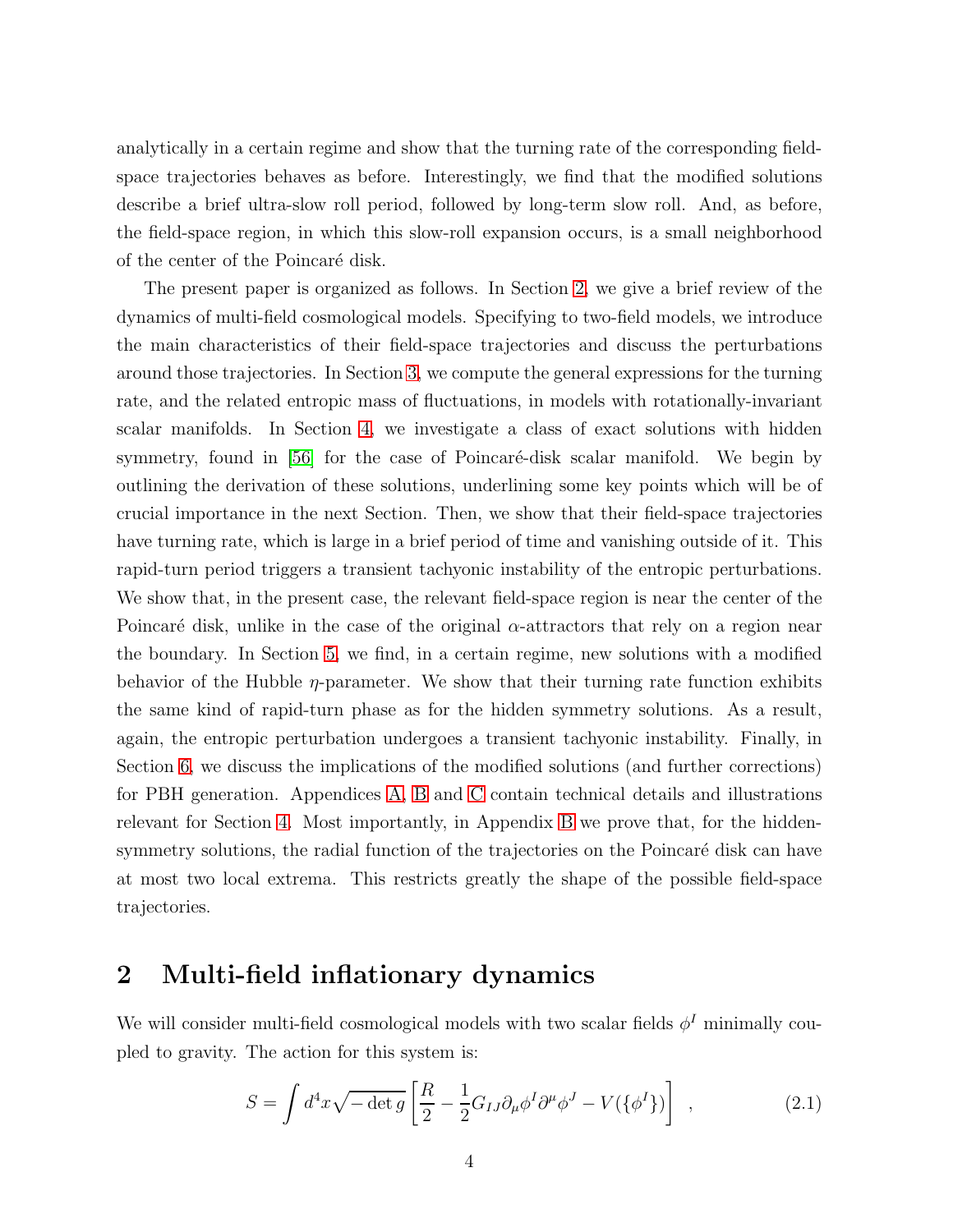analytically in a certain regime and show that the turning rate of the corresponding field-space trajectories behaves as before. Interestingly, we find that the modified solutions describe a brief ultra-slow roll period, followed by long-term slow roll. And, as before, the field-space region, in which this slow-roll expansion occurs, is a small neighborhood of the center of the Poincaré disk.

The present paper is organized as follows. In Section 2, we give a brief review of the dynamics of multi-field cosmological models. Specifying to two-field models, we introduce the main characteristics of their field-space trajectories and discuss the perturbations around those trajectories. In Section 3, we compute the general expressions for the turning rate, and the related entropic mass of fluctuations, in models with rotationally-invariant scalar manifolds. In Section 4, we investigate a class of exact solutions with hidden symmetry, found in [56] for the case of Poincaré-disk scalar manifold. We begin by outlining the derivation of these solutions, underlining some key points which will be of crucial importance in the next Section. Then, we show that their field-space trajectories have turning rate, which is large in a brief period of time and vanishing outside of it. This rapid-turn period triggers a transient tachyonic instability of the entropic perturbations. We show that, in the present case, the relevant field-space region is near the center of the Poincaré disk, unlike in the case of the original $\alpha$-attractors that rely on a region near the boundary. In Section 5, we find, in a certain regime, new solutions with a modified behavior of the Hubble $\eta$-parameter. We show that their turning rate function exhibits the same kind of rapid-turn phase as for the hidden symmetry solutions. As a result, again, the entropic perturbation undergoes a transient tachyonic instability. Finally, in Section 6, we discuss the implications of the modified solutions (and further corrections) for PBH generation. Appendices A, B and C contain technical details and illustrations relevant for Section 4. Most importantly, in Appendix B we prove that, for the hidden-symmetry solutions, the radial function of the trajectories on the Poincaré disk can have at most two local extrema. This restricts greatly the shape of the possible field-space trajectories.

## 2 Multi-field inflationary dynamics

We will consider multi-field cosmological models with two scalar fields $\phi^I$ minimally coupled to gravity. The action for this system is:

$$S = \int d^4x \sqrt{-\det g} \left[ \frac{R}{2} - \frac{1}{2} G_{IJ} \partial_\mu \phi^I \partial^\mu \phi^J - V(\{\phi^I\}) \right] \quad , \tag{2.1}$$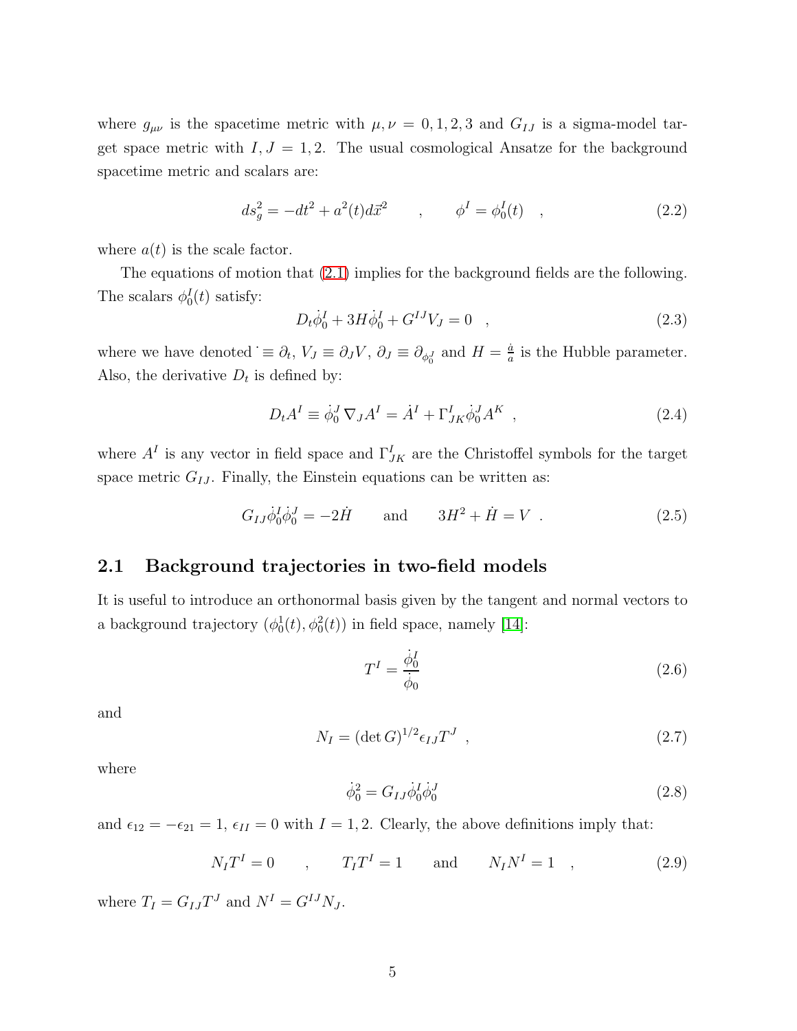where $g_{\mu\nu}$ is the spacetime metric with $\mu, \nu = 0, 1, 2, 3$ and $G_{IJ}$ is a sigma-model target space metric with $I, J = 1, 2$. The usual cosmological Ansatze for the background spacetime metric and scalars are:

$$ds_g^2 = -dt^2 + a^2(t) d\vec{x}^2 \qquad , \qquad \phi^I = \phi_0^I(t) \quad , \tag{2.2}$$

where $a(t)$ is the scale factor.

The equations of motion that (2.1) implies for the background fields are the following. The scalars $\phi_0^I(t)$ satisfy:

$$D_t \dot{\phi}_0^I + 3H\dot{\phi}_0^I + G^{IJ} V_J = 0 \quad , \tag{2.3}$$

where we have denoted $\dot{} \equiv \partial_t$, $V_J \equiv \partial_J V$, $\partial_J \equiv \partial_{\phi_0^J}$ and $H = \frac{\dot{a}}{a}$ is the Hubble parameter. Also, the derivative $D_t$ is defined by:

$$D_t A^I \equiv \dot{\phi}_0^J \, \nabla_J A^I = \dot{A}^I + \Gamma^I_{JK} \dot{\phi}_0^J A^K \ , \tag{2.4}$$

where $A^I$ is any vector in field space and $\Gamma^I_{JK}$ are the Christoffel symbols for the target space metric $G_{IJ}$. Finally, the Einstein equations can be written as:

$$G_{IJ} \dot{\phi}_0^I \dot{\phi}_0^J = -2\dot{H} \qquad \text{and} \qquad 3H^2 + \dot{H} = V \ . \tag{2.5}$$

## 2.1 Background trajectories in two-field models

It is useful to introduce an orthonormal basis given by the tangent and normal vectors to a background trajectory $(\phi_0^1(t), \phi_0^2(t))$ in field space, namely [14]:

$$T^I = \frac{\dot{\phi}_0^I}{\dot{\phi}_0} \tag{2.6}$$

and

$$N_I = (\det G)^{1/2} \epsilon_{IJ} T^J \ , \tag{2.7}$$

where

$$\dot{\phi}_0^2 = G_{IJ} \dot{\phi}_0^I \dot{\phi}_0^J \tag{2.8}$$

and $\epsilon_{12} = -\epsilon_{21} = 1$, $\epsilon_{II} = 0$ with $I = 1, 2$. Clearly, the above definitions imply that:

$$N_I T^I = 0 \qquad , \qquad T_I T^I = 1 \qquad \text{and} \qquad N_I N^I = 1 \quad , \tag{2.9}$$

where $T_I = G_{IJ} T^J$ and $N^I = G^{IJ} N_J$.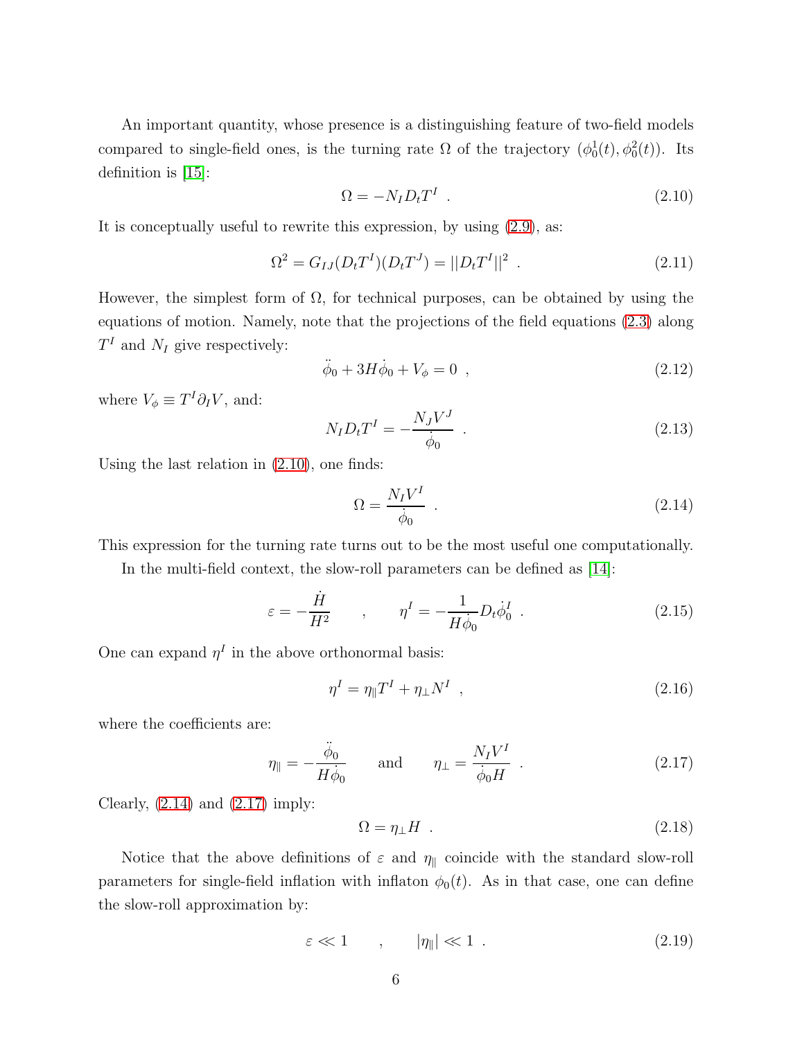An important quantity, whose presence is a distinguishing feature of two-field models compared to single-field ones, is the turning rate $\Omega$ of the trajectory $(\phi_0^1(t), \phi_0^2(t))$. Its definition is [15]:

$$\Omega = -N_I D_t T^I \ . \tag{2.10}$$

It is conceptually useful to rewrite this expression, by using (2.9), as:

$$\Omega^2 = G_{IJ}(D_t T^I)(D_t T^J) = ||D_t T^I||^2 \ . \tag{2.11}$$

However, the simplest form of $\Omega$, for technical purposes, can be obtained by using the equations of motion. Namely, note that the projections of the field equations (2.3) along $T^I$ and $N_I$ give respectively:

$$\ddot{\phi}_0 + 3H\dot{\phi}_0 + V_\phi = 0 \ , \tag{2.12}$$

where $V_\phi \equiv T^I \partial_I V$, and:

$$N_I D_t T^I = -\frac{N_J V^J}{\dot{\phi}_0} \ . \tag{2.13}$$

Using the last relation in (2.10), one finds:

$$\Omega = \frac{N_I V^I}{\dot{\phi}_0} \ . \tag{2.14}$$

This expression for the turning rate turns out to be the most useful one computationally.

In the multi-field context, the slow-roll parameters can be defined as [14]:

$$\varepsilon = -\frac{\dot{H}}{H^2} \qquad , \qquad \eta^I = -\frac{1}{H\dot{\phi}_0} D_t \dot{\phi}_0^I \ . \tag{2.15}$$

One can expand $\eta^I$ in the above orthonormal basis:

$$\eta^I = \eta_{\parallel} T^I + \eta_{\perp} N^I \ , \tag{2.16}$$

where the coefficients are:

$$\eta_{\parallel} = -\frac{\ddot{\phi}_0}{H\dot{\phi}_0} \qquad \text{and} \qquad \eta_{\perp} = \frac{N_I V^I}{\dot{\phi}_0 H} \ . \tag{2.17}$$

Clearly, (2.14) and (2.17) imply:

$$\Omega = \eta_{\perp} H \ . \tag{2.18}$$

Notice that the above definitions of $\varepsilon$ and $\eta_{\parallel}$ coincide with the standard slow-roll parameters for single-field inflation with inflaton $\phi_0(t)$. As in that case, one can define the slow-roll approximation by:

$$\varepsilon \ll 1 \qquad , \qquad |\eta_{\parallel}| \ll 1 \ . \tag{2.19}$$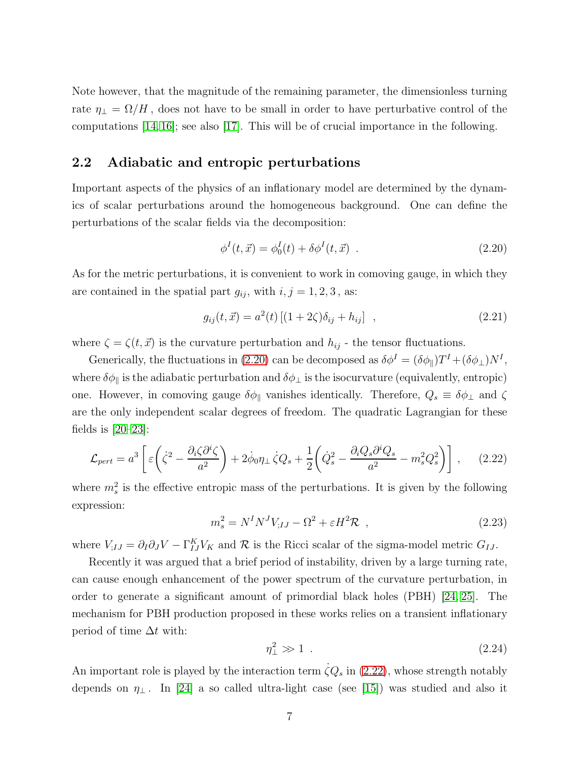Note however, that the magnitude of the remaining parameter, the dimensionless turning rate $\eta_\perp = \Omega/H$ , does not have to be small in order to have perturbative control of the computations [14,16]; see also [17]. This will be of crucial importance in the following.

## 2.2 Adiabatic and entropic perturbations

Important aspects of the physics of an inflationary model are determined by the dynamics of scalar perturbations around the homogeneous background. One can define the perturbations of the scalar fields via the decomposition:

$$\phi^I(t,\vec{x}) = \phi_0^I(t) + \delta\phi^I(t,\vec{x}) \ . \tag{2.20}$$

As for the metric perturbations, it is convenient to work in comoving gauge, in which they are contained in the spatial part $g_{ij}$, with $i,j = 1,2,3$ , as:

$$g_{ij}(t,\vec{x}) = a^2(t)\left[(1+2\zeta)\delta_{ij} + h_{ij}\right] \ , \tag{2.21}$$

where $\zeta = \zeta(t,\vec{x})$ is the curvature perturbation and $h_{ij}$ - the tensor fluctuations.

Generically, the fluctuations in (2.20) can be decomposed as $\delta\phi^I = (\delta\phi_\parallel)T^I + (\delta\phi_\perp)N^I$, where $\delta\phi_\parallel$ is the adiabatic perturbation and $\delta\phi_\perp$ is the isocurvature (equivalently, entropic) one. However, in comoving gauge $\delta\phi_\parallel$ vanishes identically. Therefore, $Q_s \equiv \delta\phi_\perp$ and $\zeta$ are the only independent scalar degrees of freedom. The quadratic Lagrangian for these fields is [20–23]:

$$\mathcal{L}_{pert} = a^3\left[\varepsilon\left(\dot{\zeta}^2 - \frac{\partial_i\zeta\partial^i\zeta}{a^2}\right) + 2\dot{\phi}_0\eta_\perp\,\dot{\zeta}Q_s + \frac{1}{2}\left(\dot{Q}_s^2 - \frac{\partial_i Q_s\partial^i Q_s}{a^2} - m_s^2 Q_s^2\right)\right] \ , \tag{2.22}$$

where $m_s^2$ is the effective entropic mass of the perturbations. It is given by the following expression:

$$m_s^2 = N^I N^J V_{;IJ} - \Omega^2 + \varepsilon H^2 \mathcal{R} \ , \tag{2.23}$$

where $V_{;IJ} = \partial_I\partial_J V - \Gamma^K_{IJ}V_K$ and $\mathcal{R}$ is the Ricci scalar of the sigma-model metric $G_{IJ}$.

Recently it was argued that a brief period of instability, driven by a large turning rate, can cause enough enhancement of the power spectrum of the curvature perturbation, in order to generate a significant amount of primordial black holes (PBH) [24,25]. The mechanism for PBH production proposed in these works relies on a transient inflationary period of time $\Delta t$ with:

$$\eta_\perp^2 \gg 1 \ . \tag{2.24}$$

An important role is played by the interaction term $\dot{\zeta}Q_s$ in (2.22), whose strength notably depends on $\eta_\perp$. In [24] a so called ultra-light case (see [15]) was studied and also it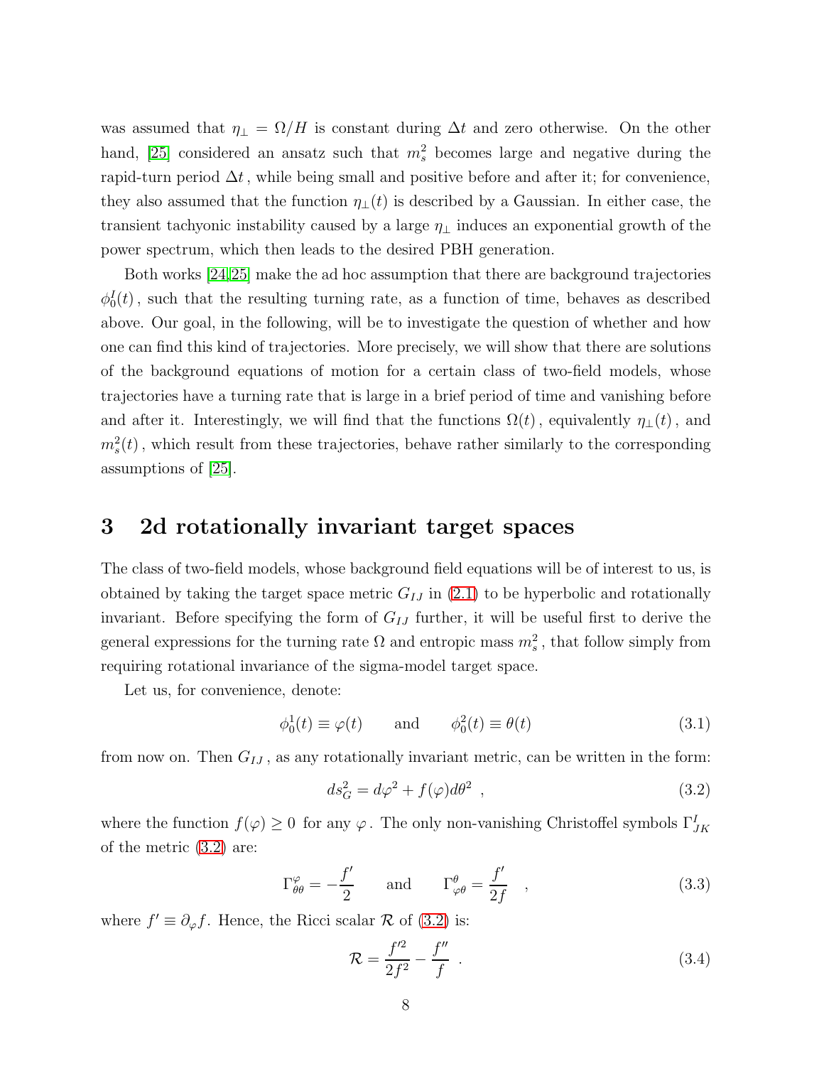was assumed that $\eta_\perp = \Omega/H$ is constant during $\Delta t$ and zero otherwise. On the other hand, [25] considered an ansatz such that $m_s^2$ becomes large and negative during the rapid-turn period $\Delta t$, while being small and positive before and after it; for convenience, they also assumed that the function $\eta_\perp(t)$ is described by a Gaussian. In either case, the transient tachyonic instability caused by a large $\eta_\perp$ induces an exponential growth of the power spectrum, which then leads to the desired PBH generation.

Both works [24,25] make the ad hoc assumption that there are background trajectories $\phi_0^I(t)$, such that the resulting turning rate, as a function of time, behaves as described above. Our goal, in the following, will be to investigate the question of whether and how one can find this kind of trajectories. More precisely, we will show that there are solutions of the background equations of motion for a certain class of two-field models, whose trajectories have a turning rate that is large in a brief period of time and vanishing before and after it. Interestingly, we will find that the functions $\Omega(t)$, equivalently $\eta_\perp(t)$, and $m_s^2(t)$, which result from these trajectories, behave rather similarly to the corresponding assumptions of [25].

# 3 2d rotationally invariant target spaces

The class of two-field models, whose background field equations will be of interest to us, is obtained by taking the target space metric $G_{IJ}$ in (2.1) to be hyperbolic and rotationally invariant. Before specifying the form of $G_{IJ}$ further, it will be useful first to derive the general expressions for the turning rate $\Omega$ and entropic mass $m_s^2$, that follow simply from requiring rotational invariance of the sigma-model target space.

Let us, for convenience, denote:

$$\phi_0^1(t) \equiv \varphi(t) \qquad \text{and} \qquad \phi_0^2(t) \equiv \theta(t) \tag{3.1}$$

from now on. Then $G_{IJ}$, as any rotationally invariant metric, can be written in the form:

$$ds_G^2 = d\varphi^2 + f(\varphi)d\theta^2 \ , \tag{3.2}$$

where the function $f(\varphi) \geq 0$ for any $\varphi$. The only non-vanishing Christoffel symbols $\Gamma^I_{JK}$ of the metric (3.2) are:

$$\Gamma^\varphi_{\theta\theta} = -\frac{f'}{2} \qquad \text{and} \qquad \Gamma^\theta_{\varphi\theta} = \frac{f'}{2f} \quad , \tag{3.3}$$

where $f' \equiv \partial_\varphi f$. Hence, the Ricci scalar $\mathcal{R}$ of (3.2) is:

$$\mathcal{R} = \frac{f'^2}{2f^2} - \frac{f''}{f} \ . \tag{3.4}$$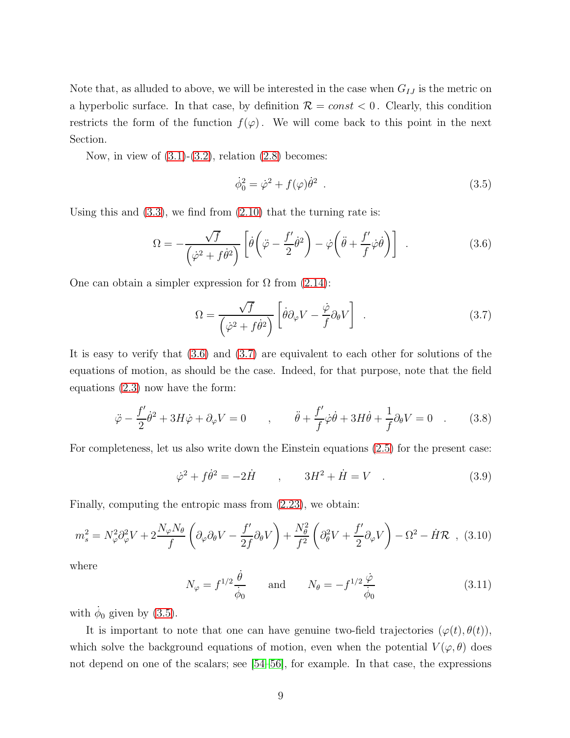Note that, as alluded to above, we will be interested in the case when $G_{IJ}$ is the metric on a hyperbolic surface. In that case, by definition $\mathcal{R} = const < 0$. Clearly, this condition restricts the form of the function $f(\varphi)$. We will come back to this point in the next Section.

Now, in view of (3.1)-(3.2), relation (2.8) becomes:

$$\dot{\phi}_0^2 = \dot{\varphi}^2 + f(\varphi)\dot{\theta}^2 \ . \tag{3.5}$$

Using this and (3.3), we find from (2.10) that the turning rate is:

$$\Omega = -\frac{\sqrt{f}}{\left(\dot{\varphi}^2 + f\dot{\theta}^2\right)} \left[ \dot{\theta}\left(\ddot{\varphi} - \frac{f'}{2}\dot{\theta}^2\right) - \dot{\varphi}\left(\ddot{\theta} + \frac{f'}{f}\dot{\varphi}\dot{\theta}\right) \right] \ . \tag{3.6}$$

One can obtain a simpler expression for $\Omega$ from (2.14):

$$\Omega = \frac{\sqrt{f}}{\left(\dot{\varphi}^2 + f\dot{\theta}^2\right)} \left[ \dot{\theta}\partial_\varphi V - \frac{\dot{\varphi}}{f}\partial_\theta V \right] \ . \tag{3.7}$$

It is easy to verify that (3.6) and (3.7) are equivalent to each other for solutions of the equations of motion, as should be the case. Indeed, for that purpose, note that the field equations (2.3) now have the form:

$$\ddot{\varphi} - \frac{f'}{2}\dot{\theta}^2 + 3H\dot{\varphi} + \partial_\varphi V = 0 \qquad , \qquad \ddot{\theta} + \frac{f'}{f}\dot{\varphi}\dot{\theta} + 3H\dot{\theta} + \frac{1}{f}\partial_\theta V = 0 \ . \tag{3.8}$$

For completeness, let us also write down the Einstein equations (2.5) for the present case:

$$\dot{\varphi}^2 + f\dot{\theta}^2 = -2\dot{H} \qquad , \qquad 3H^2 + \dot{H} = V \ . \tag{3.9}$$

Finally, computing the entropic mass from (2.23), we obtain:

$$m_s^2 = N_\varphi^2 \partial_\varphi^2 V + 2\frac{N_\varphi N_\theta}{f}\left(\partial_\varphi\partial_\theta V - \frac{f'}{2f}\partial_\theta V\right) + \frac{N_\theta^2}{f^2}\left(\partial_\theta^2 V + \frac{f'}{2}\partial_\varphi V\right) - \Omega^2 - \dot{H}\mathcal{R} \ , \tag{3.10}$$

where

$$N_\varphi = f^{1/2}\frac{\dot{\theta}}{\dot{\phi}_0} \qquad \text{and} \qquad N_\theta = -f^{1/2}\frac{\dot{\varphi}}{\dot{\phi}_0} \tag{3.11}$$

with $\dot{\phi}_0$ given by (3.5).

It is important to note that one can have genuine two-field trajectories $(\varphi(t), \theta(t))$, which solve the background equations of motion, even when the potential $V(\varphi, \theta)$ does not depend on one of the scalars; see [54–56], for example. In that case, the expressions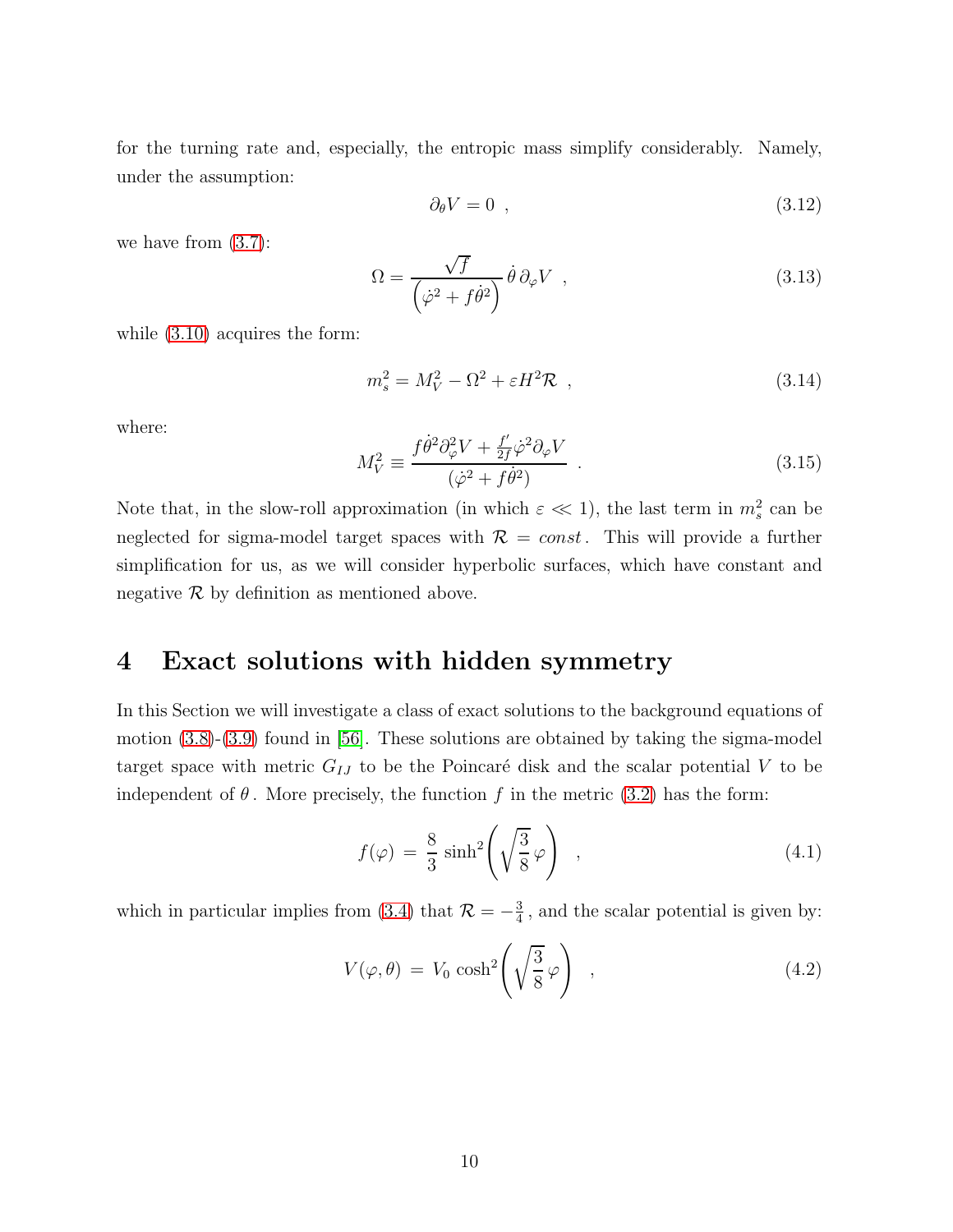for the turning rate and, especially, the entropic mass simplify considerably. Namely, under the assumption:

$$\partial_\theta V = 0 \ , \tag{3.12}$$

we have from (3.7):

$$\Omega = \frac{\sqrt{f}}{\left(\dot{\varphi}^2 + f\dot{\theta}^2\right)}\,\dot{\theta}\,\partial_\varphi V \ , \tag{3.13}$$

while (3.10) acquires the form:

$$m_s^2 = M_V^2 - \Omega^2 + \varepsilon H^2 \mathcal{R} \ , \tag{3.14}$$

where:

$$M_V^2 \equiv \frac{f\dot{\theta}^2 \partial_\varphi^2 V + \frac{f'}{2f}\dot{\varphi}^2 \partial_\varphi V}{(\dot{\varphi}^2 + f\dot{\theta}^2)} \ . \tag{3.15}$$

Note that, in the slow-roll approximation (in which $\varepsilon \ll 1$), the last term in $m_s^2$ can be neglected for sigma-model target spaces with $\mathcal{R} = const$. This will provide a further simplification for us, as we will consider hyperbolic surfaces, which have constant and negative $\mathcal{R}$ by definition as mentioned above.

# 4 Exact solutions with hidden symmetry

In this Section we will investigate a class of exact solutions to the background equations of motion (3.8)-(3.9) found in [56]. These solutions are obtained by taking the sigma-model target space with metric $G_{IJ}$ to be the Poincaré disk and the scalar potential $V$ to be independent of $\theta$. More precisely, the function $f$ in the metric (3.2) has the form:

$$f(\varphi) = \frac{8}{3}\sinh^2\!\left(\sqrt{\frac{3}{8}}\,\varphi\right) \ , \tag{4.1}$$

which in particular implies from (3.4) that $\mathcal{R} = -\frac{3}{4}$, and the scalar potential is given by:

$$V(\varphi, \theta) = V_0 \cosh^2\!\left(\sqrt{\frac{3}{8}}\,\varphi\right) \ , \tag{4.2}$$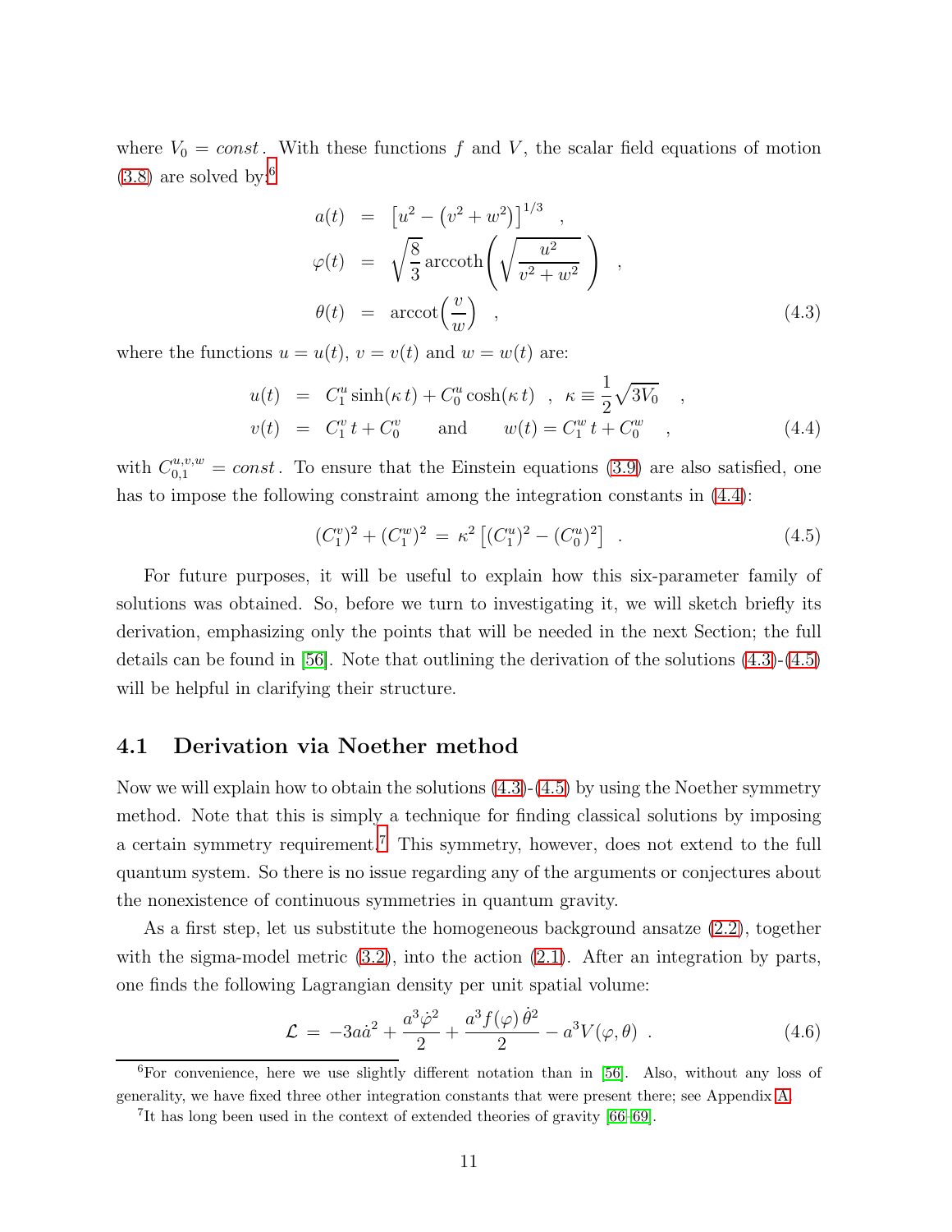where $V_0 = const$. With these functions $f$ and $V$, the scalar field equations of motion (3.8) are solved by:[6]

$$
\begin{aligned}
a(t) &= \left[u^2 - \left(v^2 + w^2\right)\right]^{1/3} \quad , \\
\varphi(t) &= \sqrt{\frac{8}{3}}\,\mathrm{arccoth}\left(\sqrt{\frac{u^2}{v^2 + w^2}}\,\right) \quad , \\
\theta(t) &= \mathrm{arccot}\left(\frac{v}{w}\right) \quad ,
\end{aligned}
\tag{4.3}
$$

where the functions $u = u(t)$, $v = v(t)$ and $w = w(t)$ are:

$$
\begin{aligned}
u(t) &= C_1^u \sinh(\kappa\, t) + C_0^u \cosh(\kappa\, t) \quad , \quad \kappa \equiv \frac{1}{2}\sqrt{3V_0} \quad , \\
v(t) &= C_1^v\, t + C_0^v \qquad \text{and} \qquad w(t) = C_1^w\, t + C_0^w \quad ,
\end{aligned}
\tag{4.4}
$$

with $C_{0,1}^{u,v,w} = const$. To ensure that the Einstein equations (3.9) are also satisfied, one has to impose the following constraint among the integration constants in (4.4):

$$
(C_1^v)^2 + (C_1^w)^2 \,=\, \kappa^2 \left[(C_1^u)^2 - (C_0^u)^2\right] \quad . \tag{4.5}
$$

For future purposes, it will be useful to explain how this six-parameter family of solutions was obtained. So, before we turn to investigating it, we will sketch briefly its derivation, emphasizing only the points that will be needed in the next Section; the full details can be found in [56]. Note that outlining the derivation of the solutions (4.3)-(4.5) will be helpful in clarifying their structure.

### 4.1 Derivation via Noether method

Now we will explain how to obtain the solutions (4.3)-(4.5) by using the Noether symmetry method. Note that this is simply a technique for finding classical solutions by imposing a certain symmetry requirement.[7] This symmetry, however, does not extend to the full quantum system. So there is no issue regarding any of the arguments or conjectures about the nonexistence of continuous symmetries in quantum gravity.

As a first step, let us substitute the homogeneous background ansatze (2.2), together with the sigma-model metric (3.2), into the action (2.1). After an integration by parts, one finds the following Lagrangian density per unit spatial volume:

$$
\mathcal{L} \,=\, -3a\dot{a}^2 + \frac{a^3\dot{\varphi}^2}{2} + \frac{a^3 f(\varphi)\,\dot{\theta}^2}{2} - a^3 V(\varphi,\theta) \quad . \tag{4.6}
$$

[6] For convenience, here we use slightly different notation than in [56]. Also, without any loss of generality, we have fixed three other integration constants that were present there; see Appendix A.

[7] It has long been used in the context of extended theories of gravity [66–69].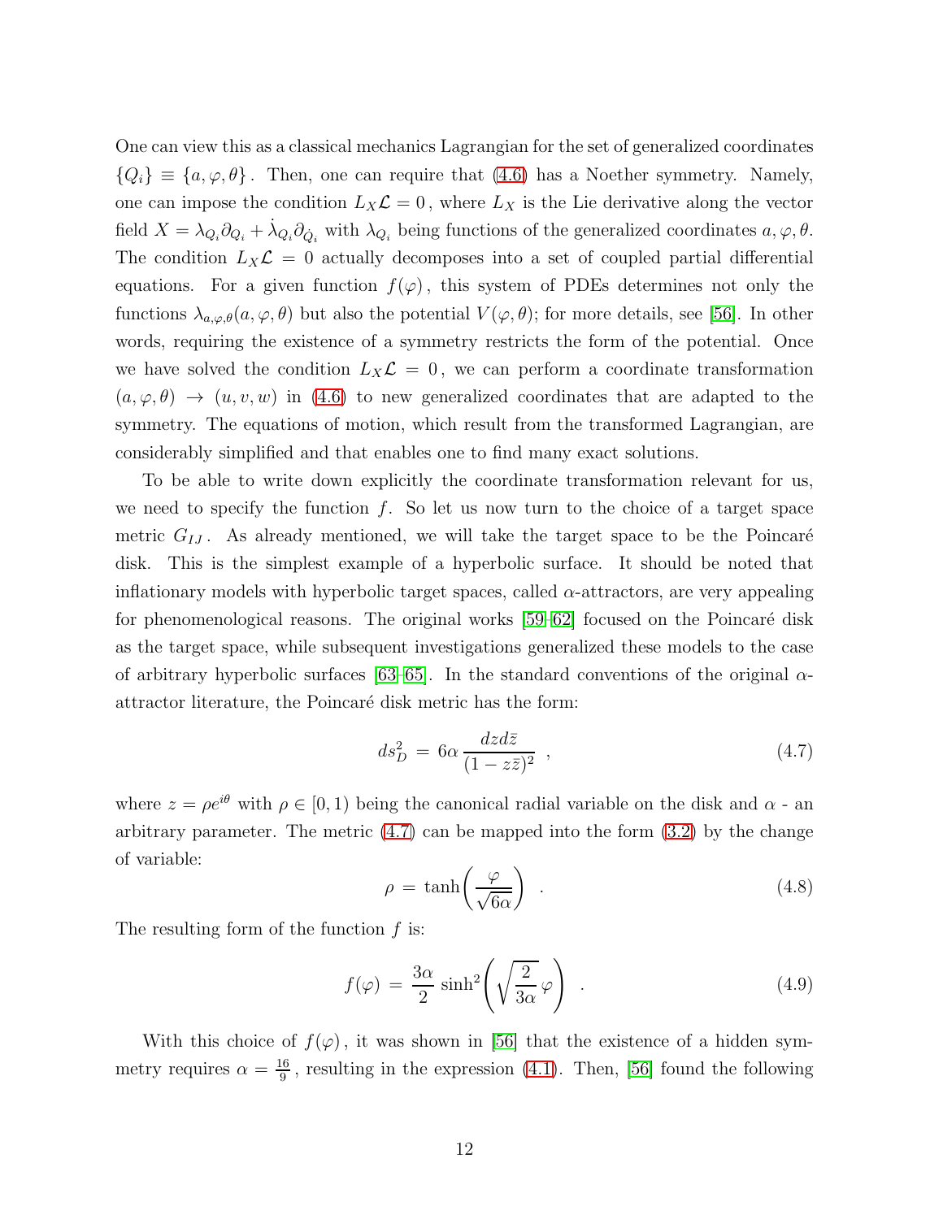One can view this as a classical mechanics Lagrangian for the set of generalized coordinates $\{Q_i\} \equiv \{a, \varphi, \theta\}$. Then, one can require that (4.6) has a Noether symmetry. Namely, one can impose the condition $L_X \mathcal{L} = 0$, where $L_X$ is the Lie derivative along the vector field $X = \lambda_{Q_i} \partial_{Q_i} + \dot{\lambda}_{Q_i} \partial_{\dot{Q}_i}$ with $\lambda_{Q_i}$ being functions of the generalized coordinates $a, \varphi, \theta$. The condition $L_X \mathcal{L} = 0$ actually decomposes into a set of coupled partial differential equations. For a given function $f(\varphi)$, this system of PDEs determines not only the functions $\lambda_{a,\varphi,\theta}(a, \varphi, \theta)$ but also the potential $V(\varphi, \theta)$; for more details, see [56]. In other words, requiring the existence of a symmetry restricts the form of the potential. Once we have solved the condition $L_X \mathcal{L} = 0$, we can perform a coordinate transformation $(a, \varphi, \theta) \rightarrow (u, v, w)$ in (4.6) to new generalized coordinates that are adapted to the symmetry. The equations of motion, which result from the transformed Lagrangian, are considerably simplified and that enables one to find many exact solutions.

To be able to write down explicitly the coordinate transformation relevant for us, we need to specify the function $f$. So let us now turn to the choice of a target space metric $G_{IJ}$. As already mentioned, we will take the target space to be the Poincaré disk. This is the simplest example of a hyperbolic surface. It should be noted that inflationary models with hyperbolic target spaces, called $\alpha$-attractors, are very appealing for phenomenological reasons. The original works [59–62] focused on the Poincaré disk as the target space, while subsequent investigations generalized these models to the case of arbitrary hyperbolic surfaces [63–65]. In the standard conventions of the original $\alpha$-attractor literature, the Poincaré disk metric has the form:

$$
ds^2_D = 6\alpha \, \frac{dz d\bar{z}}{(1 - z\bar{z})^2} \ , \tag{4.7}
$$

where $z = \rho e^{i\theta}$ with $\rho \in [0, 1)$ being the canonical radial variable on the disk and $\alpha$ - an arbitrary parameter. The metric (4.7) can be mapped into the form (3.2) by the change of variable:

$$
\rho = \tanh\!\left( \frac{\varphi}{\sqrt{6\alpha}} \right) \ . \tag{4.8}
$$

The resulting form of the function $f$ is:

$$
f(\varphi) = \frac{3\alpha}{2} \sinh^2\!\left( \sqrt{\frac{2}{3\alpha}} \, \varphi \right) \ . \tag{4.9}
$$

With this choice of $f(\varphi)$, it was shown in [56] that the existence of a hidden symmetry requires $\alpha = \frac{16}{9}$, resulting in the expression (4.1). Then, [56] found the following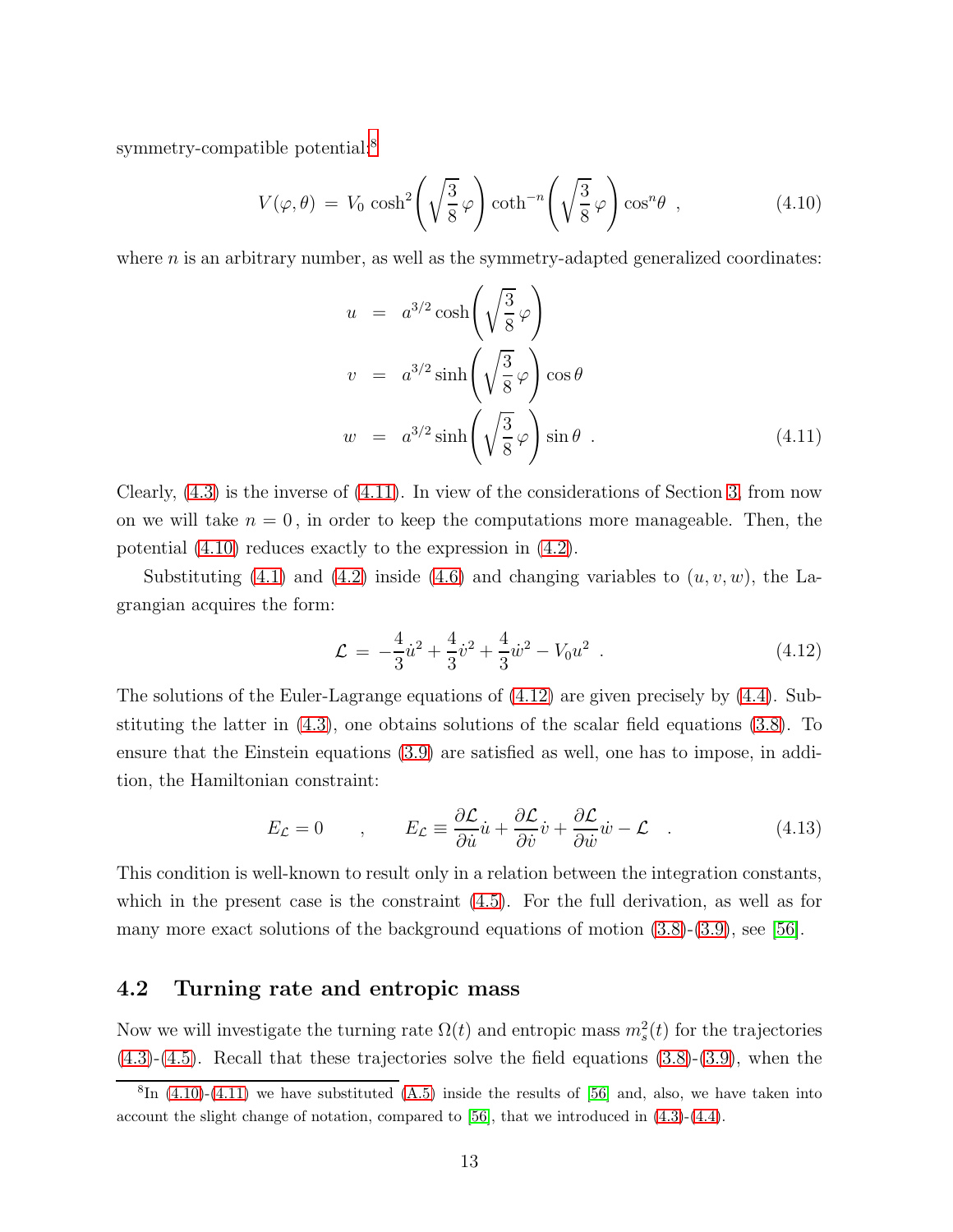symmetry-compatible potential:[8]

$$V(\varphi,\theta) \,=\, V_0 \cosh^2\!\left(\sqrt{\frac{3}{8}}\,\varphi\right) \coth^{-n}\!\left(\sqrt{\frac{3}{8}}\,\varphi\right) \cos^n\!\theta \ \ , \tag{4.10}$$

where $n$ is an arbitrary number, as well as the symmetry-adapted generalized coordinates:

$$\begin{aligned} u &= a^{3/2} \cosh\!\left(\sqrt{\frac{3}{8}}\,\varphi\right) \\ v &= a^{3/2} \sinh\!\left(\sqrt{\frac{3}{8}}\,\varphi\right) \cos\theta \\ w &= a^{3/2} \sinh\!\left(\sqrt{\frac{3}{8}}\,\varphi\right) \sin\theta \ \ . \end{aligned} \tag{4.11}$$

Clearly, (4.3) is the inverse of (4.11). In view of the considerations of Section 3, from now on we will take $n=0$, in order to keep the computations more manageable. Then, the potential (4.10) reduces exactly to the expression in (4.2).

Substituting (4.1) and (4.2) inside (4.6) and changing variables to $(u,v,w)$, the Lagrangian acquires the form:

$$\mathcal{L} \,=\, -\frac{4}{3}\dot{u}^2 + \frac{4}{3}\dot{v}^2 + \frac{4}{3}\dot{w}^2 - V_0 u^2 \ \ . \tag{4.12}$$

The solutions of the Euler-Lagrange equations of (4.12) are given precisely by (4.4). Substituting the latter in (4.3), one obtains solutions of the scalar field equations (3.8). To ensure that the Einstein equations (3.9) are satisfied as well, one has to impose, in addition, the Hamiltonian constraint:

$$E_{\mathcal{L}} = 0 \qquad , \qquad E_{\mathcal{L}} \equiv \frac{\partial \mathcal{L}}{\partial \dot{u}}\dot{u} + \frac{\partial \mathcal{L}}{\partial \dot{v}}\dot{v} + \frac{\partial \mathcal{L}}{\partial \dot{w}}\dot{w} - \mathcal{L} \quad . \tag{4.13}$$

This condition is well-known to result only in a relation between the integration constants, which in the present case is the constraint (4.5). For the full derivation, as well as for many more exact solutions of the background equations of motion (3.8)-(3.9), see [56].

## 4.2 Turning rate and entropic mass

Now we will investigate the turning rate $\Omega(t)$ and entropic mass $m_s^2(t)$ for the trajectories (4.3)-(4.5). Recall that these trajectories solve the field equations (3.8)-(3.9), when the

[8] In (4.10)-(4.11) we have substituted (A.5) inside the results of [56] and, also, we have taken into account the slight change of notation, compared to [56], that we introduced in (4.3)-(4.4).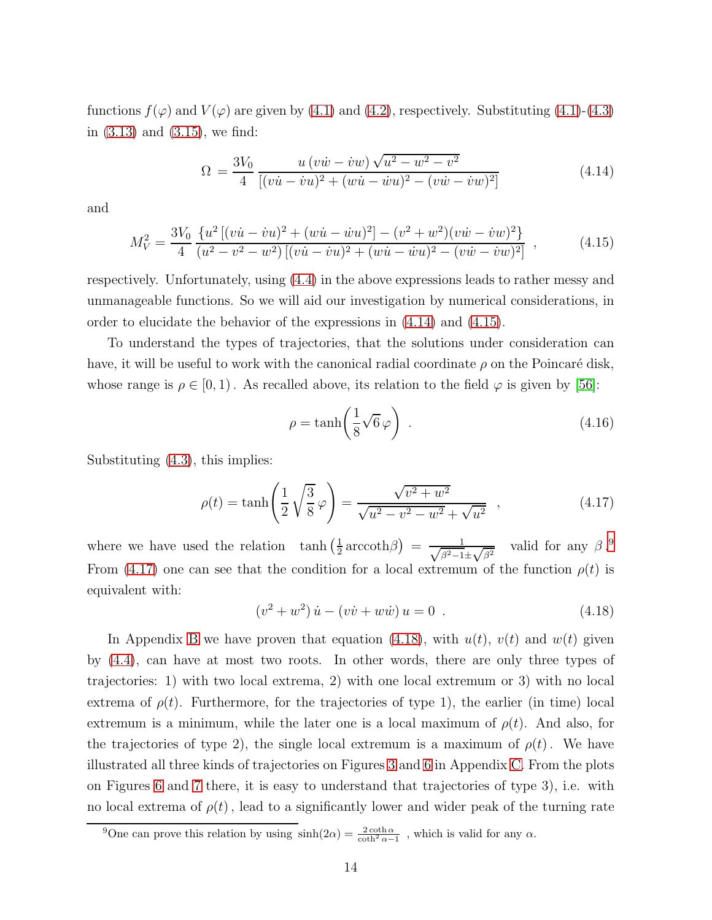functions $f(\varphi)$ and $V(\varphi)$ are given by (4.1) and (4.2), respectively. Substituting (4.1)-(4.3) in (3.13) and (3.15), we find:

$$\Omega = \frac{3V_0}{4} \frac{u\,(v\dot{w} - \dot{v}w)\,\sqrt{u^2 - w^2 - v^2}}{[(v\dot{u} - \dot{v}u)^2 + (w\dot{u} - \dot{w}u)^2 - (v\dot{w} - \dot{v}w)^2]} \tag{4.14}$$

and

$$M_V^2 = \frac{3V_0}{4} \frac{\{u^2\,[(v\dot{u} - \dot{v}u)^2 + (w\dot{u} - \dot{w}u)^2] - (v^2 + w^2)(v\dot{w} - \dot{v}w)^2\}}{(u^2 - v^2 - w^2)\,[(v\dot{u} - \dot{v}u)^2 + (w\dot{u} - \dot{w}u)^2 - (v\dot{w} - \dot{v}w)^2]} \ , \tag{4.15}$$

respectively. Unfortunately, using (4.4) in the above expressions leads to rather messy and unmanageable functions. So we will aid our investigation by numerical considerations, in order to elucidate the behavior of the expressions in (4.14) and (4.15).

To understand the types of trajectories, that the solutions under consideration can have, it will be useful to work with the canonical radial coordinate $\rho$ on the Poincaré disk, whose range is $\rho \in [0, 1)$. As recalled above, its relation to the field $\varphi$ is given by [56]:

$$\rho = \tanh\!\left(\frac{1}{8}\sqrt{6}\,\varphi\right) \ . \tag{4.16}$$

Substituting (4.3), this implies:

$$\rho(t) = \tanh\!\left(\frac{1}{2}\sqrt{\frac{3}{8}}\,\varphi\right) = \frac{\sqrt{v^2 + w^2}}{\sqrt{u^2 - v^2 - w^2} + \sqrt{u^2}} \ , \tag{4.17}$$

where we have used the relation $\tanh\left(\frac{1}{2}\,\mathrm{arccoth}\beta\right) = \frac{1}{\sqrt{\beta^2 - 1} \pm \sqrt{\beta^2}}$ valid for any $\beta$.[9] From (4.17) one can see that the condition for a local extremum of the function $\rho(t)$ is equivalent with:

$$(v^2 + w^2)\,\dot{u} - (v\dot{v} + w\dot{w})\,u = 0 \ . \tag{4.18}$$

In Appendix B we have proven that equation (4.18), with $u(t)$, $v(t)$ and $w(t)$ given by (4.4), can have at most two roots. In other words, there are only three types of trajectories: 1) with two local extrema, 2) with one local extremum or 3) with no local extrema of $\rho(t)$. Furthermore, for the trajectories of type 1), the earlier (in time) local extremum is a minimum, while the later one is a local maximum of $\rho(t)$. And also, for the trajectories of type 2), the single local extremum is a maximum of $\rho(t)$. We have illustrated all three kinds of trajectories on Figures 3 and 6 in Appendix C. From the plots on Figures 6 and 7 there, it is easy to understand that trajectories of type 3), i.e. with no local extrema of $\rho(t)$, lead to a significantly lower and wider peak of the turning rate

[9] One can prove this relation by using $\sinh(2\alpha) = \frac{2\coth\alpha}{\coth^2\alpha - 1}$ , which is valid for any $\alpha$.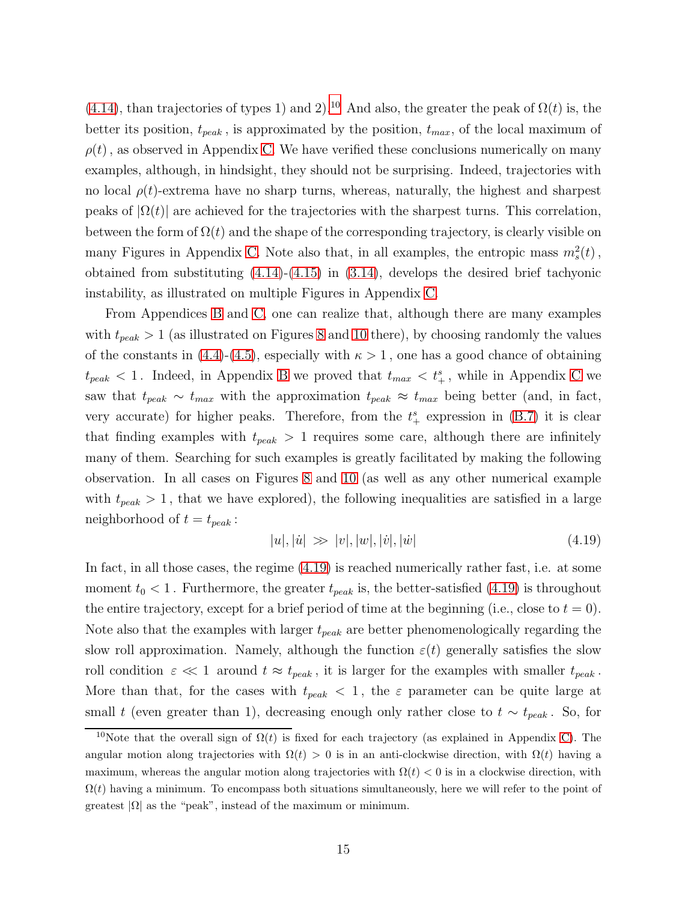(4.14), than trajectories of types 1) and 2).[10] And also, the greater the peak of $\Omega(t)$ is, the better its position, $t_{peak}$, is approximated by the position, $t_{max}$, of the local maximum of $\rho(t)$, as observed in Appendix C. We have verified these conclusions numerically on many examples, although, in hindsight, they should not be surprising. Indeed, trajectories with no local $\rho(t)$-extrema have no sharp turns, whereas, naturally, the highest and sharpest peaks of $|\Omega(t)|$ are achieved for the trajectories with the sharpest turns. This correlation, between the form of $\Omega(t)$ and the shape of the corresponding trajectory, is clearly visible on many Figures in Appendix C. Note also that, in all examples, the entropic mass $m_s^2(t)$, obtained from substituting (4.14)-(4.15) in (3.14), develops the desired brief tachyonic instability, as illustrated on multiple Figures in Appendix C.

From Appendices B and C, one can realize that, although there are many examples with $t_{peak} > 1$ (as illustrated on Figures 8 and 10 there), by choosing randomly the values of the constants in (4.4)-(4.5), especially with $\kappa > 1$, one has a good chance of obtaining $t_{peak} < 1$. Indeed, in Appendix B we proved that $t_{max} < t_+^s$, while in Appendix C we saw that $t_{peak} \sim t_{max}$ with the approximation $t_{peak} \approx t_{max}$ being better (and, in fact, very accurate) for higher peaks. Therefore, from the $t_+^s$ expression in (B.7) it is clear that finding examples with $t_{peak} > 1$ requires some care, although there are infinitely many of them. Searching for such examples is greatly facilitated by making the following observation. In all cases on Figures 8 and 10 (as well as any other numerical example with $t_{peak} > 1$, that we have explored), the following inequalities are satisfied in a large neighborhood of $t = t_{peak}$:

$$|u|, |\dot{u}| \gg |v|, |w|, |\dot{v}|, |\dot{w}| \tag{4.19}$$

In fact, in all those cases, the regime (4.19) is reached numerically rather fast, i.e. at some moment $t_0 < 1$. Furthermore, the greater $t_{peak}$ is, the better-satisfied (4.19) is throughout the entire trajectory, except for a brief period of time at the beginning (i.e., close to $t = 0$). Note also that the examples with larger $t_{peak}$ are better phenomenologically regarding the slow roll approximation. Namely, although the function $\varepsilon(t)$ generally satisfies the slow roll condition $\varepsilon \ll 1$ around $t \approx t_{peak}$, it is larger for the examples with smaller $t_{peak}$. More than that, for the cases with $t_{peak} < 1$, the $\varepsilon$ parameter can be quite large at small $t$ (even greater than 1), decreasing enough only rather close to $t \sim t_{peak}$. So, for

[10] Note that the overall sign of $\Omega(t)$ is fixed for each trajectory (as explained in Appendix C). The angular motion along trajectories with $\Omega(t) > 0$ is in an anti-clockwise direction, with $\Omega(t)$ having a maximum, whereas the angular motion along trajectories with $\Omega(t) < 0$ is in a clockwise direction, with $\Omega(t)$ having a minimum. To encompass both situations simultaneously, here we will refer to the point of greatest $|\Omega|$ as the "peak", instead of the maximum or minimum.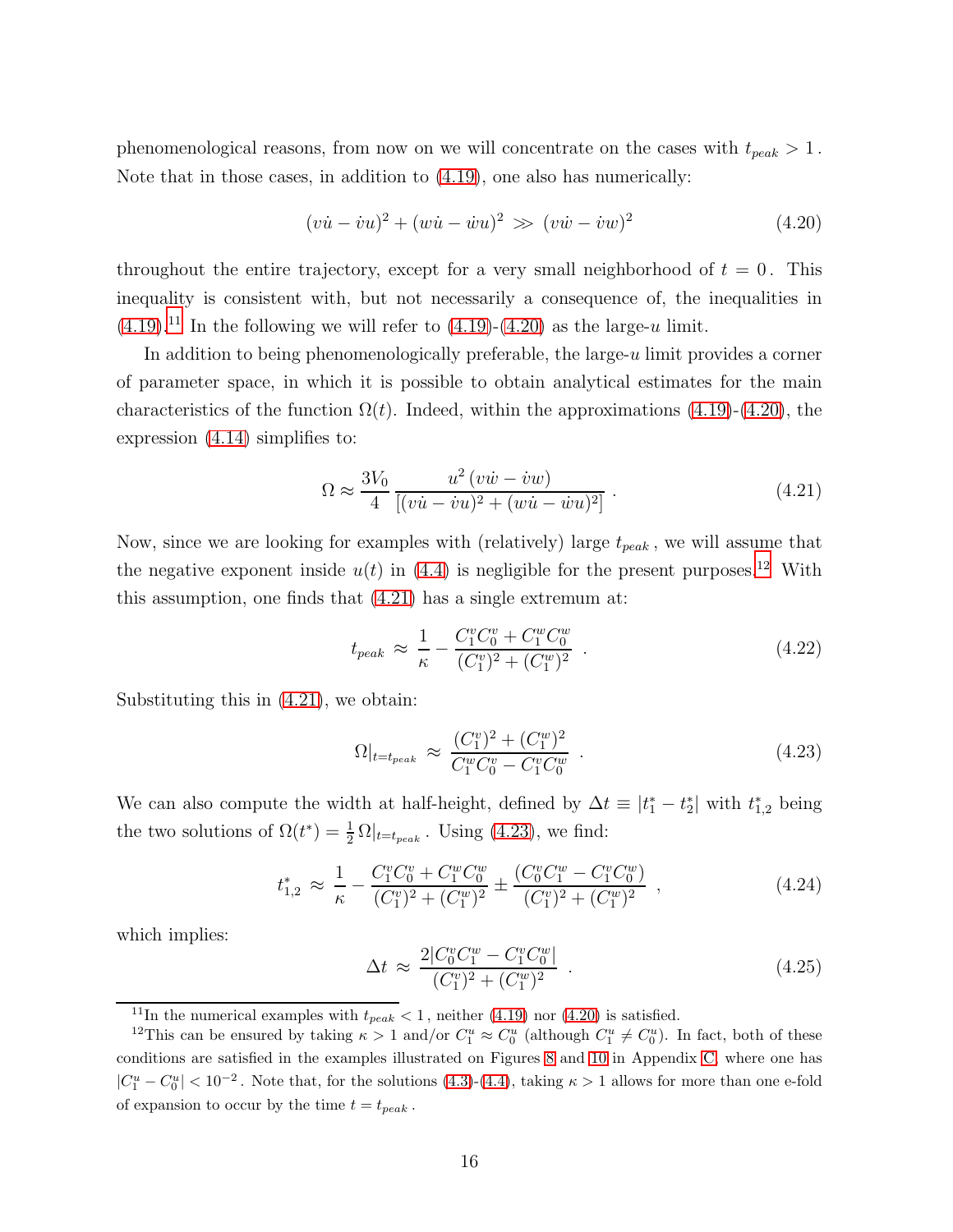phenomenological reasons, from now on we will concentrate on the cases with $t_{peak} > 1$. Note that in those cases, in addition to (4.19), one also has numerically:

$$(v\dot{u} - \dot{v}u)^2 + (w\dot{u} - \dot{w}u)^2 \gg (v\dot{w} - \dot{v}w)^2 \tag{4.20}$$

throughout the entire trajectory, except for a very small neighborhood of $t = 0$. This inequality is consistent with, but not necessarily a consequence of, the inequalities in (4.19).[11] In the following we will refer to (4.19)-(4.20) as the large-$u$ limit.

In addition to being phenomenologically preferable, the large-$u$ limit provides a corner of parameter space, in which it is possible to obtain analytical estimates for the main characteristics of the function $\Omega(t)$. Indeed, within the approximations (4.19)-(4.20), the expression (4.14) simplifies to:

$$\Omega \approx \frac{3V_0}{4} \frac{u^2\,(v\dot{w} - \dot{v}w)}{[(v\dot{u} - \dot{v}u)^2 + (w\dot{u} - \dot{w}u)^2]} \, . \tag{4.21}$$

Now, since we are looking for examples with (relatively) large $t_{peak}$, we will assume that the negative exponent inside $u(t)$ in (4.4) is negligible for the present purposes.[12] With this assumption, one finds that (4.21) has a single extremum at:

$$t_{peak} \approx \frac{1}{\kappa} - \frac{C_1^v C_0^v + C_1^w C_0^w}{(C_1^v)^2 + (C_1^w)^2} \, . \tag{4.22}$$

Substituting this in (4.21), we obtain:

$$\Omega|_{t=t_{peak}} \approx \frac{(C_1^v)^2 + (C_1^w)^2}{C_1^w C_0^v - C_1^v C_0^w} \, . \tag{4.23}$$

We can also compute the width at half-height, defined by $\Delta t \equiv |t_1^* - t_2^*|$ with $t_{1,2}^*$ being the two solutions of $\Omega(t^*) = \frac{1}{2}\,\Omega|_{t=t_{peak}}$. Using (4.23), we find:

$$t_{1,2}^* \approx \frac{1}{\kappa} - \frac{C_1^v C_0^v + C_1^w C_0^w}{(C_1^v)^2 + (C_1^w)^2} \pm \frac{(C_0^v C_1^w - C_1^v C_0^w)}{(C_1^v)^2 + (C_1^w)^2} \, , \tag{4.24}$$

which implies:

$$\Delta t \approx \frac{2|C_0^v C_1^w - C_1^v C_0^w|}{(C_1^v)^2 + (C_1^w)^2} \, . \tag{4.25}$$

---

[11] In the numerical examples with $t_{peak} < 1$, neither (4.19) nor (4.20) is satisfied.

[12] This can be ensured by taking $\kappa > 1$ and/or $C_1^u \approx C_0^u$ (although $C_1^u \neq C_0^u$). In fact, both of these conditions are satisfied in the examples illustrated on Figures 8 and 10 in Appendix C, where one has $|C_1^u - C_0^u| < 10^{-2}$. Note that, for the solutions (4.3)-(4.4), taking $\kappa > 1$ allows for more than one e-fold of expansion to occur by the time $t = t_{peak}$.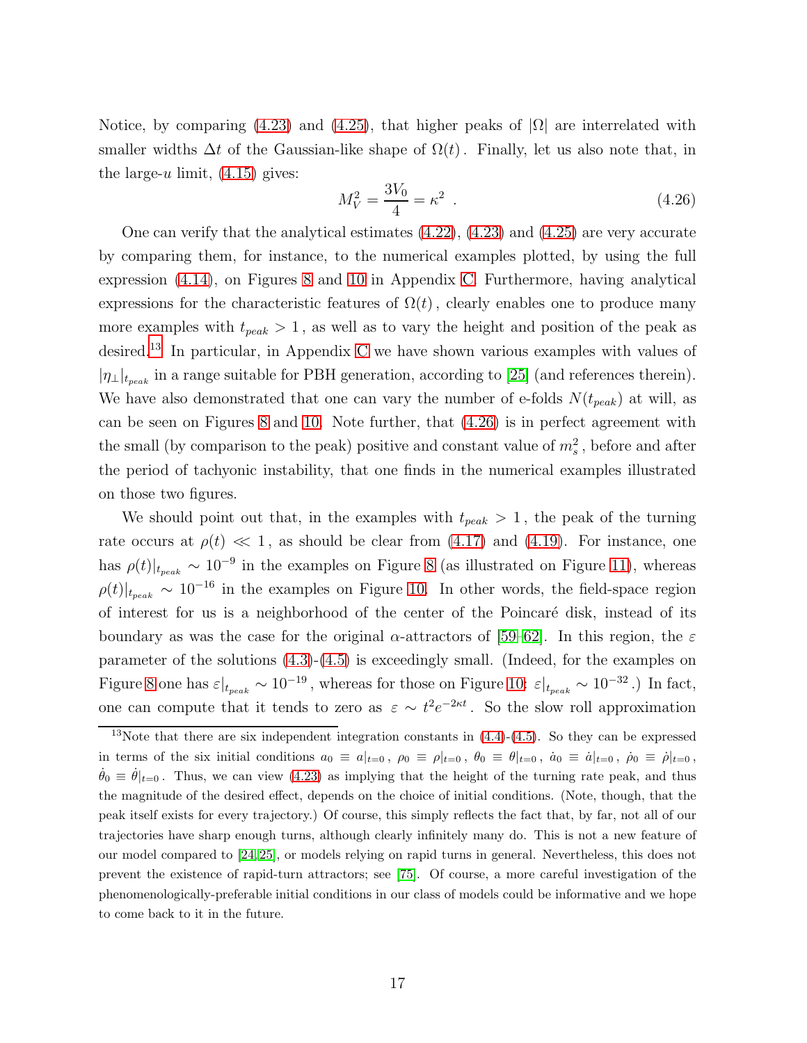Notice, by comparing (4.23) and (4.25), that higher peaks of $|\Omega|$ are interrelated with smaller widths $\Delta t$ of the Gaussian-like shape of $\Omega(t)$. Finally, let us also note that, in the large-$u$ limit, (4.15) gives:

$$M_V^2 = \frac{3V_0}{4} = \kappa^2 \ . \tag{4.26}$$

One can verify that the analytical estimates (4.22), (4.23) and (4.25) are very accurate by comparing them, for instance, to the numerical examples plotted, by using the full expression (4.14), on Figures 8 and 10 in Appendix C. Furthermore, having analytical expressions for the characteristic features of $\Omega(t)$, clearly enables one to produce many more examples with $t_{peak} > 1$, as well as to vary the height and position of the peak as desired.[13] In particular, in Appendix C we have shown various examples with values of $|\eta_\perp|_{t_{peak}}$ in a range suitable for PBH generation, according to [25] (and references therein). We have also demonstrated that one can vary the number of e-folds $N(t_{peak})$ at will, as can be seen on Figures 8 and 10. Note further, that (4.26) is in perfect agreement with the small (by comparison to the peak) positive and constant value of $m_s^2$, before and after the period of tachyonic instability, that one finds in the numerical examples illustrated on those two figures.

We should point out that, in the examples with $t_{peak} > 1$, the peak of the turning rate occurs at $\rho(t) \ll 1$, as should be clear from (4.17) and (4.19). For instance, one has $\rho(t)|_{t_{peak}} \sim 10^{-9}$ in the examples on Figure 8 (as illustrated on Figure 11), whereas $\rho(t)|_{t_{peak}} \sim 10^{-16}$ in the examples on Figure 10. In other words, the field-space region of interest for us is a neighborhood of the center of the Poincaré disk, instead of its boundary as was the case for the original $\alpha$-attractors of [59–62]. In this region, the $\varepsilon$ parameter of the solutions (4.3)-(4.5) is exceedingly small. (Indeed, for the examples on Figure 8 one has $\varepsilon|_{t_{peak}} \sim 10^{-19}$, whereas for those on Figure 10: $\varepsilon|_{t_{peak}} \sim 10^{-32}$.) In fact, one can compute that it tends to zero as $\varepsilon \sim t^2 e^{-2\kappa t}$. So the slow roll approximation

[13] Note that there are six independent integration constants in (4.4)-(4.5). So they can be expressed in terms of the six initial conditions $a_0 \equiv a|_{t=0}$, $\rho_0 \equiv \rho|_{t=0}$, $\theta_0 \equiv \theta|_{t=0}$, $\dot{a}_0 \equiv \dot{a}|_{t=0}$, $\dot{\rho}_0 \equiv \dot{\rho}|_{t=0}$, $\dot{\theta}_0 \equiv \dot{\theta}|_{t=0}$. Thus, we can view (4.23) as implying that the height of the turning rate peak, and thus the magnitude of the desired effect, depends on the choice of initial conditions. (Note, though, that the peak itself exists for every trajectory.) Of course, this simply reflects the fact that, by far, not all of our trajectories have sharp enough turns, although clearly infinitely many do. This is not a new feature of our model compared to [24,25], or models relying on rapid turns in general. Nevertheless, this does not prevent the existence of rapid-turn attractors; see [75]. Of course, a more careful investigation of the phenomenologically-preferable initial conditions in our class of models could be informative and we hope to come back to it in the future.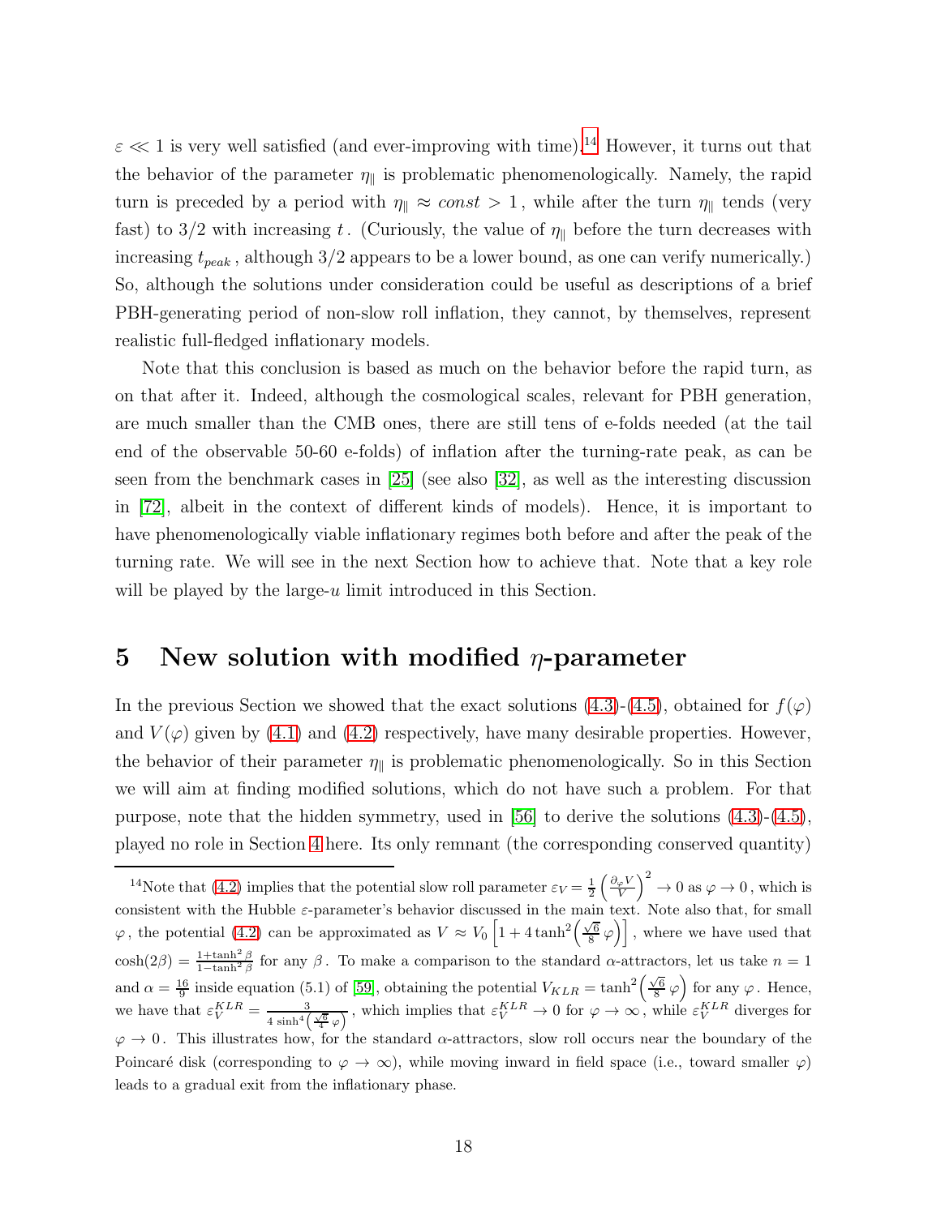$\varepsilon \ll 1$ is very well satisfied (and ever-improving with time).[14] However, it turns out that the behavior of the parameter $\eta_{\parallel}$ is problematic phenomenologically. Namely, the rapid turn is preceded by a period with $\eta_{\parallel} \approx const > 1$, while after the turn $\eta_{\parallel}$ tends (very fast) to $3/2$ with increasing $t$. (Curiously, the value of $\eta_{\parallel}$ before the turn decreases with increasing $t_{peak}$, although $3/2$ appears to be a lower bound, as one can verify numerically.) So, although the solutions under consideration could be useful as descriptions of a brief PBH-generating period of non-slow roll inflation, they cannot, by themselves, represent realistic full-fledged inflationary models.

Note that this conclusion is based as much on the behavior before the rapid turn, as on that after it. Indeed, although the cosmological scales, relevant for PBH generation, are much smaller than the CMB ones, there are still tens of e-folds needed (at the tail end of the observable 50-60 e-folds) of inflation after the turning-rate peak, as can be seen from the benchmark cases in [25] (see also [32], as well as the interesting discussion in [72], albeit in the context of different kinds of models). Hence, it is important to have phenomenologically viable inflationary regimes both before and after the peak of the turning rate. We will see in the next Section how to achieve that. Note that a key role will be played by the large-$u$ limit introduced in this Section.

## 5 New solution with modified $\eta$-parameter

In the previous Section we showed that the exact solutions (4.3)-(4.5), obtained for $f(\varphi)$ and $V(\varphi)$ given by (4.1) and (4.2) respectively, have many desirable properties. However, the behavior of their parameter $\eta_{\parallel}$ is problematic phenomenologically. So in this Section we will aim at finding modified solutions, which do not have such a problem. For that purpose, note that the hidden symmetry, used in [56] to derive the solutions (4.3)-(4.5), played no role in Section 4 here. Its only remnant (the corresponding conserved quantity)

---

[14] Note that (4.2) implies that the potential slow roll parameter $\varepsilon_V = \frac{1}{2}\left(\frac{\partial_\varphi V}{V}\right)^2 \to 0$ as $\varphi \to 0$, which is consistent with the Hubble $\varepsilon$-parameter's behavior discussed in the main text. Note also that, for small $\varphi$, the potential (4.2) can be approximated as $V \approx V_0\left[1 + 4\tanh^2\!\left(\frac{\sqrt{6}}{8}\varphi\right)\right]$, where we have used that $\cosh(2\beta) = \frac{1+\tanh^2\beta}{1-\tanh^2\beta}$ for any $\beta$. To make a comparison to the standard $\alpha$-attractors, let us take $n = 1$ and $\alpha = \frac{16}{9}$ inside equation (5.1) of [59], obtaining the potential $V_{KLR} = \tanh^2\!\left(\frac{\sqrt{6}}{8}\varphi\right)$ for any $\varphi$. Hence, we have that $\varepsilon_V^{KLR} = \frac{3}{4\sinh^4\left(\frac{\sqrt{6}}{4}\varphi\right)}$, which implies that $\varepsilon_V^{KLR} \to 0$ for $\varphi \to \infty$, while $\varepsilon_V^{KLR}$ diverges for $\varphi \to 0$. This illustrates how, for the standard $\alpha$-attractors, slow roll occurs near the boundary of the Poincaré disk (corresponding to $\varphi \to \infty$), while moving inward in field space (i.e., toward smaller $\varphi$) leads to a gradual exit from the inflationary phase.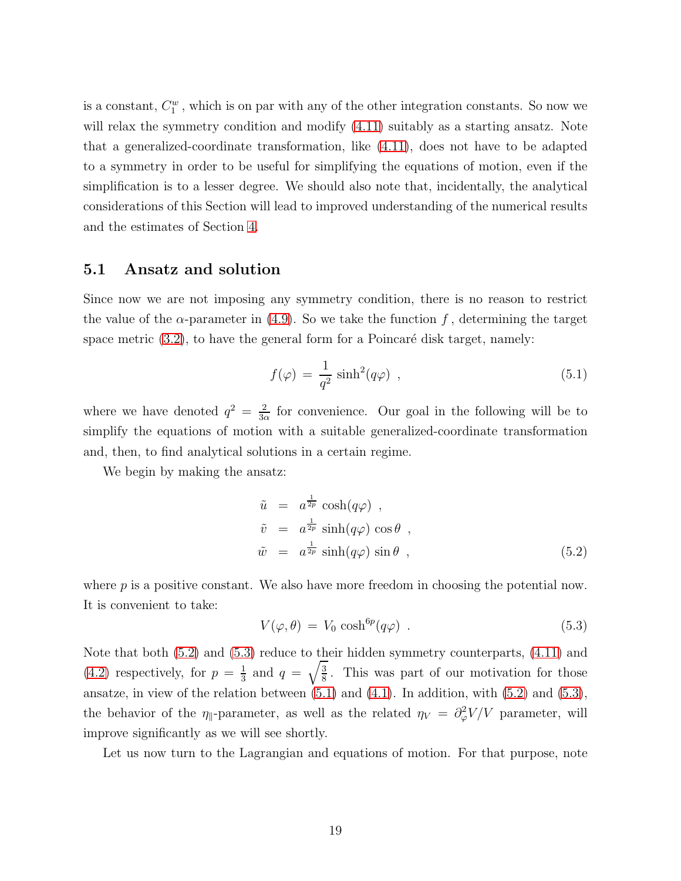is a constant, $C_1^w$ , which is on par with any of the other integration constants. So now we will relax the symmetry condition and modify (4.11) suitably as a starting ansatz. Note that a generalized-coordinate transformation, like (4.11), does not have to be adapted to a symmetry in order to be useful for simplifying the equations of motion, even if the simplification is to a lesser degree. We should also note that, incidentally, the analytical considerations of this Section will lead to improved understanding of the numerical results and the estimates of Section 4.

## 5.1 Ansatz and solution

Since now we are not imposing any symmetry condition, there is no reason to restrict the value of the $\alpha$-parameter in (4.9). So we take the function $f$ , determining the target space metric (3.2), to have the general form for a Poincaré disk target, namely:

$$f(\varphi) \,=\, \frac{1}{q^2} \sinh^2(q\varphi) \;\;, \tag{5.1}$$

where we have denoted $q^2 = \frac{2}{3\alpha}$ for convenience. Our goal in the following will be to simplify the equations of motion with a suitable generalized-coordinate transformation and, then, to find analytical solutions in a certain regime.

We begin by making the ansatz:

$$\begin{aligned}
\tilde{u} &= a^{\frac{1}{2p}} \cosh(q\varphi) \;\;, \\
\tilde{v} &= a^{\frac{1}{2p}} \sinh(q\varphi) \cos\theta \;\;, \\
\tilde{w} &= a^{\frac{1}{2p}} \sinh(q\varphi) \sin\theta \;\;,
\end{aligned} \tag{5.2}$$

where $p$ is a positive constant. We also have more freedom in choosing the potential now. It is convenient to take:

$$V(\varphi,\theta) \,=\, V_0 \cosh^{6p}(q\varphi) \;\;. \tag{5.3}$$

Note that both (5.2) and (5.3) reduce to their hidden symmetry counterparts, (4.11) and (4.2) respectively, for $p = \frac{1}{3}$ and $q = \sqrt{\frac{3}{8}}$ . This was part of our motivation for those ansatze, in view of the relation between (5.1) and (4.1). In addition, with (5.2) and (5.3), the behavior of the $\eta_{\parallel}$-parameter, as well as the related $\eta_V = \partial_\varphi^2 V/V$ parameter, will improve significantly as we will see shortly.

Let us now turn to the Lagrangian and equations of motion. For that purpose, note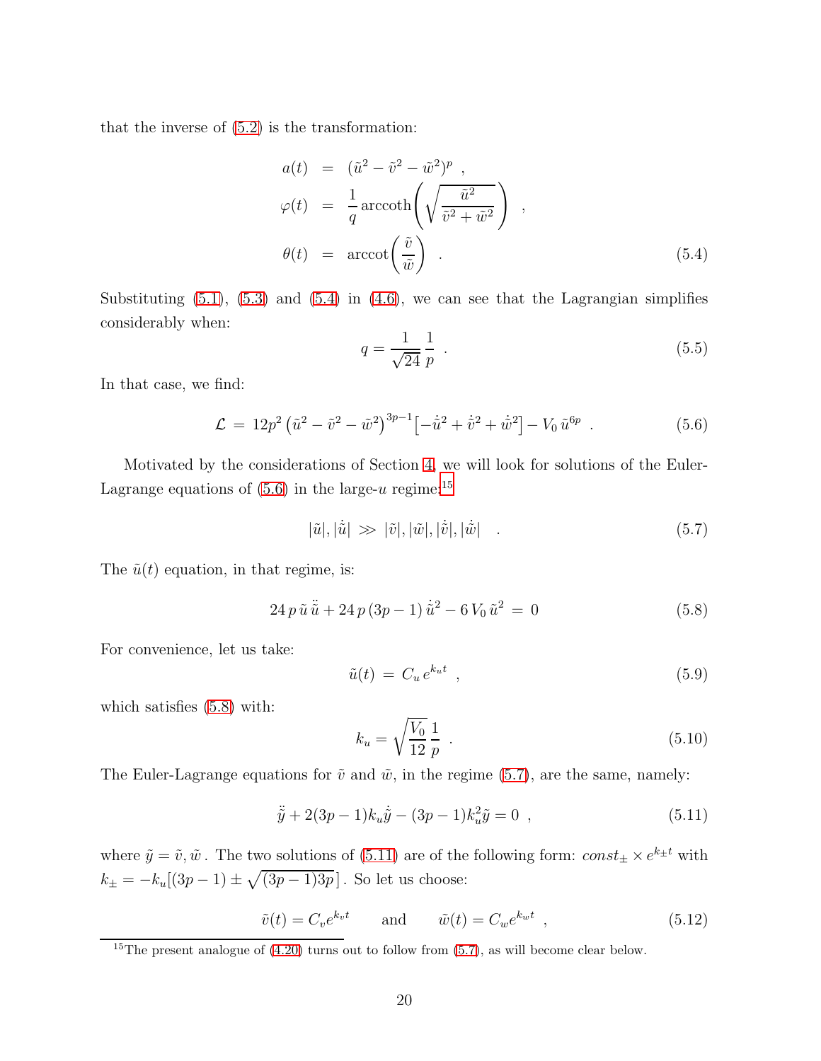that the inverse of (5.2) is the transformation:

$$
\begin{aligned}
a(t) &= (\tilde{u}^2 - \tilde{v}^2 - \tilde{w}^2)^p \ , \\
\varphi(t) &= \frac{1}{q} \, \mathrm{arccoth}\left( \sqrt{\frac{\tilde{u}^2}{\tilde{v}^2 + \tilde{w}^2}} \right) \ , \\
\theta(t) &= \mathrm{arccot}\left( \frac{\tilde{v}}{\tilde{w}} \right) \ .
\end{aligned}
\tag{5.4}
$$

Substituting (5.1), (5.3) and (5.4) in (4.6), we can see that the Lagrangian simplifies considerably when:

$$
q = \frac{1}{\sqrt{24}} \, \frac{1}{p} \ . \tag{5.5}
$$

In that case, we find:

$$
\mathcal{L} \, = \, 12 p^2 \left( \tilde{u}^2 - \tilde{v}^2 - \tilde{w}^2 \right)^{3p-1} \left[ -\dot{\tilde{u}}^2 + \dot{\tilde{v}}^2 + \dot{\tilde{w}}^2 \right] - V_0 \, \tilde{u}^{6p} \ . \tag{5.6}
$$

Motivated by the considerations of Section 4, we will look for solutions of the Euler-Lagrange equations of (5.6) in the large-$u$ regime:[15]

$$
|\tilde{u}|, |\dot{\tilde{u}}| \, \gg \, |\tilde{v}|, |\tilde{w}|, |\dot{\tilde{v}}|, |\dot{\tilde{w}}| \ . \tag{5.7}
$$

The $\tilde{u}(t)$ equation, in that regime, is:

$$
24 \, p \, \tilde{u} \, \ddot{\tilde{u}} + 24 \, p \, (3p-1) \, \dot{\tilde{u}}^2 - 6 \, V_0 \, \tilde{u}^2 \, = \, 0 \tag{5.8}
$$

For convenience, let us take:

$$
\tilde{u}(t) \, = \, C_u \, e^{k_u t} \ , \tag{5.9}
$$

which satisfies (5.8) with:

$$
k_u = \sqrt{\frac{V_0}{12}} \, \frac{1}{p} \ . \tag{5.10}
$$

The Euler-Lagrange equations for $\tilde{v}$ and $\tilde{w}$, in the regime (5.7), are the same, namely:

$$
\ddot{\tilde{y}} + 2(3p-1) k_u \dot{\tilde{y}} - (3p-1) k_u^2 \tilde{y} = 0 \ , \tag{5.11}
$$

where $\tilde{y} = \tilde{v}, \tilde{w}$. The two solutions of (5.11) are of the following form: $const_{\pm} \times e^{k_{\pm} t}$ with $k_{\pm} = -k_u [(3p-1) \pm \sqrt{(3p-1)3p}\,]$. So let us choose:

$$
\tilde{v}(t) = C_v e^{k_v t} \qquad \text{and} \qquad \tilde{w}(t) = C_w e^{k_w t} \ , \tag{5.12}
$$

[15] The present analogue of (4.20) turns out to follow from (5.7), as will become clear below.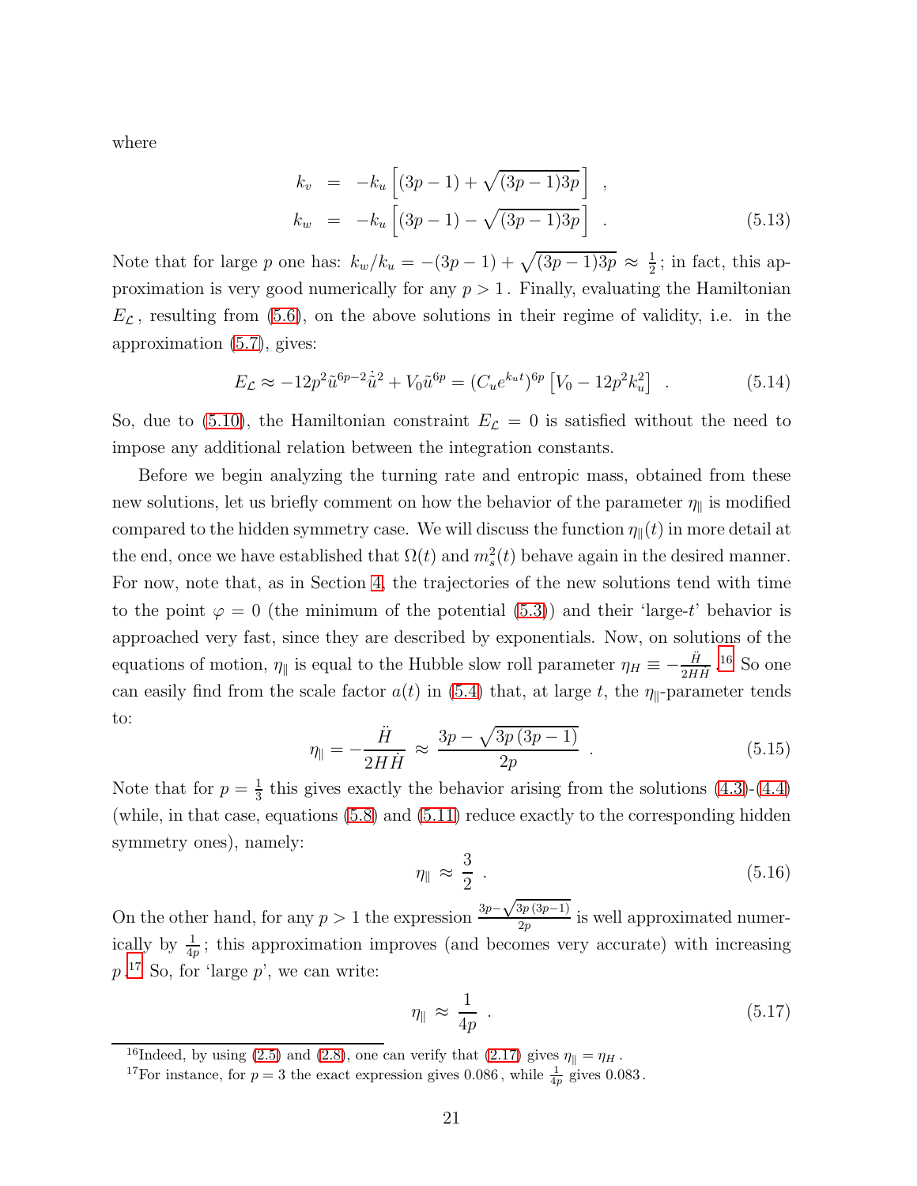where

$$
\begin{aligned}
k_v &= -k_u \left[ (3p-1) + \sqrt{(3p-1)3p} \right] \quad , \\
k_w &= -k_u \left[ (3p-1) - \sqrt{(3p-1)3p} \right] \quad . 
\end{aligned} \tag{5.13}
$$

Note that for large $p$ one has: $k_w/k_u = -(3p-1) + \sqrt{(3p-1)3p} \approx \frac{1}{2}$; in fact, this approximation is very good numerically for any $p > 1$. Finally, evaluating the Hamiltonian $E_{\mathcal{L}}$, resulting from (5.6), on the above solutions in their regime of validity, i.e. in the approximation (5.7), gives:

$$
E_{\mathcal{L}} \approx -12p^2 \tilde{u}^{6p-2} \dot{\tilde{u}}^2 + V_0 \tilde{u}^{6p} = (C_u e^{k_u t})^{6p} \left[ V_0 - 12p^2 k_u^2 \right] \quad . \tag{5.14}
$$

So, due to (5.10), the Hamiltonian constraint $E_{\mathcal{L}} = 0$ is satisfied without the need to impose any additional relation between the integration constants.

Before we begin analyzing the turning rate and entropic mass, obtained from these new solutions, let us briefly comment on how the behavior of the parameter $\eta_\parallel$ is modified compared to the hidden symmetry case. We will discuss the function $\eta_\parallel(t)$ in more detail at the end, once we have established that $\Omega(t)$ and $m_s^2(t)$ behave again in the desired manner. For now, note that, as in Section 4, the trajectories of the new solutions tend with time to the point $\varphi = 0$ (the minimum of the potential (5.3)) and their 'large-$t$' behavior is approached very fast, since they are described by exponentials. Now, on solutions of the equations of motion, $\eta_\parallel$ is equal to the Hubble slow roll parameter $\eta_H \equiv -\frac{\ddot{H}}{2H\dot{H}}$.[16] So one can easily find from the scale factor $a(t)$ in (5.4) that, at large $t$, the $\eta_\parallel$-parameter tends to:

$$
\eta_\parallel = -\frac{\ddot{H}}{2H\dot{H}} \approx \frac{3p - \sqrt{3p\,(3p-1)}}{2p} \quad . \tag{5.15}
$$

Note that for $p = \frac{1}{3}$ this gives exactly the behavior arising from the solutions (4.3)-(4.4) (while, in that case, equations (5.8) and (5.11) reduce exactly to the corresponding hidden symmetry ones), namely:

$$
\eta_\parallel \approx \frac{3}{2} \quad . \tag{5.16}
$$

On the other hand, for any $p > 1$ the expression $\frac{3p - \sqrt{3p\,(3p-1)}}{2p}$ is well approximated numerically by $\frac{1}{4p}$; this approximation improves (and becomes very accurate) with increasing $p$.[17] So, for 'large $p$', we can write:

$$
\eta_\parallel \approx \frac{1}{4p} \quad . \tag{5.17}
$$

[16] Indeed, by using (2.5) and (2.8), one can verify that (2.17) gives $\eta_\parallel = \eta_H$.

[17] For instance, for $p = 3$ the exact expression gives $0.086$, while $\frac{1}{4p}$ gives $0.083$.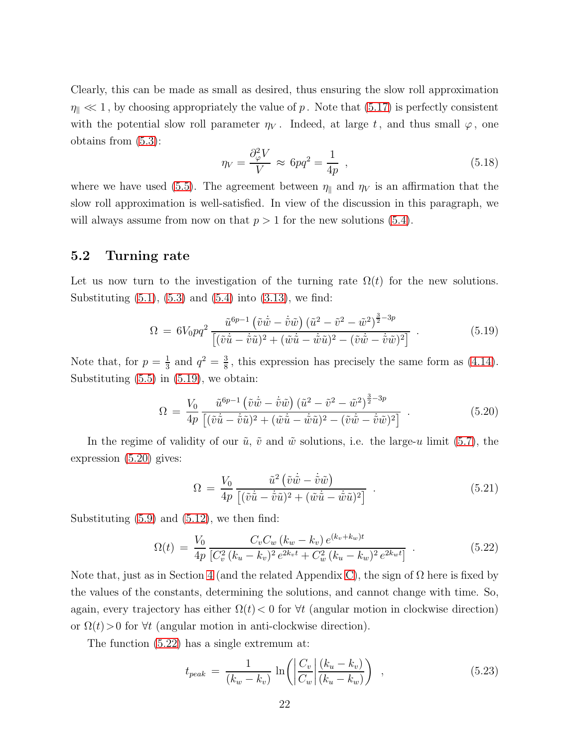Clearly, this can be made as small as desired, thus ensuring the slow roll approximation $\eta_{\parallel} \ll 1$, by choosing appropriately the value of $p$. Note that (5.17) is perfectly consistent with the potential slow roll parameter $\eta_V$. Indeed, at large $t$, and thus small $\varphi$, one obtains from (5.3):

$$\eta_V = \frac{\partial_\varphi^2 V}{V} \approx 6pq^2 = \frac{1}{4p} \ , \tag{5.18}$$

where we have used (5.5). The agreement between $\eta_{\parallel}$ and $\eta_V$ is an affirmation that the slow roll approximation is well-satisfied. In view of the discussion in this paragraph, we will always assume from now on that $p > 1$ for the new solutions (5.4).

## 5.2 Turning rate

Let us now turn to the investigation of the turning rate $\Omega(t)$ for the new solutions. Substituting (5.1), (5.3) and (5.4) into (3.13), we find:

$$\Omega = 6V_0 pq^2 \frac{\tilde{u}^{6p-1}\left(\tilde{v}\dot{\tilde{w}} - \dot{\tilde{v}}\tilde{w}\right)\left(\tilde{u}^2 - \tilde{v}^2 - \tilde{w}^2\right)^{\frac{3}{2}-3p}}{\left[(\tilde{v}\dot{\tilde{u}} - \dot{\tilde{v}}\tilde{u})^2 + (\tilde{w}\dot{\tilde{u}} - \dot{\tilde{w}}\tilde{u})^2 - (\tilde{v}\dot{\tilde{w}} - \dot{\tilde{v}}\tilde{w})^2\right]} \ . \tag{5.19}$$

Note that, for $p = \frac{1}{3}$ and $q^2 = \frac{3}{8}$, this expression has precisely the same form as (4.14). Substituting (5.5) in (5.19), we obtain:

$$\Omega = \frac{V_0}{4p} \frac{\tilde{u}^{6p-1}\left(\tilde{v}\dot{\tilde{w}} - \dot{\tilde{v}}\tilde{w}\right)\left(\tilde{u}^2 - \tilde{v}^2 - \tilde{w}^2\right)^{\frac{3}{2}-3p}}{\left[(\tilde{v}\dot{\tilde{u}} - \dot{\tilde{v}}\tilde{u})^2 + (\tilde{w}\dot{\tilde{u}} - \dot{\tilde{w}}\tilde{u})^2 - (\tilde{v}\dot{\tilde{w}} - \dot{\tilde{v}}\tilde{w})^2\right]} \ . \tag{5.20}$$

In the regime of validity of our $\tilde{u}$, $\tilde{v}$ and $\tilde{w}$ solutions, i.e. the large-$u$ limit (5.7), the expression (5.20) gives:

$$\Omega = \frac{V_0}{4p} \frac{\tilde{u}^2\left(\tilde{v}\dot{\tilde{w}} - \dot{\tilde{v}}\tilde{w}\right)}{\left[(\tilde{v}\dot{\tilde{u}} - \dot{\tilde{v}}\tilde{u})^2 + (\tilde{w}\dot{\tilde{u}} - \dot{\tilde{w}}\tilde{u})^2\right]} \ . \tag{5.21}$$

Substituting (5.9) and (5.12), we then find:

$$\Omega(t) = \frac{V_0}{4p} \frac{C_v C_w\,(k_w - k_v)\,e^{(k_v + k_w)t}}{\left[C_v^2\,(k_u - k_v)^2\,e^{2k_v t} + C_w^2\,(k_u - k_w)^2\,e^{2k_w t}\right]} \ . \tag{5.22}$$

Note that, just as in Section 4 (and the related Appendix C), the sign of $\Omega$ here is fixed by the values of the constants, determining the solutions, and cannot change with time. So, again, every trajectory has either $\Omega(t) < 0$ for $\forall t$ (angular motion in clockwise direction) or $\Omega(t) > 0$ for $\forall t$ (angular motion in anti-clockwise direction).

The function (5.22) has a single extremum at:

$$t_{peak} = \frac{1}{(k_w - k_v)} \ln\!\left(\left|\frac{C_v}{C_w}\right| \frac{(k_u - k_v)}{(k_u - k_w)}\right) \ , \tag{5.23}$$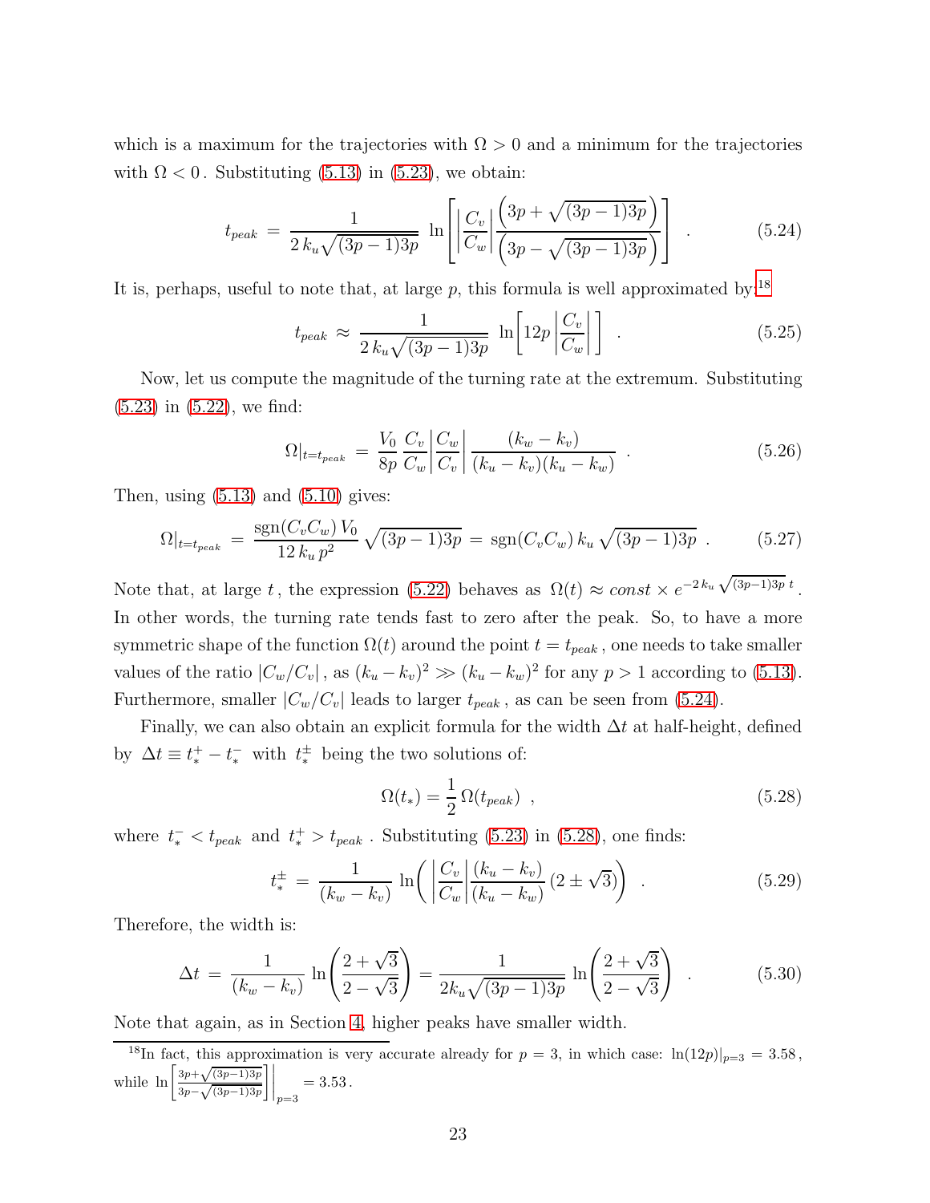which is a maximum for the trajectories with $\Omega > 0$ and a minimum for the trajectories with $\Omega < 0$. Substituting (5.13) in (5.23), we obtain:

$$t_{peak} \; = \; \frac{1}{2\, k_u \sqrt{(3p-1)3p}} \; \ln\!\left[ \left| \frac{C_v}{C_w} \right| \frac{\left( 3p + \sqrt{(3p-1)3p} \right)}{\left( 3p - \sqrt{(3p-1)3p} \right)} \right] \; . \tag{5.24}$$

It is, perhaps, useful to note that, at large $p$, this formula is well approximated by:[18]

$$t_{peak} \; \approx \; \frac{1}{2\, k_u \sqrt{(3p-1)3p}} \; \ln\!\left[ 12p \left| \frac{C_v}{C_w} \right| \right] \; . \tag{5.25}$$

Now, let us compute the magnitude of the turning rate at the extremum. Substituting (5.23) in (5.22), we find:

$$\Omega|_{t=t_{peak}} \; = \; \frac{V_0}{8p} \, \frac{C_v}{C_w} \left| \frac{C_w}{C_v} \right| \frac{(k_w - k_v)}{(k_u - k_v)(k_u - k_w)} \; . \tag{5.26}$$

Then, using (5.13) and (5.10) gives:

$$\Omega|_{t=t_{peak}} \; = \; \frac{\mathrm{sgn}(C_v C_w)\, V_0}{12\, k_u\, p^2} \sqrt{(3p-1)3p} \; = \; \mathrm{sgn}(C_v C_w)\, k_u \sqrt{(3p-1)3p} \; . \tag{5.27}$$

Note that, at large $t$, the expression (5.22) behaves as $\Omega(t) \approx const \times e^{-2\, k_u \sqrt{(3p-1)3p}\; t}$. In other words, the turning rate tends fast to zero after the peak. So, to have a more symmetric shape of the function $\Omega(t)$ around the point $t = t_{peak}$, one needs to take smaller values of the ratio $|C_w/C_v|$, as $(k_u - k_v)^2 \gg (k_u - k_w)^2$ for any $p > 1$ according to (5.13). Furthermore, smaller $|C_w/C_v|$ leads to larger $t_{peak}$, as can be seen from (5.24).

Finally, we can also obtain an explicit formula for the width $\Delta t$ at half-height, defined by $\Delta t \equiv t_*^+ - t_*^-$ with $t_*^\pm$ being the two solutions of:

$$\Omega(t_*) = \frac{1}{2}\, \Omega(t_{peak}) \; , \tag{5.28}$$

where $t_*^- < t_{peak}$ and $t_*^+ > t_{peak}$. Substituting (5.23) in (5.28), one finds:

$$t_*^\pm \; = \; \frac{1}{(k_w - k_v)} \; \ln\!\left( \left| \frac{C_v}{C_w} \right| \frac{(k_u - k_v)}{(k_u - k_w)} \, (2 \pm \sqrt{3}) \right) \; . \tag{5.29}$$

Therefore, the width is:

$$\Delta t \; = \; \frac{1}{(k_w - k_v)} \, \ln\!\left( \frac{2 + \sqrt{3}}{2 - \sqrt{3}} \right) = \frac{1}{2k_u \sqrt{(3p-1)3p}} \, \ln\!\left( \frac{2 + \sqrt{3}}{2 - \sqrt{3}} \right) \; . \tag{5.30}$$

Note that again, as in Section 4, higher peaks have smaller width.

---

[18] In fact, this approximation is very accurate already for $p = 3$, in which case: $\ln(12p)|_{p=3} = 3.58$, while $\ln\left[ \frac{3p + \sqrt{(3p-1)3p}}{3p - \sqrt{(3p-1)3p}} \right] \Big|_{p=3} = 3.53$.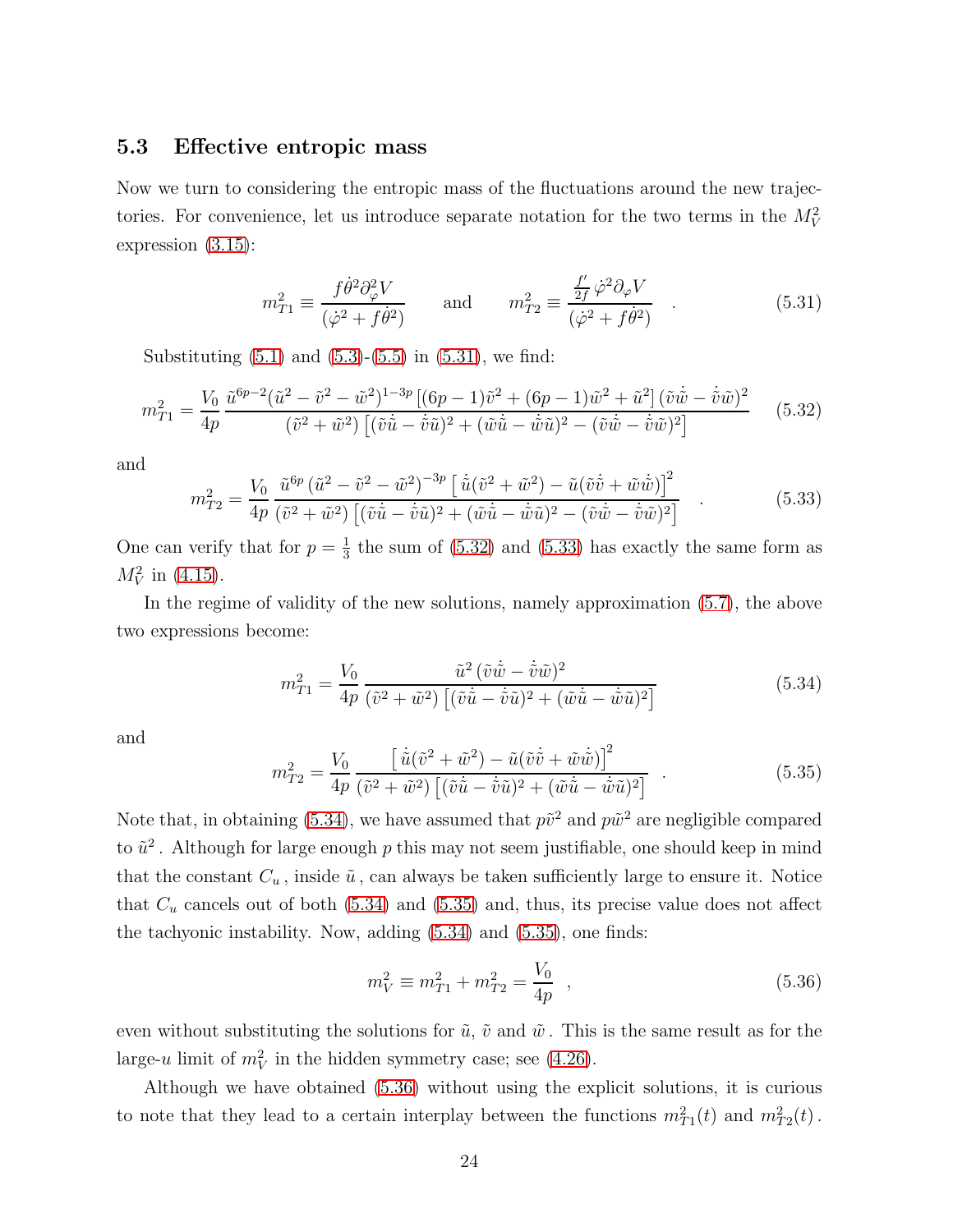### 5.3 Effective entropic mass

Now we turn to considering the entropic mass of the fluctuations around the new trajectories. For convenience, let us introduce separate notation for the two terms in the $M_V^2$ expression (3.15):

$$
m_{T1}^2 \equiv \frac{f\dot{\theta}^2 \partial_\varphi^2 V}{(\dot{\varphi}^2 + f\dot{\theta}^2)} \qquad \text{and} \qquad m_{T2}^2 \equiv \frac{\frac{f'}{2f}\,\dot{\varphi}^2 \partial_\varphi V}{(\dot{\varphi}^2 + f\dot{\theta}^2)} \quad . \tag{5.31}
$$

Substituting (5.1) and (5.3)-(5.5) in (5.31), we find:

$$
m_{T1}^2 = \frac{V_0}{4p}\, \frac{\tilde{u}^{6p-2}(\tilde{u}^2 - \tilde{v}^2 - \tilde{w}^2)^{1-3p}\left[(6p-1)\tilde{v}^2 + (6p-1)\tilde{w}^2 + \tilde{u}^2\right](\tilde{v}\dot{\tilde{w}} - \dot{\tilde{v}}\tilde{w})^2}{(\tilde{v}^2 + \tilde{w}^2)\left[(\tilde{v}\dot{\tilde{u}} - \dot{\tilde{v}}\tilde{u})^2 + (\tilde{w}\dot{\tilde{u}} - \dot{\tilde{w}}\tilde{u})^2 - (\tilde{v}\dot{\tilde{w}} - \dot{\tilde{v}}\tilde{w})^2\right]} \tag{5.32}
$$

and

$$
m_{T2}^2 = \frac{V_0}{4p}\, \frac{\tilde{u}^{6p}\,(\tilde{u}^2 - \tilde{v}^2 - \tilde{w}^2)^{-3p}\left[\,\dot{\tilde{u}}(\tilde{v}^2 + \tilde{w}^2) - \tilde{u}(\tilde{v}\dot{\tilde{v}} + \tilde{w}\dot{\tilde{w}})\right]^2}{(\tilde{v}^2 + \tilde{w}^2)\left[(\tilde{v}\dot{\tilde{u}} - \dot{\tilde{v}}\tilde{u})^2 + (\tilde{w}\dot{\tilde{u}} - \dot{\tilde{w}}\tilde{u})^2 - (\tilde{v}\dot{\tilde{w}} - \dot{\tilde{v}}\tilde{w})^2\right]} \quad . \tag{5.33}
$$

One can verify that for $p = \frac{1}{3}$ the sum of (5.32) and (5.33) has exactly the same form as $M_V^2$ in (4.15).

In the regime of validity of the new solutions, namely approximation (5.7), the above two expressions become:

$$
m_{T1}^2 = \frac{V_0}{4p}\, \frac{\tilde{u}^2\,(\tilde{v}\dot{\tilde{w}} - \dot{\tilde{v}}\tilde{w})^2}{(\tilde{v}^2 + \tilde{w}^2)\left[(\tilde{v}\dot{\tilde{u}} - \dot{\tilde{v}}\tilde{u})^2 + (\tilde{w}\dot{\tilde{u}} - \dot{\tilde{w}}\tilde{u})^2\right]} \tag{5.34}
$$

and

$$
m_{T2}^2 = \frac{V_0}{4p}\, \frac{\left[\,\dot{\tilde{u}}(\tilde{v}^2 + \tilde{w}^2) - \tilde{u}(\tilde{v}\dot{\tilde{v}} + \tilde{w}\dot{\tilde{w}})\right]^2}{(\tilde{v}^2 + \tilde{w}^2)\left[(\tilde{v}\dot{\tilde{u}} - \dot{\tilde{v}}\tilde{u})^2 + (\tilde{w}\dot{\tilde{u}} - \dot{\tilde{w}}\tilde{u})^2\right]} \quad . \tag{5.35}
$$

Note that, in obtaining (5.34), we have assumed that $p\tilde{v}^2$ and $p\tilde{w}^2$ are negligible compared to $\tilde{u}^2$. Although for large enough $p$ this may not seem justifiable, one should keep in mind that the constant $C_u$, inside $\tilde{u}$, can always be taken sufficiently large to ensure it. Notice that $C_u$ cancels out of both (5.34) and (5.35) and, thus, its precise value does not affect the tachyonic instability. Now, adding (5.34) and (5.35), one finds:

$$
m_V^2 \equiv m_{T1}^2 + m_{T2}^2 = \frac{V_0}{4p} \quad , \tag{5.36}
$$

even without substituting the solutions for $\tilde{u}$, $\tilde{v}$ and $\tilde{w}$. This is the same result as for the large-$u$ limit of $m_V^2$ in the hidden symmetry case; see (4.26).

Although we have obtained (5.36) without using the explicit solutions, it is curious to note that they lead to a certain interplay between the functions $m_{T1}^2(t)$ and $m_{T2}^2(t)$.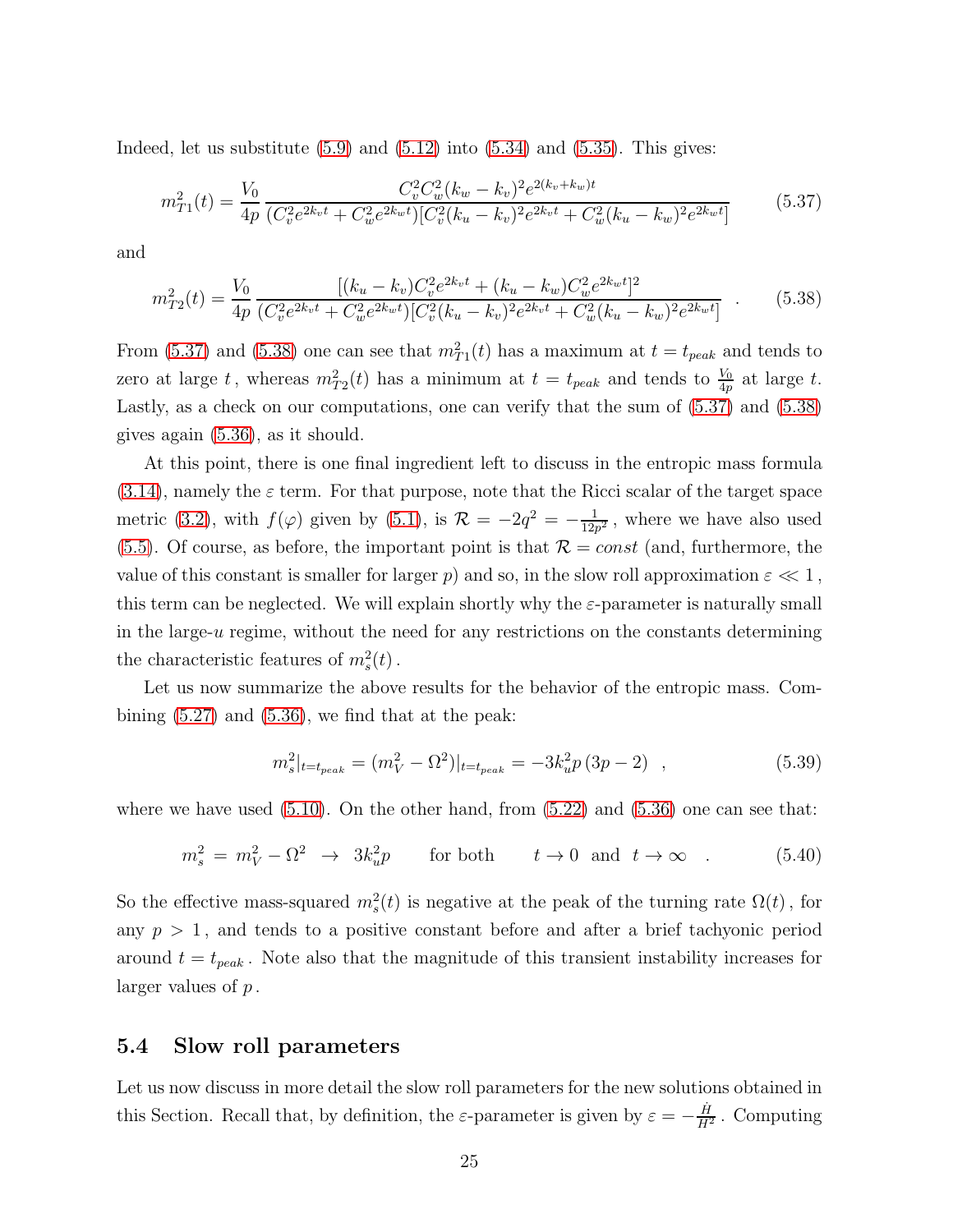Indeed, let us substitute (5.9) and (5.12) into (5.34) and (5.35). This gives:

$$m_{T1}^2(t) = \frac{V_0}{4p} \frac{C_v^2 C_w^2 (k_w - k_v)^2 e^{2(k_v + k_w)t}}{(C_v^2 e^{2k_v t} + C_w^2 e^{2k_w t})[C_v^2 (k_u - k_v)^2 e^{2k_v t} + C_w^2 (k_u - k_w)^2 e^{2k_w t}]} \tag{5.37}$$

and

$$m_{T2}^2(t) = \frac{V_0}{4p} \frac{[(k_u - k_v) C_v^2 e^{2k_v t} + (k_u - k_w) C_w^2 e^{2k_w t}]^2}{(C_v^2 e^{2k_v t} + C_w^2 e^{2k_w t})[C_v^2 (k_u - k_v)^2 e^{2k_v t} + C_w^2 (k_u - k_w)^2 e^{2k_w t}]} \quad . \tag{5.38}$$

From (5.37) and (5.38) one can see that $m_{T1}^2(t)$ has a maximum at $t = t_{peak}$ and tends to zero at large $t$, whereas $m_{T2}^2(t)$ has a minimum at $t = t_{peak}$ and tends to $\frac{V_0}{4p}$ at large $t$. Lastly, as a check on our computations, one can verify that the sum of (5.37) and (5.38) gives again (5.36), as it should.

At this point, there is one final ingredient left to discuss in the entropic mass formula (3.14), namely the $\varepsilon$ term. For that purpose, note that the Ricci scalar of the target space metric (3.2), with $f(\varphi)$ given by (5.1), is $\mathcal{R} = -2q^2 = -\frac{1}{12p^2}$, where we have also used (5.5). Of course, as before, the important point is that $\mathcal{R} = const$ (and, furthermore, the value of this constant is smaller for larger $p$) and so, in the slow roll approximation $\varepsilon \ll 1$, this term can be neglected. We will explain shortly why the $\varepsilon$-parameter is naturally small in the large-$u$ regime, without the need for any restrictions on the constants determining the characteristic features of $m_s^2(t)$.

Let us now summarize the above results for the behavior of the entropic mass. Combining (5.27) and (5.36), we find that at the peak:

$$m_s^2|_{t=t_{peak}} = (m_V^2 - \Omega^2)|_{t=t_{peak}} = -3k_u^2 p\,(3p - 2) \quad , \tag{5.39}$$

where we have used (5.10). On the other hand, from (5.22) and (5.36) one can see that:

$$m_s^2 \,=\, m_V^2 - \Omega^2 \;\to\; 3k_u^2 p \qquad \text{for both} \qquad t \to 0 \;\text{ and }\; t \to \infty \quad . \tag{5.40}$$

So the effective mass-squared $m_s^2(t)$ is negative at the peak of the turning rate $\Omega(t)$, for any $p > 1$, and tends to a positive constant before and after a brief tachyonic period around $t = t_{peak}$. Note also that the magnitude of this transient instability increases for larger values of $p$.

## 5.4 Slow roll parameters

Let us now discuss in more detail the slow roll parameters for the new solutions obtained in this Section. Recall that, by definition, the $\varepsilon$-parameter is given by $\varepsilon = -\frac{\dot{H}}{H^2}$. Computing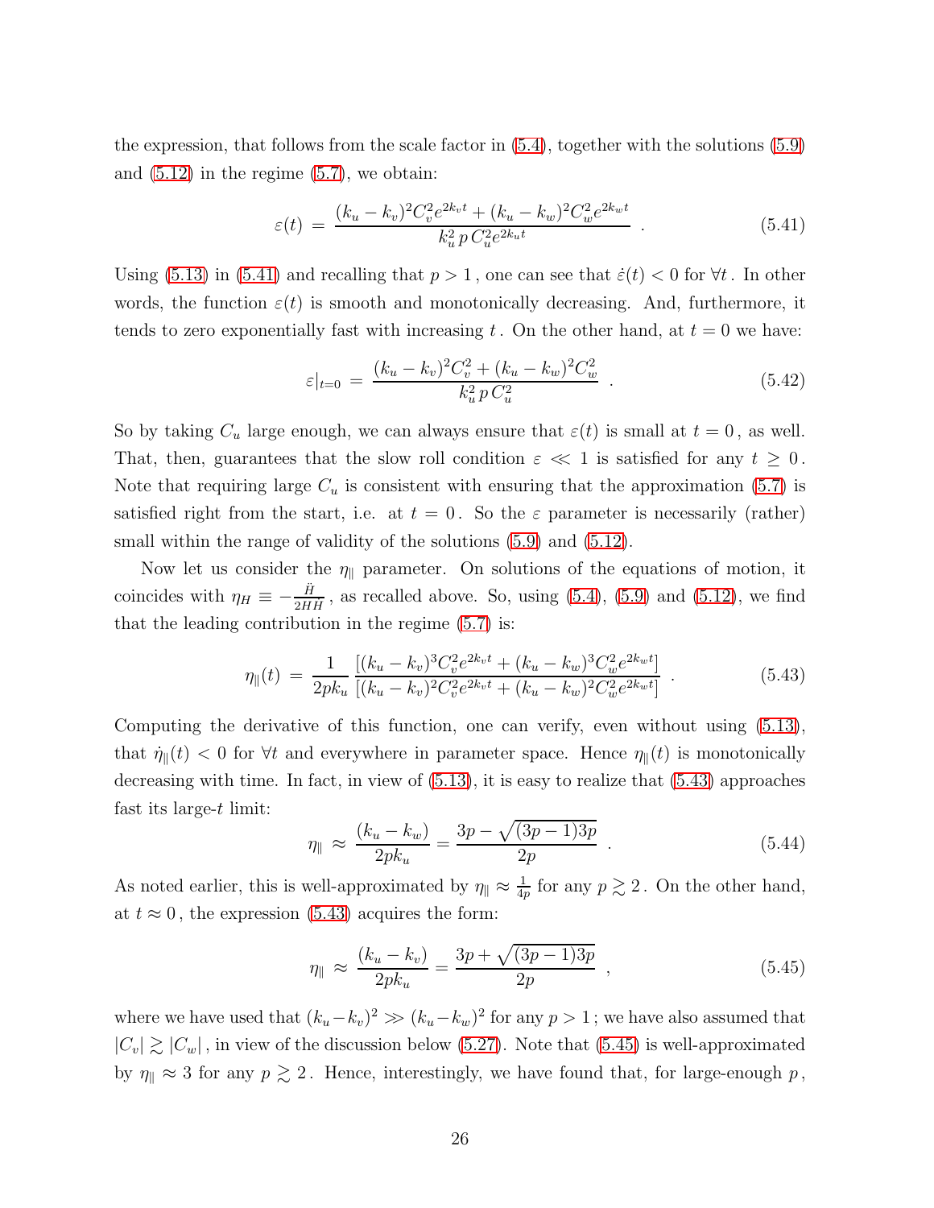the expression, that follows from the scale factor in (5.4), together with the solutions (5.9) and (5.12) in the regime (5.7), we obtain:

$$\varepsilon(t) \,=\, \frac{(k_u-k_v)^2 C_v^2 e^{2k_v t} + (k_u-k_w)^2 C_w^2 e^{2k_w t}}{k_u^2 \, p \, C_u^2 e^{2k_u t}} \ . \tag{5.41}$$

Using (5.13) in (5.41) and recalling that $p>1$, one can see that $\dot{\varepsilon}(t)<0$ for $\forall t$. In other words, the function $\varepsilon(t)$ is smooth and monotonically decreasing. And, furthermore, it tends to zero exponentially fast with increasing $t$. On the other hand, at $t=0$ we have:

$$\varepsilon|_{t=0} \,=\, \frac{(k_u-k_v)^2 C_v^2 + (k_u-k_w)^2 C_w^2}{k_u^2 \, p \, C_u^2} \ . \tag{5.42}$$

So by taking $C_u$ large enough, we can always ensure that $\varepsilon(t)$ is small at $t=0$, as well. That, then, guarantees that the slow roll condition $\varepsilon \ll 1$ is satisfied for any $t \geq 0$. Note that requiring large $C_u$ is consistent with ensuring that the approximation (5.7) is satisfied right from the start, i.e. at $t=0$. So the $\varepsilon$ parameter is necessarily (rather) small within the range of validity of the solutions (5.9) and (5.12).

Now let us consider the $\eta_{\parallel}$ parameter. On solutions of the equations of motion, it coincides with $\eta_H \equiv -\frac{\ddot{H}}{2H\dot{H}}$, as recalled above. So, using (5.4), (5.9) and (5.12), we find that the leading contribution in the regime (5.7) is:

$$\eta_{\parallel}(t) \,=\, \frac{1}{2pk_u} \frac{\left[(k_u-k_v)^3 C_v^2 e^{2k_v t} + (k_u-k_w)^3 C_w^2 e^{2k_w t}\right]}{\left[(k_u-k_v)^2 C_v^2 e^{2k_v t} + (k_u-k_w)^2 C_w^2 e^{2k_w t}\right]} \ . \tag{5.43}$$

Computing the derivative of this function, one can verify, even without using (5.13), that $\dot{\eta}_{\parallel}(t)<0$ for $\forall t$ and everywhere in parameter space. Hence $\eta_{\parallel}(t)$ is monotonically decreasing with time. In fact, in view of (5.13), it is easy to realize that (5.43) approaches fast its large-$t$ limit:

$$\eta_{\parallel} \,\approx\, \frac{(k_u-k_w)}{2pk_u} = \frac{3p-\sqrt{(3p-1)3p}}{2p} \ . \tag{5.44}$$

As noted earlier, this is well-approximated by $\eta_{\parallel} \approx \frac{1}{4p}$ for any $p \gtrsim 2$. On the other hand, at $t \approx 0$, the expression (5.43) acquires the form:

$$\eta_{\parallel} \,\approx\, \frac{(k_u-k_v)}{2pk_u} = \frac{3p+\sqrt{(3p-1)3p}}{2p} \ , \tag{5.45}$$

where we have used that $(k_u-k_v)^2 \gg (k_u-k_w)^2$ for any $p>1$; we have also assumed that $|C_v| \gtrsim |C_w|$, in view of the discussion below (5.27). Note that (5.45) is well-approximated by $\eta_{\parallel} \approx 3$ for any $p \gtrsim 2$. Hence, interestingly, we have found that, for large-enough $p$,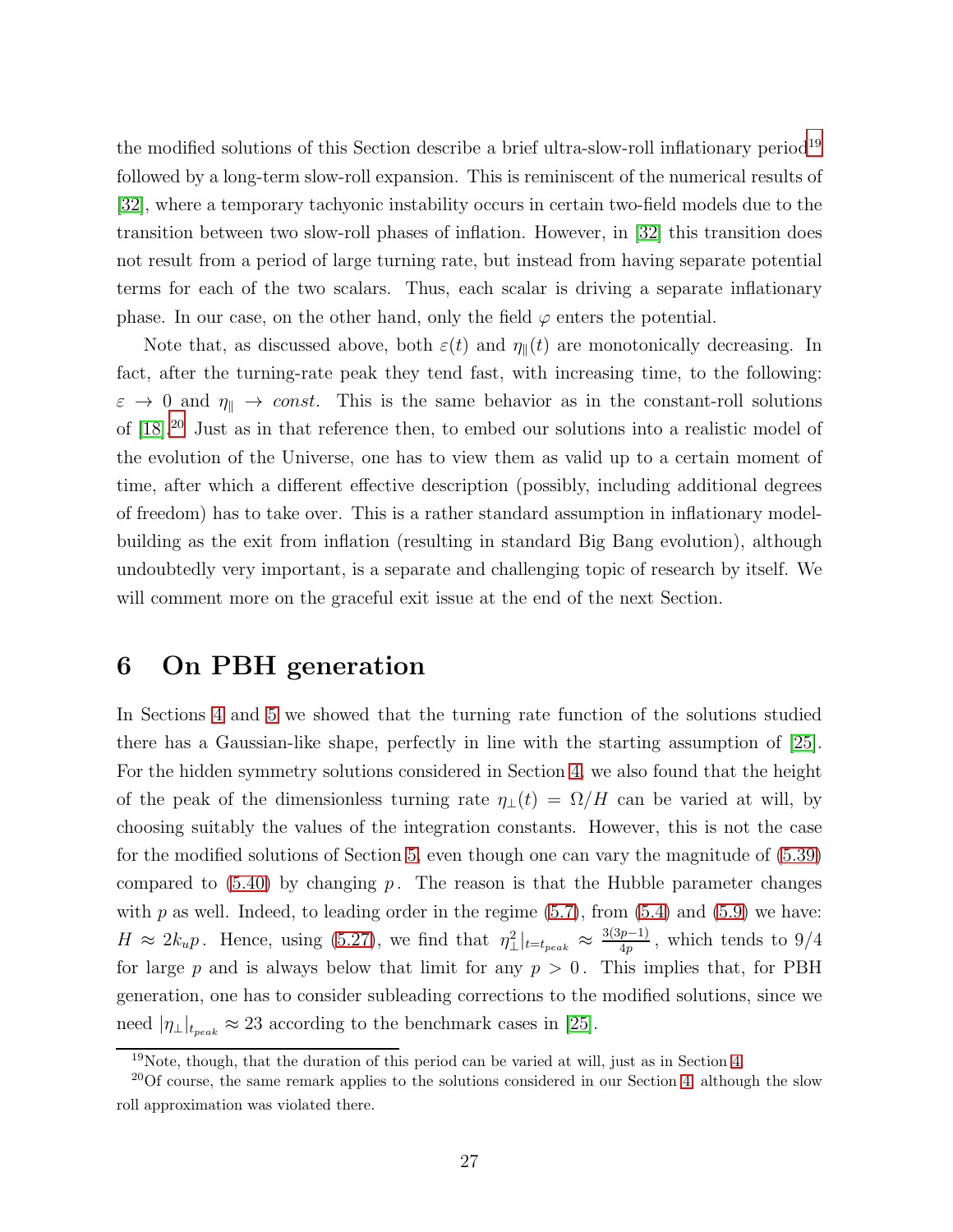the modified solutions of this Section describe a brief ultra-slow-roll inflationary period[19] followed by a long-term slow-roll expansion. This is reminiscent of the numerical results of [32], where a temporary tachyonic instability occurs in certain two-field models due to the transition between two slow-roll phases of inflation. However, in [32] this transition does not result from a period of large turning rate, but instead from having separate potential terms for each of the two scalars. Thus, each scalar is driving a separate inflationary phase. In our case, on the other hand, only the field $\varphi$ enters the potential.

Note that, as discussed above, both $\varepsilon(t)$ and $\eta_{\parallel}(t)$ are monotonically decreasing. In fact, after the turning-rate peak they tend fast, with increasing time, to the following: $\varepsilon \to 0$ and $\eta_{\parallel} \to const.$ This is the same behavior as in the constant-roll solutions of [18].[20] Just as in that reference then, to embed our solutions into a realistic model of the evolution of the Universe, one has to view them as valid up to a certain moment of time, after which a different effective description (possibly, including additional degrees of freedom) has to take over. This is a rather standard assumption in inflationary model-building as the exit from inflation (resulting in standard Big Bang evolution), although undoubtedly very important, is a separate and challenging topic of research by itself. We will comment more on the graceful exit issue at the end of the next Section.

# 6 On PBH generation

In Sections 4 and 5 we showed that the turning rate function of the solutions studied there has a Gaussian-like shape, perfectly in line with the starting assumption of [25]. For the hidden symmetry solutions considered in Section 4, we also found that the height of the peak of the dimensionless turning rate $\eta_{\perp}(t) = \Omega/H$ can be varied at will, by choosing suitably the values of the integration constants. However, this is not the case for the modified solutions of Section 5, even though one can vary the magnitude of (5.39) compared to (5.40) by changing $p$. The reason is that the Hubble parameter changes with $p$ as well. Indeed, to leading order in the regime (5.7), from (5.4) and (5.9) we have: $H \approx 2k_u p$. Hence, using (5.27), we find that $\eta_{\perp}^2|_{t=t_{peak}} \approx \frac{3(3p-1)}{4p}$, which tends to $9/4$ for large $p$ and is always below that limit for any $p > 0$. This implies that, for PBH generation, one has to consider subleading corrections to the modified solutions, since we need $|\eta_{\perp}|_{t_{peak}} \approx 23$ according to the benchmark cases in [25].

[19] Note, though, that the duration of this period can be varied at will, just as in Section 4.

[20] Of course, the same remark applies to the solutions considered in our Section 4, although the slow roll approximation was violated there.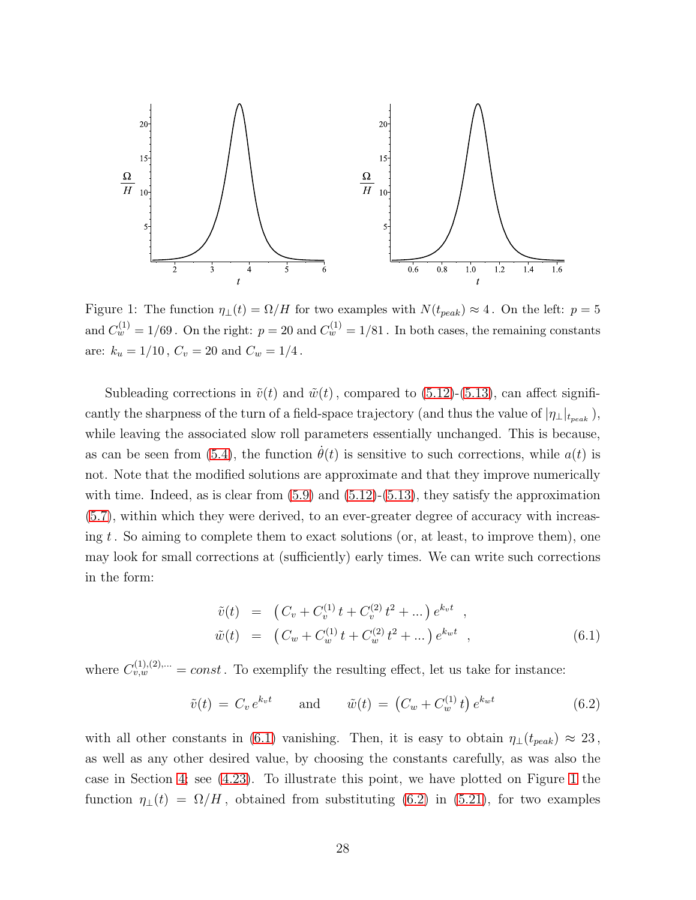Figure 1: The function $\eta_\perp(t) = \Omega/H$ for two examples with $N(t_{peak}) \approx 4$. On the left: $p = 5$ and $C_w^{(1)} = 1/69$. On the right: $p = 20$ and $C_w^{(1)} = 1/81$. In both cases, the remaining constants are: $k_u = 1/10$, $C_v = 20$ and $C_w = 1/4$.

Subleading corrections in $\tilde{v}(t)$ and $\tilde{w}(t)$, compared to (5.12)-(5.13), can affect significantly the sharpness of the turn of a field-space trajectory (and thus the value of $|\eta_\perp|_{t_{peak}}$), while leaving the associated slow roll parameters essentially unchanged. This is because, as can be seen from (5.4), the function $\dot{\theta}(t)$ is sensitive to such corrections, while $a(t)$ is not. Note that the modified solutions are approximate and that they improve numerically with time. Indeed, as is clear from (5.9) and (5.12)-(5.13), they satisfy the approximation (5.7), within which they were derived, to an ever-greater degree of accuracy with increasing $t$. So aiming to complete them to exact solutions (or, at least, to improve them), one may look for small corrections at (sufficiently) early times. We can write such corrections in the form:

$$
\begin{aligned}
\tilde{v}(t) &= \left( C_v + C_v^{(1)}\, t + C_v^{(2)}\, t^2 + ... \right) e^{k_v t} \quad , \\
\tilde{w}(t) &= \left( C_w + C_w^{(1)}\, t + C_w^{(2)}\, t^2 + ... \right) e^{k_w t} \quad ,
\end{aligned}
\tag{6.1}
$$

where $C_{v,w}^{(1),(2),...} = const$. To exemplify the resulting effect, let us take for instance:

$$
\tilde{v}(t) \,=\, C_v\, e^{k_v t} \qquad \text{and} \qquad \tilde{w}(t) \,=\, \left( C_w + C_w^{(1)}\, t \right) e^{k_w t} \tag{6.2}
$$

with all other constants in (6.1) vanishing. Then, it is easy to obtain $\eta_\perp(t_{peak}) \approx 23$, as well as any other desired value, by choosing the constants carefully, as was also the case in Section 4; see (4.23). To illustrate this point, we have plotted on Figure 1 the function $\eta_\perp(t) = \Omega/H$, obtained from substituting (6.2) in (5.21), for two examples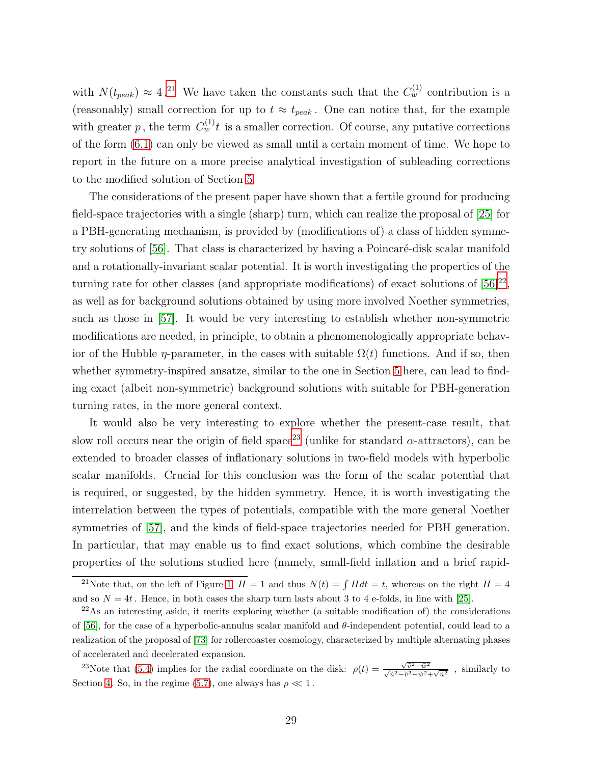with $N(t_{peak}) \approx 4$.[21] We have taken the constants such that the $C_w^{(1)}$ contribution is a (reasonably) small correction for up to $t \approx t_{peak}$. One can notice that, for the example with greater $p$, the term $C_w^{(1)} t$ is a smaller correction. Of course, any putative corrections of the form (6.1) can only be viewed as small until a certain moment of time. We hope to report in the future on a more precise analytical investigation of subleading corrections to the modified solution of Section 5.

The considerations of the present paper have shown that a fertile ground for producing field-space trajectories with a single (sharp) turn, which can realize the proposal of [25] for a PBH-generating mechanism, is provided by (modifications of) a class of hidden symmetry solutions of [56]. That class is characterized by having a Poincaré-disk scalar manifold and a rotationally-invariant scalar potential. It is worth investigating the properties of the turning rate for other classes (and appropriate modifications) of exact solutions of [56][22], as well as for background solutions obtained by using more involved Noether symmetries, such as those in [57]. It would be very interesting to establish whether non-symmetric modifications are needed, in principle, to obtain a phenomenologically appropriate behavior of the Hubble $\eta$-parameter, in the cases with suitable $\Omega(t)$ functions. And if so, then whether symmetry-inspired ansatze, similar to the one in Section 5 here, can lead to finding exact (albeit non-symmetric) background solutions with suitable for PBH-generation turning rates, in the more general context.

It would also be very interesting to explore whether the present-case result, that slow roll occurs near the origin of field space[23] (unlike for standard $\alpha$-attractors), can be extended to broader classes of inflationary solutions in two-field models with hyperbolic scalar manifolds. Crucial for this conclusion was the form of the scalar potential that is required, or suggested, by the hidden symmetry. Hence, it is worth investigating the interrelation between the types of potentials, compatible with the more general Noether symmetries of [57], and the kinds of field-space trajectories needed for PBH generation. In particular, that may enable us to find exact solutions, which combine the desirable properties of the solutions studied here (namely, small-field inflation and a brief rapid-

---

[21] Note that, on the left of Figure 1, $H = 1$ and thus $N(t) = \int H dt = t$, whereas on the right $H = 4$ and so $N = 4t$. Hence, in both cases the sharp turn lasts about 3 to 4 e-folds, in line with [25].

[22] As an interesting aside, it merits exploring whether (a suitable modification of) the considerations of [56], for the case of a hyperbolic-annulus scalar manifold and $\theta$-independent potential, could lead to a realization of the proposal of [73] for rollercoaster cosmology, characterized by multiple alternating phases of accelerated and decelerated expansion.

[23] Note that (5.4) implies for the radial coordinate on the disk: $\rho(t) = \frac{\sqrt{\tilde{v}^2 + \tilde{w}^2}}{\sqrt{\tilde{u}^2 - \tilde{v}^2 - \tilde{w}^2} + \sqrt{\tilde{u}^2}}$, similarly to Section 4. So, in the regime (5.7), one always has $\rho \ll 1$.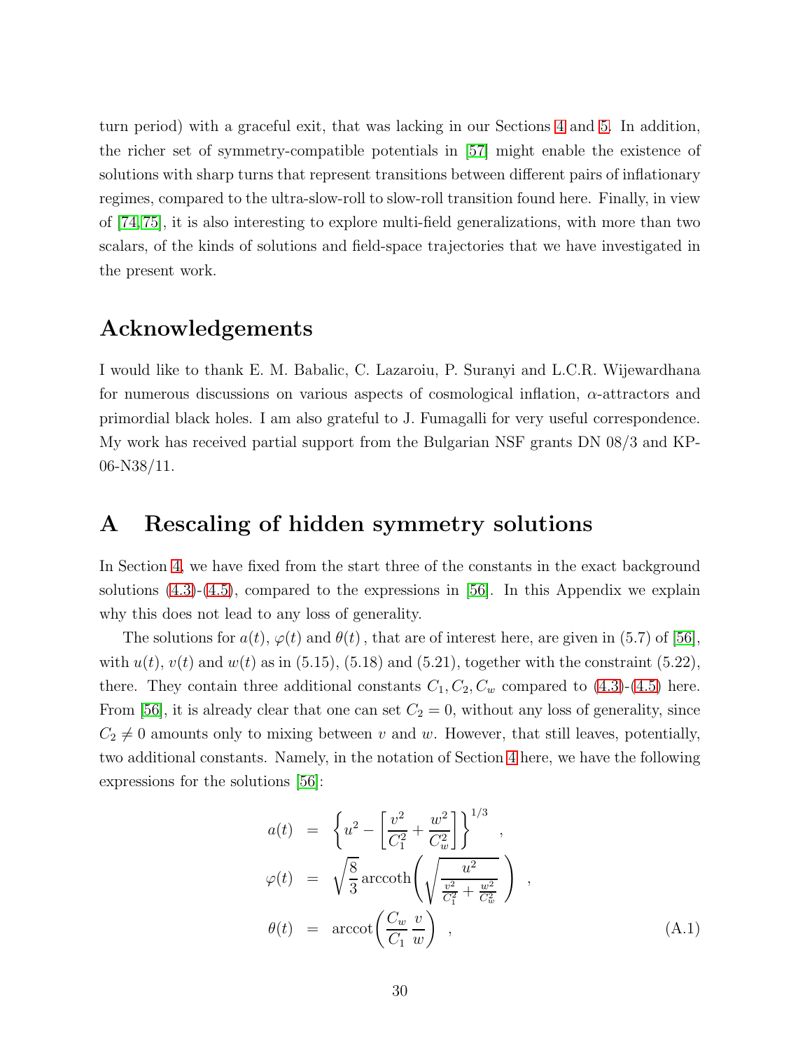turn period) with a graceful exit, that was lacking in our Sections 4 and 5. In addition, the richer set of symmetry-compatible potentials in [57] might enable the existence of solutions with sharp turns that represent transitions between different pairs of inflationary regimes, compared to the ultra-slow-roll to slow-roll transition found here. Finally, in view of [74,75], it is also interesting to explore multi-field generalizations, with more than two scalars, of the kinds of solutions and field-space trajectories that we have investigated in the present work.

## Acknowledgements

I would like to thank E. M. Babalic, C. Lazaroiu, P. Suranyi and L.C.R. Wijewardhana for numerous discussions on various aspects of cosmological inflation, $\alpha$-attractors and primordial black holes. I am also grateful to J. Fumagalli for very useful correspondence. My work has received partial support from the Bulgarian NSF grants DN 08/3 and KP-06-N38/11.

## A Rescaling of hidden symmetry solutions

In Section 4, we have fixed from the start three of the constants in the exact background solutions (4.3)-(4.5), compared to the expressions in [56]. In this Appendix we explain why this does not lead to any loss of generality.

The solutions for $a(t)$, $\varphi(t)$ and $\theta(t)$, that are of interest here, are given in (5.7) of [56], with $u(t)$, $v(t)$ and $w(t)$ as in (5.15), (5.18) and (5.21), together with the constraint (5.22), there. They contain three additional constants $C_1, C_2, C_w$ compared to (4.3)-(4.5) here. From [56], it is already clear that one can set $C_2 = 0$, without any loss of generality, since $C_2 \neq 0$ amounts only to mixing between $v$ and $w$. However, that still leaves, potentially, two additional constants. Namely, in the notation of Section 4 here, we have the following expressions for the solutions [56]:

$$
\begin{aligned}
a(t) &= \left\{ u^2 - \left[ \frac{v^2}{C_1^2} + \frac{w^2}{C_w^2} \right] \right\}^{1/3} \quad , \\
\varphi(t) &= \sqrt{\frac{8}{3}} \, \mathrm{arccoth} \left( \sqrt{\frac{u^2}{\frac{v^2}{C_1^2} + \frac{w^2}{C_w^2}}} \right) \quad , \\
\theta(t) &= \mathrm{arccot} \left( \frac{C_w}{C_1} \, \frac{v}{w} \right) \quad ,
\end{aligned}
\tag{A.1}
$$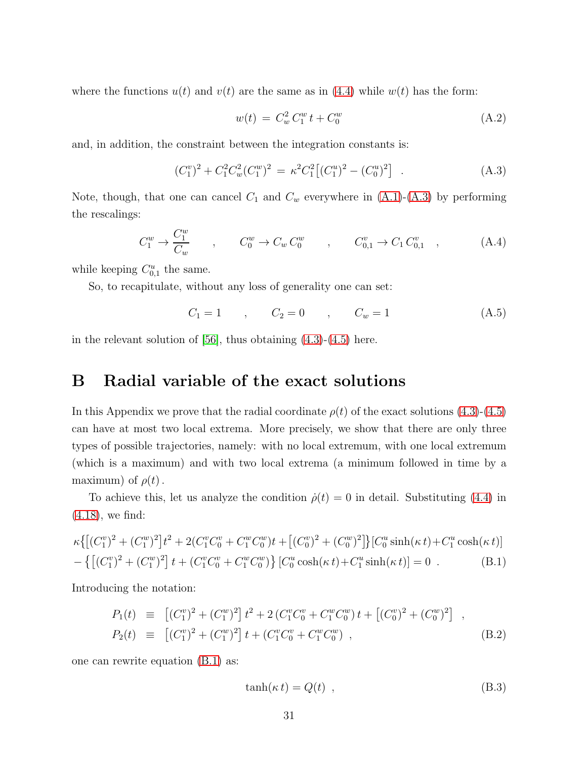where the functions $u(t)$ and $v(t)$ are the same as in (4.4) while $w(t)$ has the form:

$$w(t) \,=\, C_w^2\, C_1^w\, t + C_0^w \tag{A.2}$$

and, in addition, the constraint between the integration constants is:

$$(C_1^v)^2 + C_1^2 C_w^2 (C_1^w)^2 \,=\, \kappa^2 C_1^2 \big[ (C_1^u)^2 - (C_0^u)^2 \big] \quad . \tag{A.3}$$

Note, though, that one can cancel $C_1$ and $C_w$ everywhere in (A.1)-(A.3) by performing the rescalings:

$$C_1^w \to \frac{C_1^w}{C_w} \qquad , \qquad C_0^w \to C_w\, C_0^w \qquad , \qquad C_{0,1}^v \to C_1\, C_{0,1}^v \quad , \tag{A.4}$$

while keeping $C_{0,1}^u$ the same.

So, to recapitulate, without any loss of generality one can set:

$$C_1 = 1 \qquad , \qquad C_2 = 0 \qquad , \qquad C_w = 1 \tag{A.5}$$

in the relevant solution of [56], thus obtaining (4.3)-(4.5) here.

# B Radial variable of the exact solutions

In this Appendix we prove that the radial coordinate $\rho(t)$ of the exact solutions (4.3)-(4.5) can have at most two local extrema. More precisely, we show that there are only three types of possible trajectories, namely: with no local extremum, with one local extremum (which is a maximum) and with two local extrema (a minimum followed in time by a maximum) of $\rho(t)$.

To achieve this, let us analyze the condition $\dot{\rho}(t) = 0$ in detail. Substituting (4.4) in (4.18), we find:

$$\begin{aligned}
&\kappa\big\{\big[(C_1^v)^2 + (C_1^w)^2\big] t^2 + 2(C_1^v C_0^v + C_1^w C_0^w) t + \big[(C_0^v)^2 + (C_0^w)^2\big]\big\}\big[C_0^u \sinh(\kappa\, t) + C_1^u \cosh(\kappa\, t)\big] \\
&- \big\{\big[(C_1^v)^2 + (C_1^w)^2\big]\, t + (C_1^v C_0^v + C_1^w C_0^w)\big\}\, \big[C_0^u \cosh(\kappa\, t) + C_1^u \sinh(\kappa\, t)\big] = 0 \ .
\end{aligned} \tag{B.1}$$

Introducing the notation:

$$\begin{aligned}
P_1(t) \;&\equiv\; \big[(C_1^v)^2 + (C_1^w)^2\big]\, t^2 + 2\,(C_1^v C_0^v + C_1^w C_0^w)\, t + \big[(C_0^v)^2 + (C_0^w)^2\big] \quad , \\
P_2(t) \;&\equiv\; \big[(C_1^v)^2 + (C_1^w)^2\big]\, t + (C_1^v C_0^v + C_1^w C_0^w) \ ,
\end{aligned} \tag{B.2}$$

one can rewrite equation (B.1) as:

$$\tanh(\kappa\, t) = Q(t) \ , \tag{B.3}$$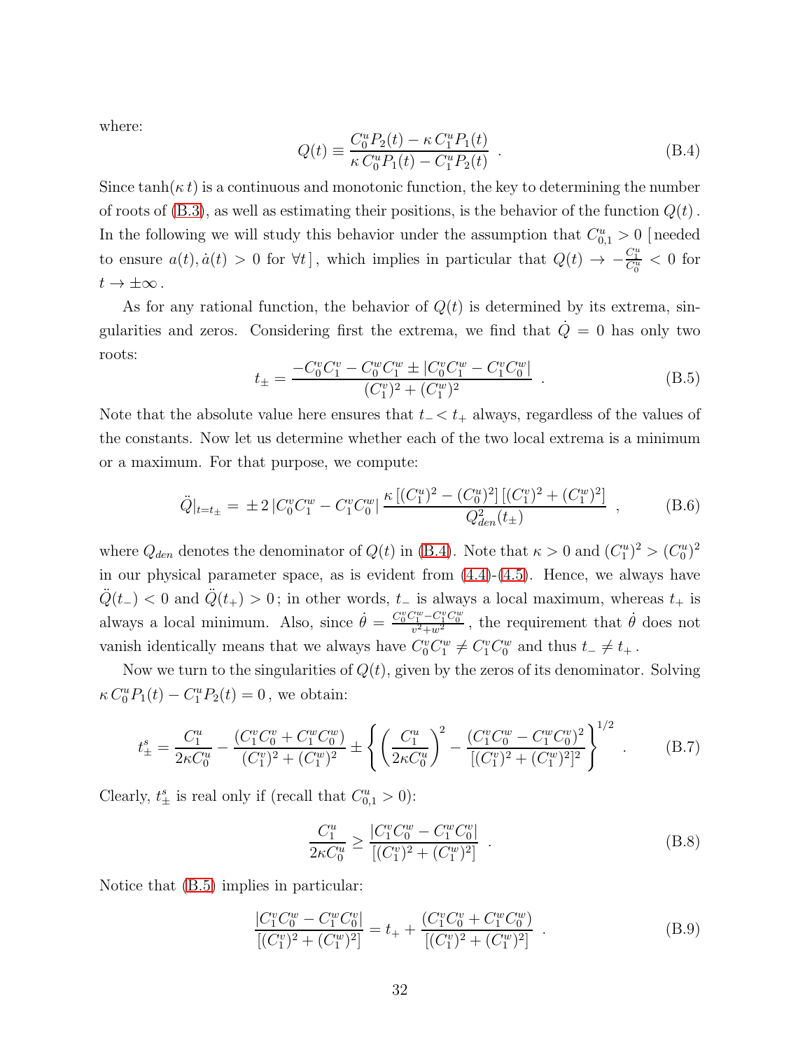where:

$$Q(t) \equiv \frac{C_0^u P_2(t) - \kappa\, C_1^u P_1(t)}{\kappa\, C_0^u P_1(t) - C_1^u P_2(t)} \ . \tag{B.4}$$

Since $\tanh(\kappa\, t)$ is a continuous and monotonic function, the key to determining the number of roots of (B.3), as well as estimating their positions, is the behavior of the function $Q(t)$. In the following we will study this behavior under the assumption that $C_{0,1}^u > 0$ [ needed to ensure $a(t), \dot{a}(t) > 0$ for $\forall t$ ], which implies in particular that $Q(t) \to -\frac{C_1^u}{C_0^u} < 0$ for $t \to \pm\infty$.

As for any rational function, the behavior of $Q(t)$ is determined by its extrema, singularities and zeros. Considering first the extrema, we find that $\dot{Q} = 0$ has only two roots:

$$t_\pm = \frac{-C_0^v C_1^v - C_0^w C_1^w \pm |C_0^v C_1^w - C_1^v C_0^w|}{(C_1^v)^2 + (C_1^w)^2} \ . \tag{B.5}$$

Note that the absolute value here ensures that $t_- < t_+$ always, regardless of the values of the constants. Now let us determine whether each of the two local extrema is a minimum or a maximum. For that purpose, we compute:

$$\ddot{Q}|_{t=t_\pm} = \pm 2\, |C_0^v C_1^w - C_1^v C_0^w| \, \frac{\kappa\, [(C_1^u)^2 - (C_0^u)^2]\, [(C_1^v)^2 + (C_1^w)^2]}{Q_{den}^2(t_\pm)} \ , \tag{B.6}$$

where $Q_{den}$ denotes the denominator of $Q(t)$ in (B.4). Note that $\kappa > 0$ and $(C_1^u)^2 > (C_0^u)^2$ in our physical parameter space, as is evident from (4.4)-(4.5). Hence, we always have $\ddot{Q}(t_-) < 0$ and $\ddot{Q}(t_+) > 0$; in other words, $t_-$ is always a local maximum, whereas $t_+$ is always a local minimum. Also, since $\dot{\theta} = \frac{C_0^v C_1^w - C_1^v C_0^w}{v^2 + w^2}$, the requirement that $\dot{\theta}$ does not vanish identically means that we always have $C_0^v C_1^w \neq C_1^v C_0^w$ and thus $t_- \neq t_+$.

Now we turn to the singularities of $Q(t)$, given by the zeros of its denominator. Solving $\kappa\, C_0^u P_1(t) - C_1^u P_2(t) = 0$, we obtain:

$$t_\pm^s = \frac{C_1^u}{2\kappa C_0^u} - \frac{(C_1^v C_0^v + C_1^w C_0^w)}{(C_1^v)^2 + (C_1^w)^2} \pm \left\{ \left( \frac{C_1^u}{2\kappa C_0^u} \right)^2 - \frac{(C_1^v C_0^w - C_1^w C_0^v)^2}{[(C_1^v)^2 + (C_1^w)^2]^2} \right\}^{1/2} \ . \tag{B.7}$$

Clearly, $t_\pm^s$ is real only if (recall that $C_{0,1}^u > 0$):

$$\frac{C_1^u}{2\kappa C_0^u} \geq \frac{|C_1^v C_0^w - C_1^w C_0^v|}{[(C_1^v)^2 + (C_1^w)^2]} \ . \tag{B.8}$$

Notice that (B.5) implies in particular:

$$\frac{|C_1^v C_0^w - C_1^w C_0^v|}{[(C_1^v)^2 + (C_1^w)^2]} = t_+ + \frac{(C_1^v C_0^v + C_1^w C_0^w)}{[(C_1^v)^2 + (C_1^w)^2]} \ . \tag{B.9}$$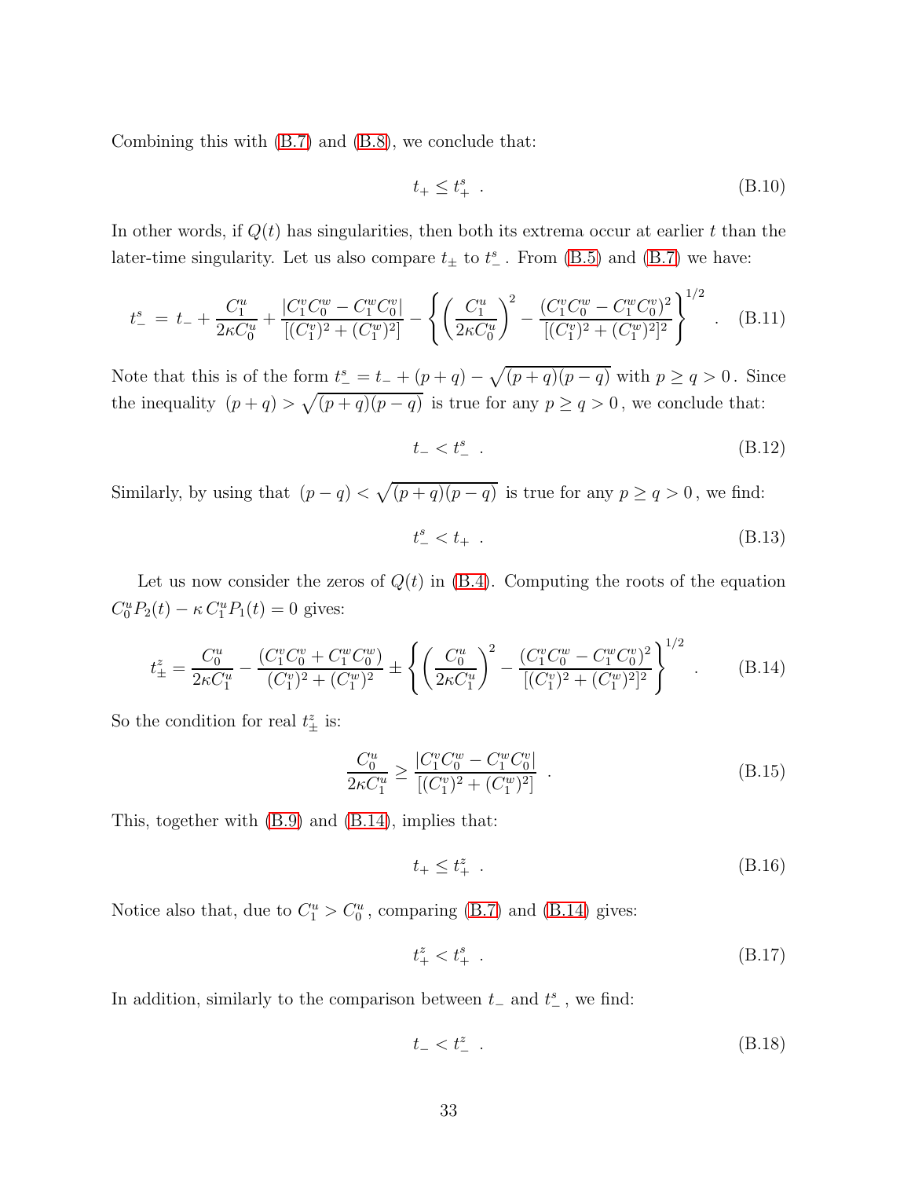Combining this with (B.7) and (B.8), we conclude that:

$$t_+ \leq t_+^s \ . \tag{B.10}$$

In other words, if $Q(t)$ has singularities, then both its extrema occur at earlier $t$ than the later-time singularity. Let us also compare $t_\pm$ to $t_-^s$ . From (B.5) and (B.7) we have:

$$t_-^s \ = \ t_- + \frac{C_1^u}{2\kappa C_0^u} + \frac{|C_1^v C_0^w - C_1^w C_0^v|}{[(C_1^v)^2 + (C_1^w)^2]} - \left\{ \left( \frac{C_1^u}{2\kappa C_0^u} \right)^2 - \frac{(C_1^v C_0^w - C_1^w C_0^v)^2}{[(C_1^v)^2 + (C_1^w)^2]^2} \right\}^{1/2} \ . \tag{B.11}$$

Note that this is of the form $t_-^s = t_- + (p+q) - \sqrt{(p+q)(p-q)}$ with $p \geq q > 0$ . Since the inequality $(p+q) > \sqrt{(p+q)(p-q)}$ is true for any $p \geq q > 0$ , we conclude that:

$$t_- < t_-^s \ . \tag{B.12}$$

Similarly, by using that $(p-q) < \sqrt{(p+q)(p-q)}$ is true for any $p \geq q > 0$ , we find:

$$t_-^s < t_+ \ . \tag{B.13}$$

Let us now consider the zeros of $Q(t)$ in (B.4). Computing the roots of the equation $C_0^u P_2(t) - \kappa\, C_1^u P_1(t) = 0$ gives:

$$t_\pm^z = \frac{C_0^u}{2\kappa C_1^u} - \frac{(C_1^v C_0^v + C_1^w C_0^w)}{(C_1^v)^2 + (C_1^w)^2} \pm \left\{ \left( \frac{C_0^u}{2\kappa C_1^u} \right)^2 - \frac{(C_1^v C_0^w - C_1^w C_0^v)^2}{[(C_1^v)^2 + (C_1^w)^2]^2} \right\}^{1/2} \ . \tag{B.14}$$

So the condition for real $t_\pm^z$ is:

$$\frac{C_0^u}{2\kappa C_1^u} \geq \frac{|C_1^v C_0^w - C_1^w C_0^v|}{[(C_1^v)^2 + (C_1^w)^2]} \ . \tag{B.15}$$

This, together with (B.9) and (B.14), implies that:

$$t_+ \leq t_+^z \ . \tag{B.16}$$

Notice also that, due to $C_1^u > C_0^u$ , comparing (B.7) and (B.14) gives:

$$t_+^z < t_+^s \ . \tag{B.17}$$

In addition, similarly to the comparison between $t_-$ and $t_-^s$ , we find:

$$t_- < t_-^z \ . \tag{B.18}$$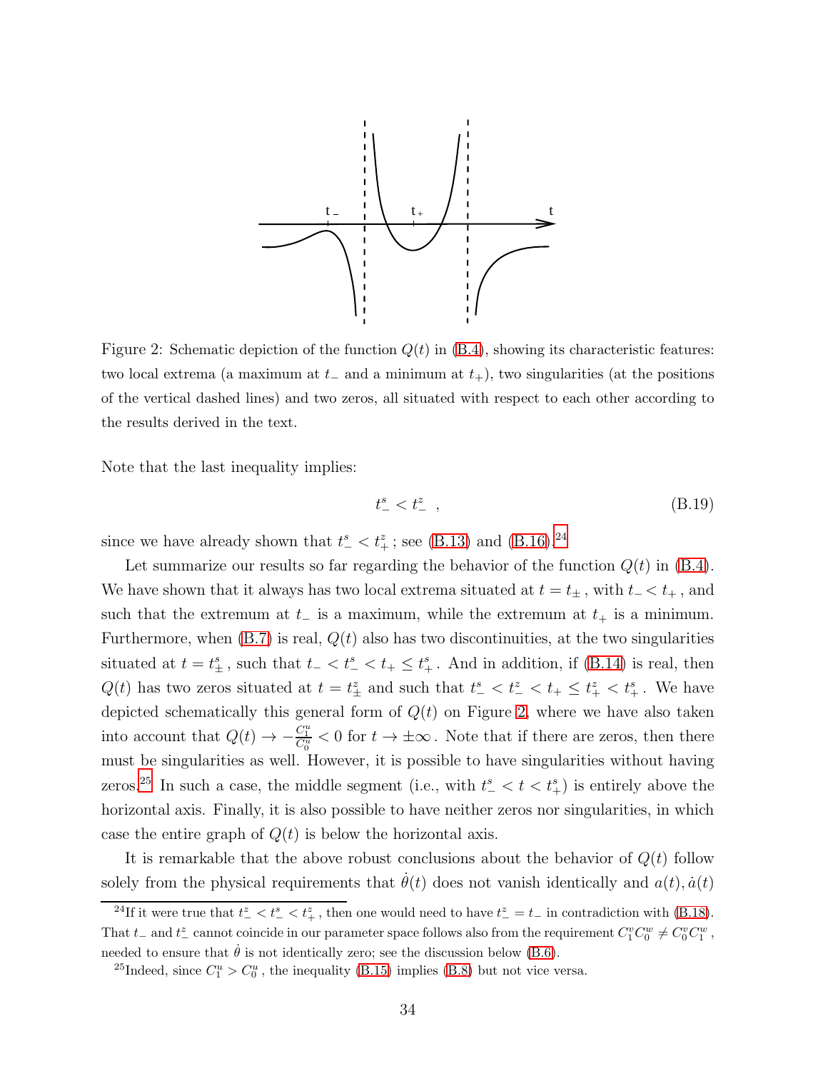Figure 2: Schematic depiction of the function $Q(t)$ in (B.4), showing its characteristic features: two local extrema (a maximum at $t_-$ and a minimum at $t_+$), two singularities (at the positions of the vertical dashed lines) and two zeros, all situated with respect to each other according to the results derived in the text.

Note that the last inequality implies:

$$t^s_- < t^z_- \ , \tag{B.19}$$

since we have already shown that $t^s_- < t^z_+$ ; see (B.13) and (B.16).[24]

Let summarize our results so far regarding the behavior of the function $Q(t)$ in (B.4). We have shown that it always has two local extrema situated at $t = t_\pm$ , with $t_- < t_+$ , and such that the extremum at $t_-$ is a maximum, while the extremum at $t_+$ is a minimum. Furthermore, when (B.7) is real, $Q(t)$ also has two discontinuities, at the two singularities situated at $t = t^s_\pm$ , such that $t_- < t^s_- < t_+ \le t^s_+$ . And in addition, if (B.14) is real, then $Q(t)$ has two zeros situated at $t = t^z_\pm$ and such that $t^s_- < t^z_- < t_+ \le t^z_+ < t^s_+$ . We have depicted schematically this general form of $Q(t)$ on Figure 2, where we have also taken into account that $Q(t) \to -\frac{C^u_1}{C^u_0} < 0$ for $t \to \pm\infty$ . Note that if there are zeros, then there must be singularities as well. However, it is possible to have singularities without having zeros.[25] In such a case, the middle segment (i.e., with $t^s_- < t < t^s_+$) is entirely above the horizontal axis. Finally, it is also possible to have neither zeros nor singularities, in which case the entire graph of $Q(t)$ is below the horizontal axis.

It is remarkable that the above robust conclusions about the behavior of $Q(t)$ follow solely from the physical requirements that $\dot{\theta}(t)$ does not vanish identically and $a(t), \dot{a}(t)$

[24] If it were true that $t^z_- < t^s_- < t^z_+$ , then one would need to have $t^z_- = t_-$ in contradiction with (B.18). That $t_-$ and $t^z_-$ cannot coincide in our parameter space follows also from the requirement $C^v_1 C^w_0 \neq C^v_0 C^w_1$ , needed to ensure that $\dot{\theta}$ is not identically zero; see the discussion below (B.6).

[25] Indeed, since $C^u_1 > C^u_0$ , the inequality (B.15) implies (B.8) but not vice versa.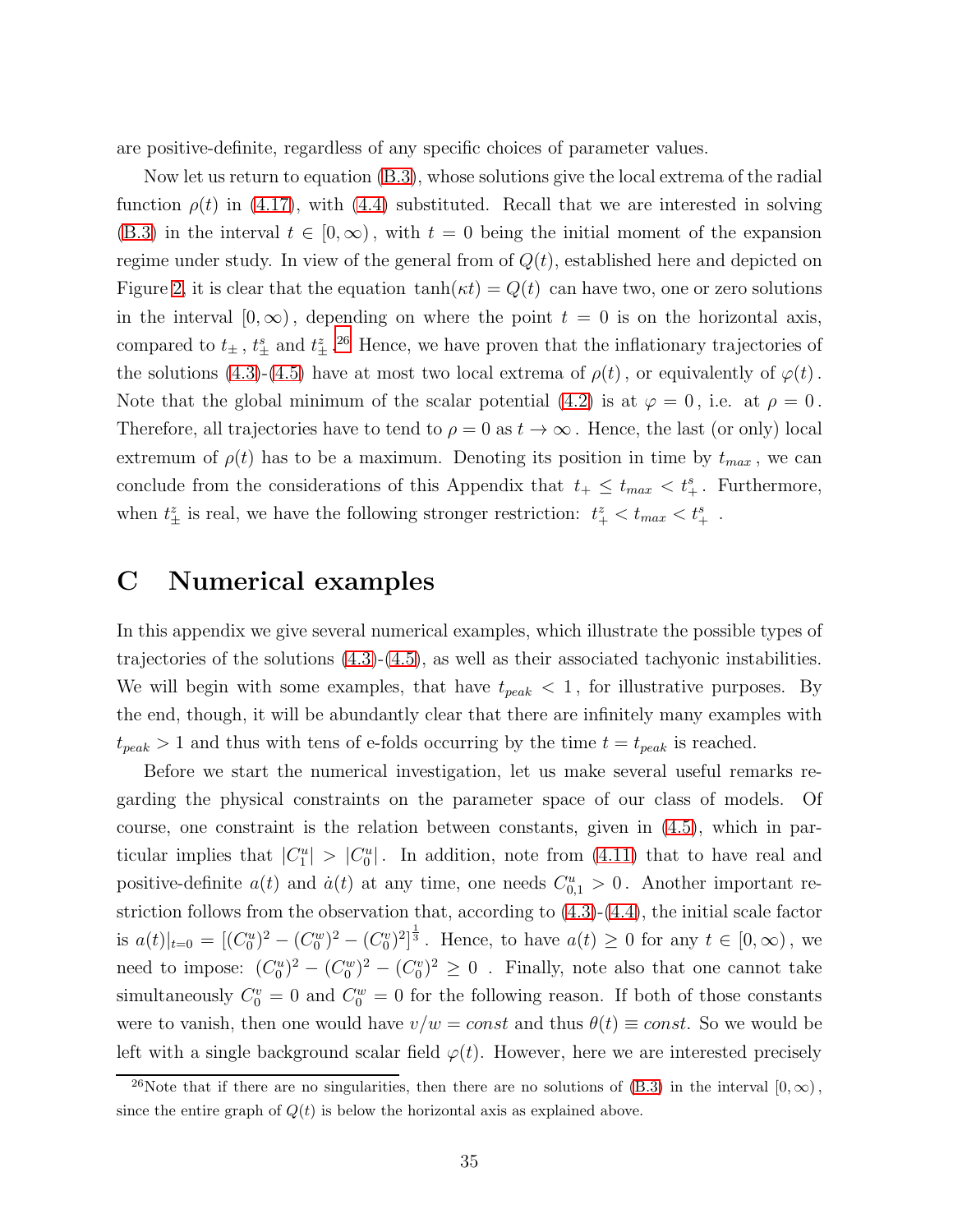are positive-definite, regardless of any specific choices of parameter values.

Now let us return to equation (B.3), whose solutions give the local extrema of the radial function $\rho(t)$ in (4.17), with (4.4) substituted. Recall that we are interested in solving (B.3) in the interval $t \in [0, \infty)$, with $t = 0$ being the initial moment of the expansion regime under study. In view of the general from of $Q(t)$, established here and depicted on Figure 2, it is clear that the equation $\tanh(\kappa t) = Q(t)$ can have two, one or zero solutions in the interval $[0, \infty)$, depending on where the point $t = 0$ is on the horizontal axis, compared to $t_\pm$, $t^s_\pm$ and $t^z_\pm$.[26] Hence, we have proven that the inflationary trajectories of the solutions (4.3)-(4.5) have at most two local extrema of $\rho(t)$, or equivalently of $\varphi(t)$. Note that the global minimum of the scalar potential (4.2) is at $\varphi = 0$, i.e. at $\rho = 0$. Therefore, all trajectories have to tend to $\rho = 0$ as $t \to \infty$. Hence, the last (or only) local extremum of $\rho(t)$ has to be a maximum. Denoting its position in time by $t_{max}$, we can conclude from the considerations of this Appendix that $t_+ \leq t_{max} < t^s_+$. Furthermore, when $t^z_\pm$ is real, we have the following stronger restriction: $t^z_+ < t_{max} < t^s_+$ .

# C Numerical examples

In this appendix we give several numerical examples, which illustrate the possible types of trajectories of the solutions (4.3)-(4.5), as well as their associated tachyonic instabilities. We will begin with some examples, that have $t_{peak} < 1$, for illustrative purposes. By the end, though, it will be abundantly clear that there are infinitely many examples with $t_{peak} > 1$ and thus with tens of e-folds occurring by the time $t = t_{peak}$ is reached.

Before we start the numerical investigation, let us make several useful remarks regarding the physical constraints on the parameter space of our class of models. Of course, one constraint is the relation between constants, given in (4.5), which in particular implies that $|C^u_1| > |C^u_0|$. In addition, note from (4.11) that to have real and positive-definite $a(t)$ and $\dot{a}(t)$ at any time, one needs $C^u_{0,1} > 0$. Another important restriction follows from the observation that, according to (4.3)-(4.4), the initial scale factor is $a(t)|_{t=0} = [(C^u_0)^2 - (C^w_0)^2 - (C^v_0)^2]^{\frac{1}{3}}$. Hence, to have $a(t) \geq 0$ for any $t \in [0, \infty)$, we need to impose: $(C^u_0)^2 - (C^w_0)^2 - (C^v_0)^2 \geq 0$ . Finally, note also that one cannot take simultaneously $C^v_0 = 0$ and $C^w_0 = 0$ for the following reason. If both of those constants were to vanish, then one would have $v/w = const$ and thus $\theta(t) \equiv const$. So we would be left with a single background scalar field $\varphi(t)$. However, here we are interested precisely

[26] Note that if there are no singularities, then there are no solutions of (B.3) in the interval $[0, \infty)$, since the entire graph of $Q(t)$ is below the horizontal axis as explained above.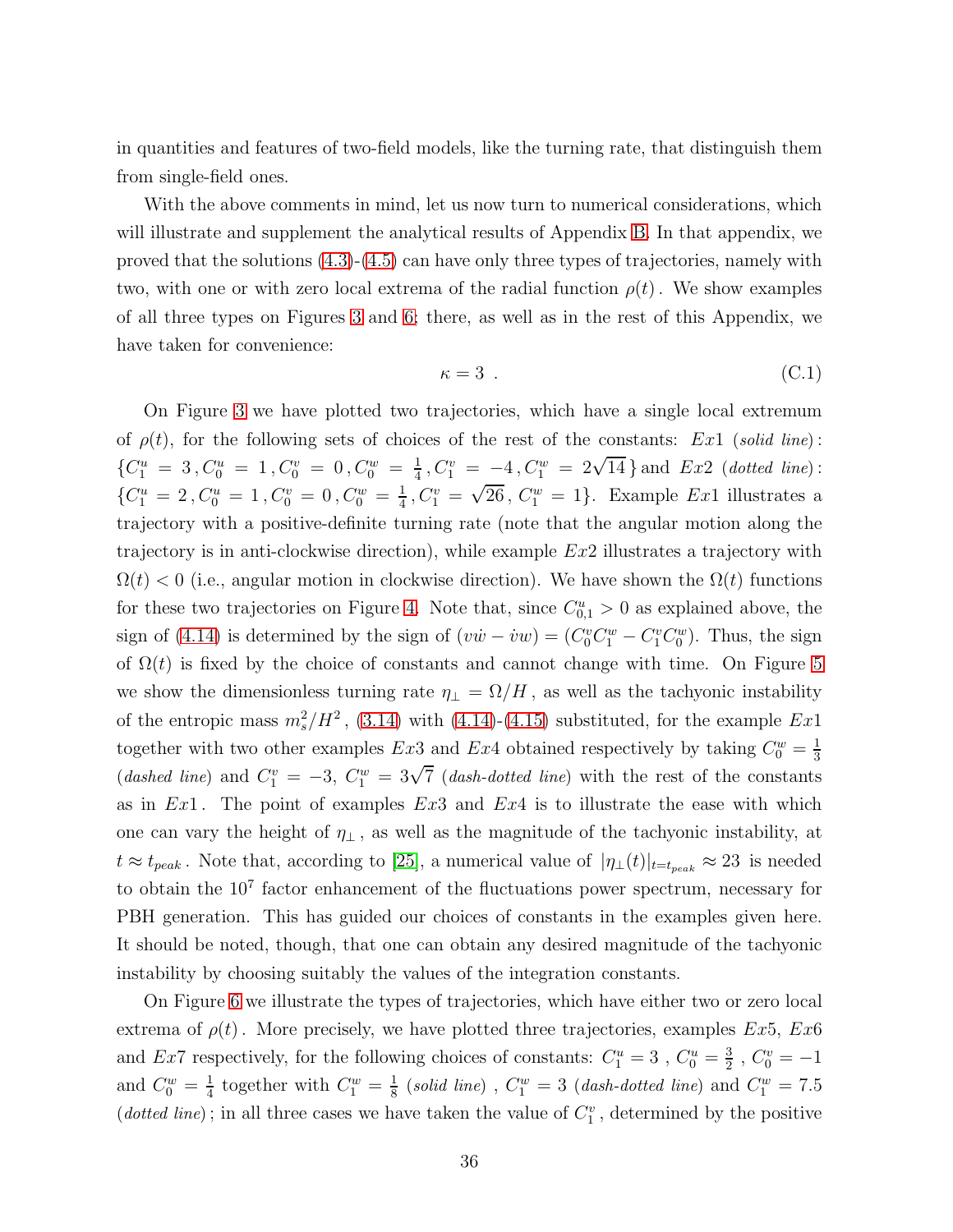in quantities and features of two-field models, like the turning rate, that distinguish them from single-field ones.

With the above comments in mind, let us now turn to numerical considerations, which will illustrate and supplement the analytical results of Appendix B. In that appendix, we proved that the solutions (4.3)-(4.5) can have only three types of trajectories, namely with two, with one or with zero local extrema of the radial function $\rho(t)$. We show examples of all three types on Figures 3 and 6; there, as well as in the rest of this Appendix, we have taken for convenience:

$$\kappa = 3 \ . \tag{C.1}$$

On Figure 3 we have plotted two trajectories, which have a single local extremum of $\rho(t)$, for the following sets of choices of the rest of the constants: $Ex1$ (*solid line*): $\{C_1^u = 3\,, C_0^u = 1\,, C_0^v = 0\,, C_0^w = \frac{1}{4}\,, C_1^v = -4\,, C_1^w = 2\sqrt{14}\,\}$ and $Ex2$ (*dotted line*): $\{C_1^u = 2\,, C_0^u = 1\,, C_0^v = 0\,, C_0^w = \frac{1}{4}\,, C_1^v = \sqrt{26}\,, C_1^w = 1\}$. Example $Ex1$ illustrates a trajectory with a positive-definite turning rate (note that the angular motion along the trajectory is in anti-clockwise direction), while example $Ex2$ illustrates a trajectory with $\Omega(t) < 0$ (i.e., angular motion in clockwise direction). We have shown the $\Omega(t)$ functions for these two trajectories on Figure 4. Note that, since $C_{0,1}^u > 0$ as explained above, the sign of (4.14) is determined by the sign of $(v\dot{w} - \dot{v}w) = (C_0^v C_1^w - C_1^v C_0^w)$. Thus, the sign of $\Omega(t)$ is fixed by the choice of constants and cannot change with time. On Figure 5 we show the dimensionless turning rate $\eta_\perp = \Omega/H$, as well as the tachyonic instability of the entropic mass $m_s^2/H^2$, (3.14) with (4.14)-(4.15) substituted, for the example $Ex1$ together with two other examples $Ex3$ and $Ex4$ obtained respectively by taking $C_0^w = \frac{1}{3}$ (*dashed line*) and $C_1^v = -3$, $C_1^w = 3\sqrt{7}$ (*dash-dotted line*) with the rest of the constants as in $Ex1$. The point of examples $Ex3$ and $Ex4$ is to illustrate the ease with which one can vary the height of $\eta_\perp$, as well as the magnitude of the tachyonic instability, at $t \approx t_{peak}$. Note that, according to [25], a numerical value of $|\eta_\perp(t)|_{t=t_{peak}} \approx 23$ is needed to obtain the $10^7$ factor enhancement of the fluctuations power spectrum, necessary for PBH generation. This has guided our choices of constants in the examples given here. It should be noted, though, that one can obtain any desired magnitude of the tachyonic instability by choosing suitably the values of the integration constants.

On Figure 6 we illustrate the types of trajectories, which have either two or zero local extrema of $\rho(t)$. More precisely, we have plotted three trajectories, examples $Ex5$, $Ex6$ and $Ex7$ respectively, for the following choices of constants: $C_1^u = 3$ , $C_0^u = \frac{3}{2}$ , $C_0^v = -1$ and $C_0^w = \frac{1}{4}$ together with $C_1^w = \frac{1}{8}$ (*solid line*) , $C_1^w = 3$ (*dash-dotted line*) and $C_1^w = 7.5$ (*dotted line*) ; in all three cases we have taken the value of $C_1^v$ , determined by the positive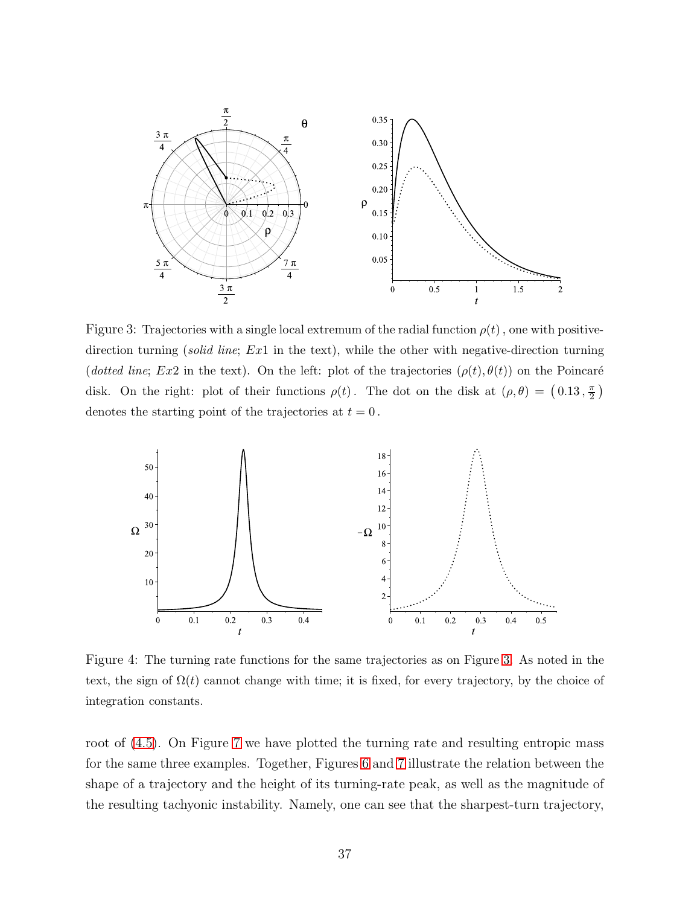Figure 3: Trajectories with a single local extremum of the radial function $\rho(t)$, one with positive-direction turning (*solid line*; $Ex1$ in the text), while the other with negative-direction turning (*dotted line*; $Ex2$ in the text). On the left: plot of the trajectories $(\rho(t), \theta(t))$ on the Poincaré disk. On the right: plot of their functions $\rho(t)$. The dot on the disk at $(\rho, \theta) = \left(0.13\,, \frac{\pi}{2}\right)$ denotes the starting point of the trajectories at $t = 0$.

Figure 4: The turning rate functions for the same trajectories as on Figure 3. As noted in the text, the sign of $\Omega(t)$ cannot change with time; it is fixed, for every trajectory, by the choice of integration constants.

root of (4.5). On Figure 7 we have plotted the turning rate and resulting entropic mass for the same three examples. Together, Figures 6 and 7 illustrate the relation between the shape of a trajectory and the height of its turning-rate peak, as well as the magnitude of the resulting tachyonic instability. Namely, one can see that the sharpest-turn trajectory,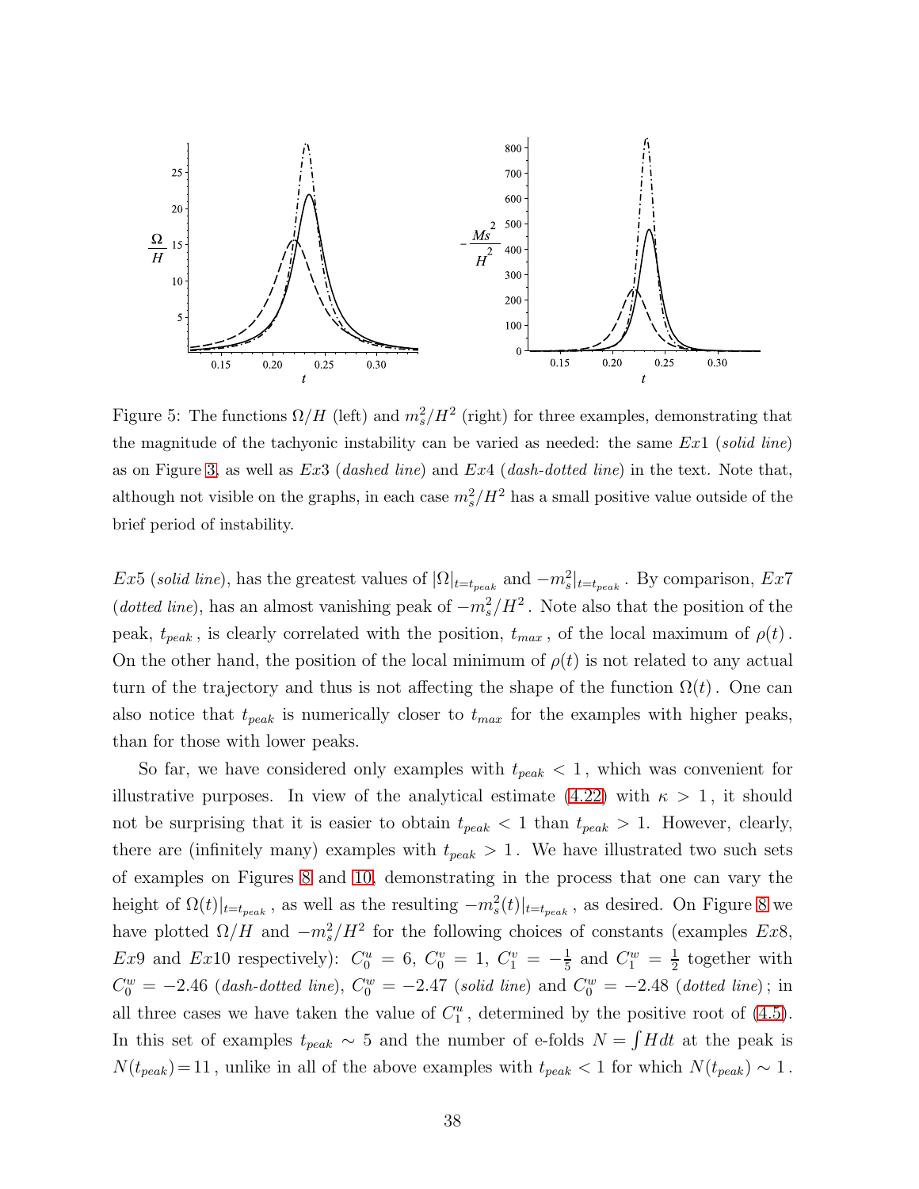Figure 5: The functions $\Omega/H$ (left) and $m_s^2/H^2$ (right) for three examples, demonstrating that the magnitude of the tachyonic instability can be varied as needed: the same $Ex1$ (*solid line*) as on Figure 3, as well as $Ex3$ (*dashed line*) and $Ex4$ (*dash-dotted line*) in the text. Note that, although not visible on the graphs, in each case $m_s^2/H^2$ has a small positive value outside of the brief period of instability.

$Ex5$ (*solid line*), has the greatest values of $|\Omega|_{t=t_{peak}}$ and $-m_s^2|_{t=t_{peak}}$. By comparison, $Ex7$ (*dotted line*), has an almost vanishing peak of $-m_s^2/H^2$. Note also that the position of the peak, $t_{peak}$, is clearly correlated with the position, $t_{max}$, of the local maximum of $\rho(t)$. On the other hand, the position of the local minimum of $\rho(t)$ is not related to any actual turn of the trajectory and thus is not affecting the shape of the function $\Omega(t)$. One can also notice that $t_{peak}$ is numerically closer to $t_{max}$ for the examples with higher peaks, than for those with lower peaks.

So far, we have considered only examples with $t_{peak} < 1$, which was convenient for illustrative purposes. In view of the analytical estimate (4.22) with $\kappa > 1$, it should not be surprising that it is easier to obtain $t_{peak} < 1$ than $t_{peak} > 1$. However, clearly, there are (infinitely many) examples with $t_{peak} > 1$. We have illustrated two such sets of examples on Figures 8 and 10, demonstrating in the process that one can vary the height of $\Omega(t)|_{t=t_{peak}}$, as well as the resulting $-m_s^2(t)|_{t=t_{peak}}$, as desired. On Figure 8 we have plotted $\Omega/H$ and $-m_s^2/H^2$ for the following choices of constants (examples $Ex8$, $Ex9$ and $Ex10$ respectively): $C_0^u = 6$, $C_0^v = 1$, $C_1^v = -\frac{1}{5}$ and $C_1^w = \frac{1}{2}$ together with $C_0^w = -2.46$ (*dash-dotted line*), $C_0^w = -2.47$ (*solid line*) and $C_0^w = -2.48$ (*dotted line*); in all three cases we have taken the value of $C_1^u$, determined by the positive root of (4.5). In this set of examples $t_{peak} \sim 5$ and the number of e-folds $N = \int H dt$ at the peak is $N(t_{peak}) = 11$, unlike in all of the above examples with $t_{peak} < 1$ for which $N(t_{peak}) \sim 1$.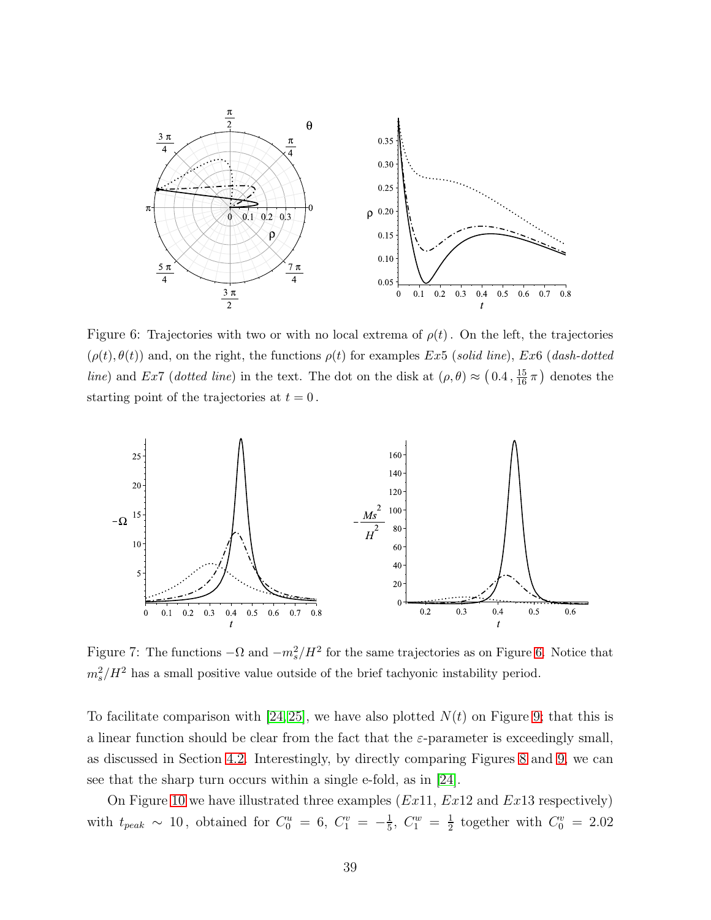Figure 6: Trajectories with two or with no local extrema of $\rho(t)$. On the left, the trajectories $(\rho(t), \theta(t))$ and, on the right, the functions $\rho(t)$ for examples $Ex5$ (*solid line*), $Ex6$ (*dash-dotted line*) and $Ex7$ (*dotted line*) in the text. The dot on the disk at $(\rho, \theta) \approx \left(0.4\,, \frac{15}{16}\pi\right)$ denotes the starting point of the trajectories at $t = 0$.

Figure 7: The functions $-\Omega$ and $-m_s^2/H^2$ for the same trajectories as on Figure 6. Notice that $m_s^2/H^2$ has a small positive value outside of the brief tachyonic instability period.

To facilitate comparison with [24, 25], we have also plotted $N(t)$ on Figure 9; that this is a linear function should be clear from the fact that the $\varepsilon$-parameter is exceedingly small, as discussed in Section 4.2. Interestingly, by directly comparing Figures 8 and 9, we can see that the sharp turn occurs within a single e-fold, as in [24].

On Figure 10 we have illustrated three examples ($Ex11$, $Ex12$ and $Ex13$ respectively) with $t_{peak} \sim 10$, obtained for $C_0^u = 6$, $C_1^v = -\frac{1}{5}$, $C_1^w = \frac{1}{2}$ together with $C_0^v = 2.02$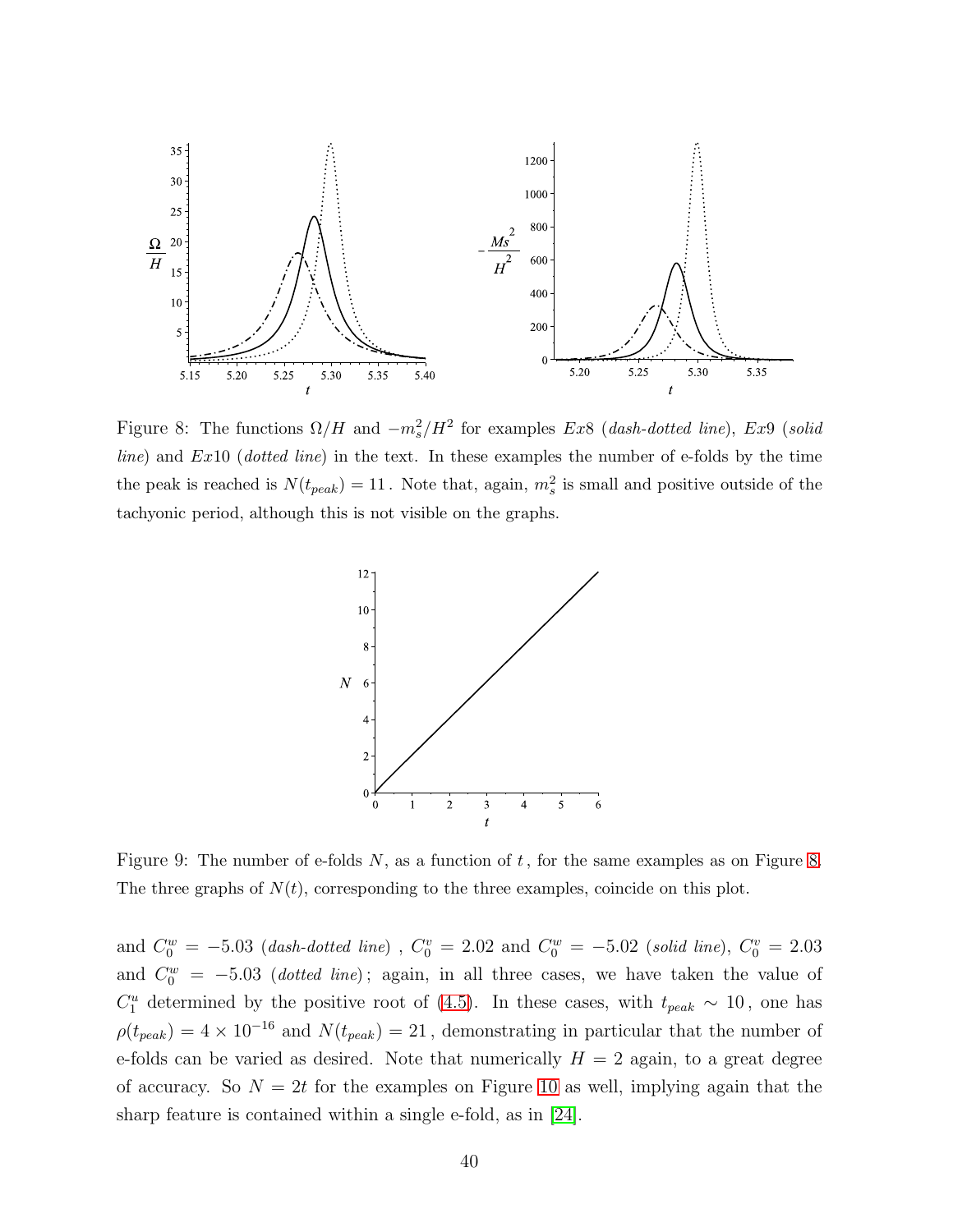Figure 8: The functions $\Omega/H$ and $-m_s^2/H^2$ for examples $Ex8$ (*dash-dotted line*), $Ex9$ (*solid line*) and $Ex10$ (*dotted line*) in the text. In these examples the number of e-folds by the time the peak is reached is $N(t_{peak}) = 11$. Note that, again, $m_s^2$ is small and positive outside of the tachyonic period, although this is not visible on the graphs.

Figure 9: The number of e-folds $N$, as a function of $t$, for the same examples as on Figure 8. The three graphs of $N(t)$, corresponding to the three examples, coincide on this plot.

and $C_0^w = -5.03$ (*dash-dotted line*) , $C_0^v = 2.02$ and $C_0^w = -5.02$ (*solid line*), $C_0^v = 2.03$ and $C_0^w = -5.03$ (*dotted line*); again, in all three cases, we have taken the value of $C_1^u$ determined by the positive root of (4.5). In these cases, with $t_{peak} \sim 10$, one has $\rho(t_{peak}) = 4 \times 10^{-16}$ and $N(t_{peak}) = 21$, demonstrating in particular that the number of e-folds can be varied as desired. Note that numerically $H = 2$ again, to a great degree of accuracy. So $N = 2t$ for the examples on Figure 10 as well, implying again that the sharp feature is contained within a single e-fold, as in [24].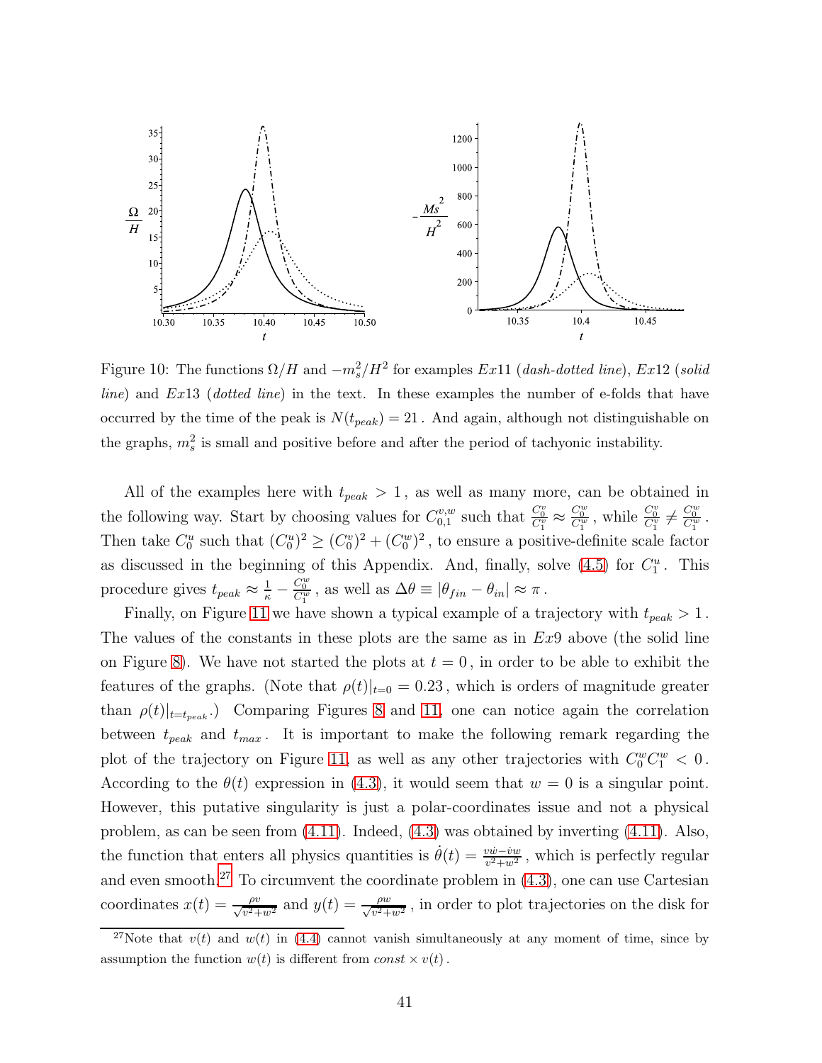Figure 10: The functions $\Omega/H$ and $-m_s^2/H^2$ for examples $Ex11$ (*dash-dotted line*), $Ex12$ (*solid line*) and $Ex13$ (*dotted line*) in the text. In these examples the number of e-folds that have occurred by the time of the peak is $N(t_{peak}) = 21$. And again, although not distinguishable on the graphs, $m_s^2$ is small and positive before and after the period of tachyonic instability.

All of the examples here with $t_{peak} > 1$, as well as many more, can be obtained in the following way. Start by choosing values for $C_{0,1}^{v,w}$ such that $\frac{C_0^v}{C_1^v} \approx \frac{C_0^w}{C_1^w}$, while $\frac{C_0^v}{C_1^v} \neq \frac{C_0^w}{C_1^w}$. Then take $C_0^u$ such that $(C_0^u)^2 \geq (C_0^v)^2 + (C_0^w)^2$, to ensure a positive-definite scale factor as discussed in the beginning of this Appendix. And, finally, solve (4.5) for $C_1^u$. This procedure gives $t_{peak} \approx \frac{1}{\kappa} - \frac{C_0^w}{C_1^w}$, as well as $\Delta\theta \equiv |\theta_{fin} - \theta_{in}| \approx \pi$.

Finally, on Figure 11 we have shown a typical example of a trajectory with $t_{peak} > 1$. The values of the constants in these plots are the same as in $Ex9$ above (the solid line on Figure 8). We have not started the plots at $t = 0$, in order to be able to exhibit the features of the graphs. (Note that $\rho(t)|_{t=0} = 0.23$, which is orders of magnitude greater than $\rho(t)|_{t=t_{peak}}$.) Comparing Figures 8 and 11, one can notice again the correlation between $t_{peak}$ and $t_{max}$. It is important to make the following remark regarding the plot of the trajectory on Figure 11, as well as any other trajectories with $C_0^w C_1^w < 0$. According to the $\theta(t)$ expression in (4.3), it would seem that $w = 0$ is a singular point. However, this putative singularity is just a polar-coordinates issue and not a physical problem, as can be seen from (4.11). Indeed, (4.3) was obtained by inverting (4.11). Also, the function that enters all physics quantities is $\dot{\theta}(t) = \frac{v\dot{w} - \dot{v}w}{v^2 + w^2}$, which is perfectly regular and even smooth.[27] To circumvent the coordinate problem in (4.3), one can use Cartesian coordinates $x(t) = \frac{\rho v}{\sqrt{v^2+w^2}}$ and $y(t) = \frac{\rho w}{\sqrt{v^2+w^2}}$, in order to plot trajectories on the disk for

[27] Note that $v(t)$ and $w(t)$ in (4.4) cannot vanish simultaneously at any moment of time, since by assumption the function $w(t)$ is different from $const \times v(t)$.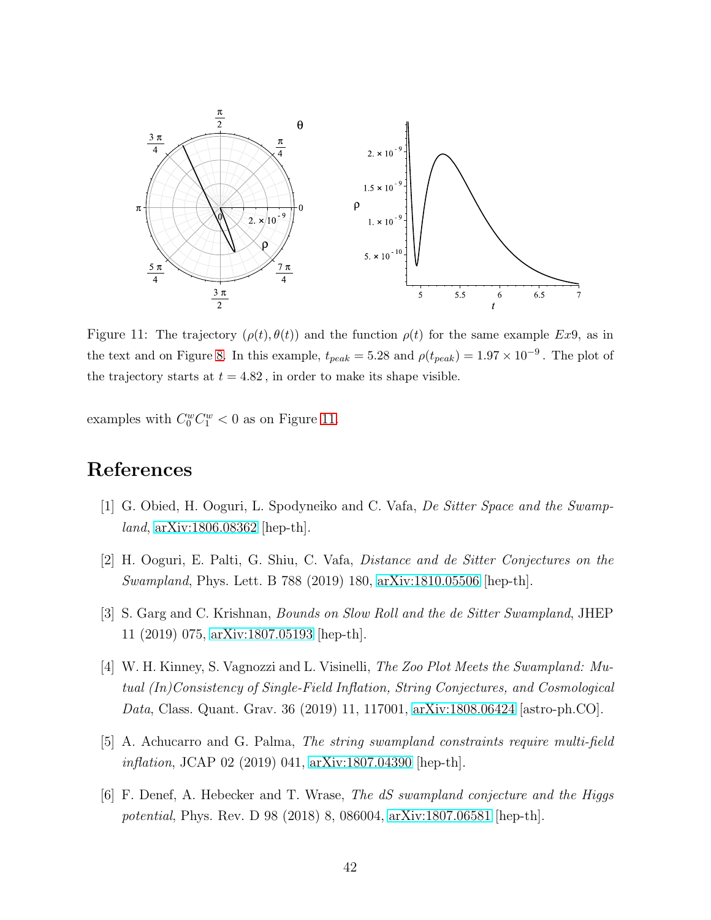Figure 11: The trajectory $(\rho(t), \theta(t))$ and the function $\rho(t)$ for the same example $Ex9$, as in the text and on Figure 8. In this example, $t_{peak} = 5.28$ and $\rho(t_{peak}) = 1.97 \times 10^{-9}$ . The plot of the trajectory starts at $t = 4.82$ , in order to make its shape visible.

examples with $C_0^w C_1^w < 0$ as on Figure 11.

# References

[1] G. Obied, H. Ooguri, L. Spodyneiko and C. Vafa, *De Sitter Space and the Swampland*, arXiv:1806.08362 [hep-th].

[2] H. Ooguri, E. Palti, G. Shiu, C. Vafa, *Distance and de Sitter Conjectures on the Swampland*, Phys. Lett. B 788 (2019) 180, arXiv:1810.05506 [hep-th].

[3] S. Garg and C. Krishnan, *Bounds on Slow Roll and the de Sitter Swampland*, JHEP 11 (2019) 075, arXiv:1807.05193 [hep-th].

[4] W. H. Kinney, S. Vagnozzi and L. Visinelli, *The Zoo Plot Meets the Swampland: Mutual (In)Consistency of Single-Field Inflation, String Conjectures, and Cosmological Data*, Class. Quant. Grav. 36 (2019) 11, 117001, arXiv:1808.06424 [astro-ph.CO].

[5] A. Achucarro and G. Palma, *The string swampland constraints require multi-field inflation*, JCAP 02 (2019) 041, arXiv:1807.04390 [hep-th].

[6] F. Denef, A. Hebecker and T. Wrase, *The dS swampland conjecture and the Higgs potential*, Phys. Rev. D 98 (2018) 8, 086004, arXiv:1807.06581 [hep-th].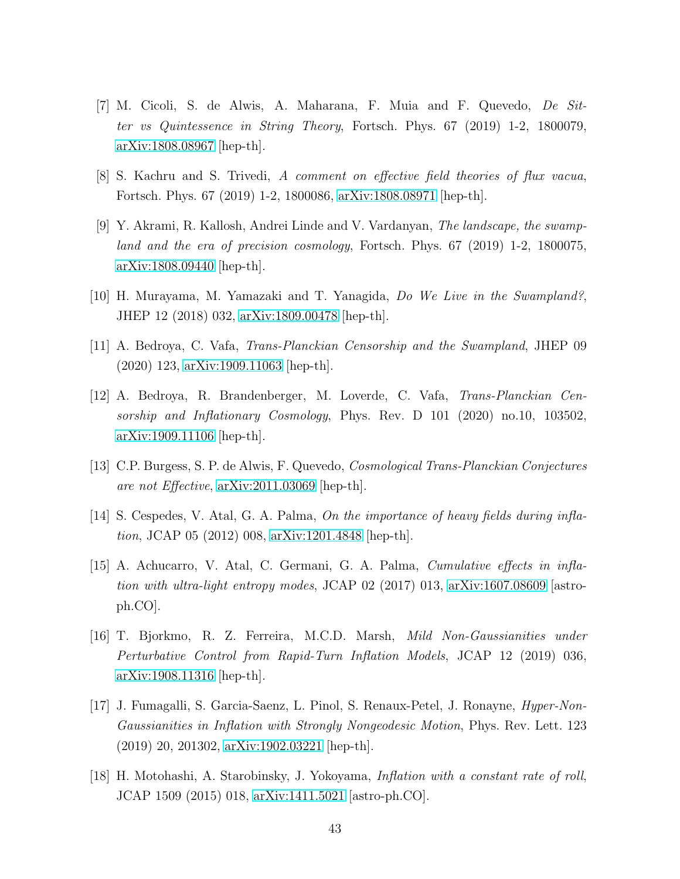[7] M. Cicoli, S. de Alwis, A. Maharana, F. Muia and F. Quevedo, *De Sitter vs Quintessence in String Theory*, Fortsch. Phys. 67 (2019) 1-2, 1800079, arXiv:1808.08967 [hep-th].

[8] S. Kachru and S. Trivedi, *A comment on effective field theories of flux vacua*, Fortsch. Phys. 67 (2019) 1-2, 1800086, arXiv:1808.08971 [hep-th].

[9] Y. Akrami, R. Kallosh, Andrei Linde and V. Vardanyan, *The landscape, the swampland and the era of precision cosmology*, Fortsch. Phys. 67 (2019) 1-2, 1800075, arXiv:1808.09440 [hep-th].

[10] H. Murayama, M. Yamazaki and T. Yanagida, *Do We Live in the Swampland?*, JHEP 12 (2018) 032, arXiv:1809.00478 [hep-th].

[11] A. Bedroya, C. Vafa, *Trans-Planckian Censorship and the Swampland*, JHEP 09 (2020) 123, arXiv:1909.11063 [hep-th].

[12] A. Bedroya, R. Brandenberger, M. Loverde, C. Vafa, *Trans-Planckian Censorship and Inflationary Cosmology*, Phys. Rev. D 101 (2020) no.10, 103502, arXiv:1909.11106 [hep-th].

[13] C.P. Burgess, S. P. de Alwis, F. Quevedo, *Cosmological Trans-Planckian Conjectures are not Effective*, arXiv:2011.03069 [hep-th].

[14] S. Cespedes, V. Atal, G. A. Palma, *On the importance of heavy fields during inflation*, JCAP 05 (2012) 008, arXiv:1201.4848 [hep-th].

[15] A. Achucarro, V. Atal, C. Germani, G. A. Palma, *Cumulative effects in inflation with ultra-light entropy modes*, JCAP 02 (2017) 013, arXiv:1607.08609 [astro-ph.CO].

[16] T. Bjorkmo, R. Z. Ferreira, M.C.D. Marsh, *Mild Non-Gaussianities under Perturbative Control from Rapid-Turn Inflation Models*, JCAP 12 (2019) 036, arXiv:1908.11316 [hep-th].

[17] J. Fumagalli, S. Garcia-Saenz, L. Pinol, S. Renaux-Petel, J. Ronayne, *Hyper-Non-Gaussianities in Inflation with Strongly Nongeodesic Motion*, Phys. Rev. Lett. 123 (2019) 20, 201302, arXiv:1902.03221 [hep-th].

[18] H. Motohashi, A. Starobinsky, J. Yokoyama, *Inflation with a constant rate of roll*, JCAP 1509 (2015) 018, arXiv:1411.5021 [astro-ph.CO].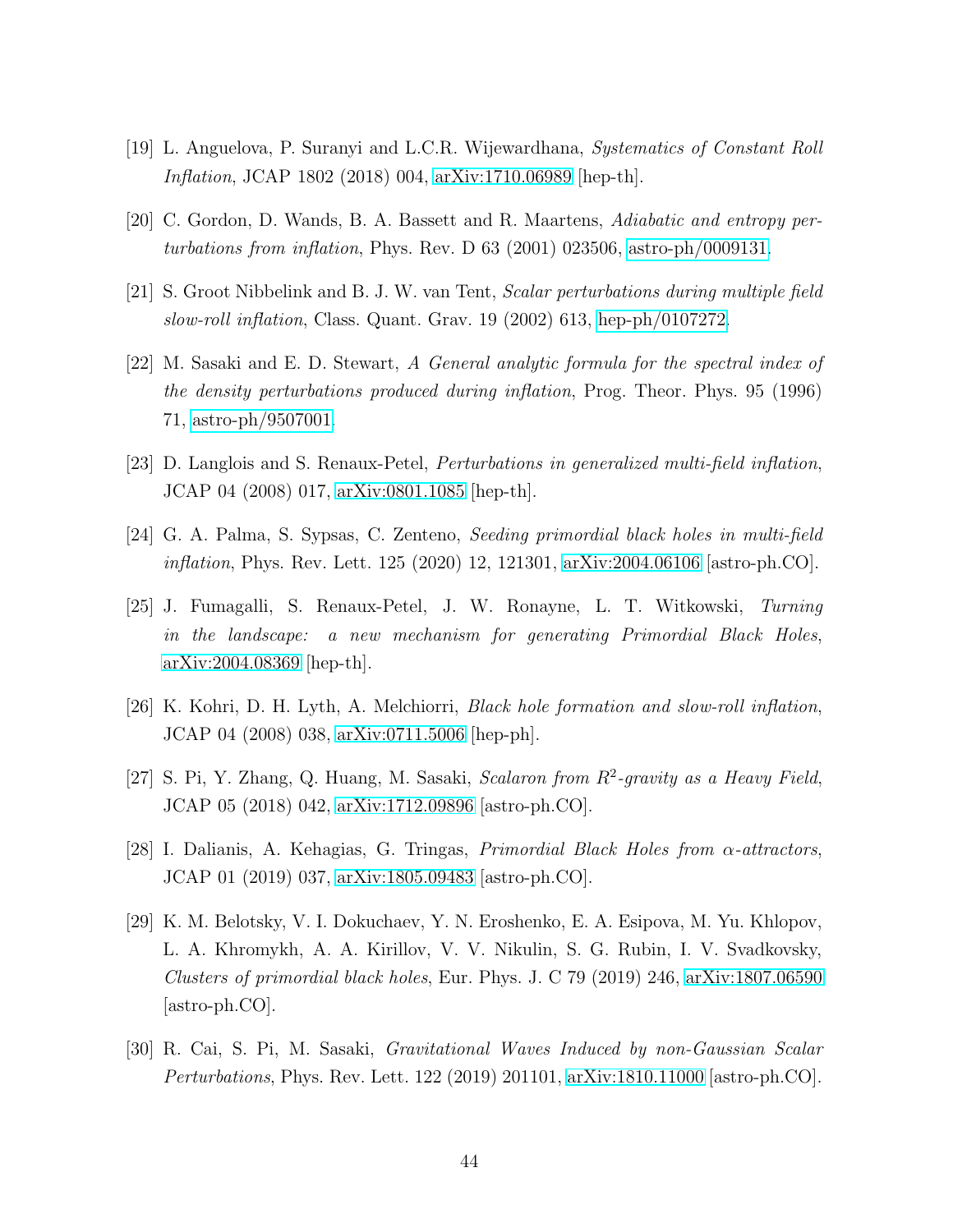[19] L. Anguelova, P. Suranyi and L.C.R. Wijewardhana, *Systematics of Constant Roll Inflation*, JCAP 1802 (2018) 004, arXiv:1710.06989 [hep-th].

[20] C. Gordon, D. Wands, B. A. Bassett and R. Maartens, *Adiabatic and entropy perturbations from inflation*, Phys. Rev. D 63 (2001) 023506, astro-ph/0009131.

[21] S. Groot Nibbelink and B. J. W. van Tent, *Scalar perturbations during multiple field slow-roll inflation*, Class. Quant. Grav. 19 (2002) 613, hep-ph/0107272.

[22] M. Sasaki and E. D. Stewart, *A General analytic formula for the spectral index of the density perturbations produced during inflation*, Prog. Theor. Phys. 95 (1996) 71, astro-ph/9507001.

[23] D. Langlois and S. Renaux-Petel, *Perturbations in generalized multi-field inflation*, JCAP 04 (2008) 017, arXiv:0801.1085 [hep-th].

[24] G. A. Palma, S. Sypsas, C. Zenteno, *Seeding primordial black holes in multi-field inflation*, Phys. Rev. Lett. 125 (2020) 12, 121301, arXiv:2004.06106 [astro-ph.CO].

[25] J. Fumagalli, S. Renaux-Petel, J. W. Ronayne, L. T. Witkowski, *Turning in the landscape: a new mechanism for generating Primordial Black Holes*, arXiv:2004.08369 [hep-th].

[26] K. Kohri, D. H. Lyth, A. Melchiorri, *Black hole formation and slow-roll inflation*, JCAP 04 (2008) 038, arXiv:0711.5006 [hep-ph].

[27] S. Pi, Y. Zhang, Q. Huang, M. Sasaki, *Scalaron from $R^2$-gravity as a Heavy Field*, JCAP 05 (2018) 042, arXiv:1712.09896 [astro-ph.CO].

[28] I. Dalianis, A. Kehagias, G. Tringas, *Primordial Black Holes from $\alpha$-attractors*, JCAP 01 (2019) 037, arXiv:1805.09483 [astro-ph.CO].

[29] K. M. Belotsky, V. I. Dokuchaev, Y. N. Eroshenko, E. A. Esipova, M. Yu. Khlopov, L. A. Khromykh, A. A. Kirillov, V. V. Nikulin, S. G. Rubin, I. V. Svadkovsky, *Clusters of primordial black holes*, Eur. Phys. J. C 79 (2019) 246, arXiv:1807.06590 [astro-ph.CO].

[30] R. Cai, S. Pi, M. Sasaki, *Gravitational Waves Induced by non-Gaussian Scalar Perturbations*, Phys. Rev. Lett. 122 (2019) 201101, arXiv:1810.11000 [astro-ph.CO].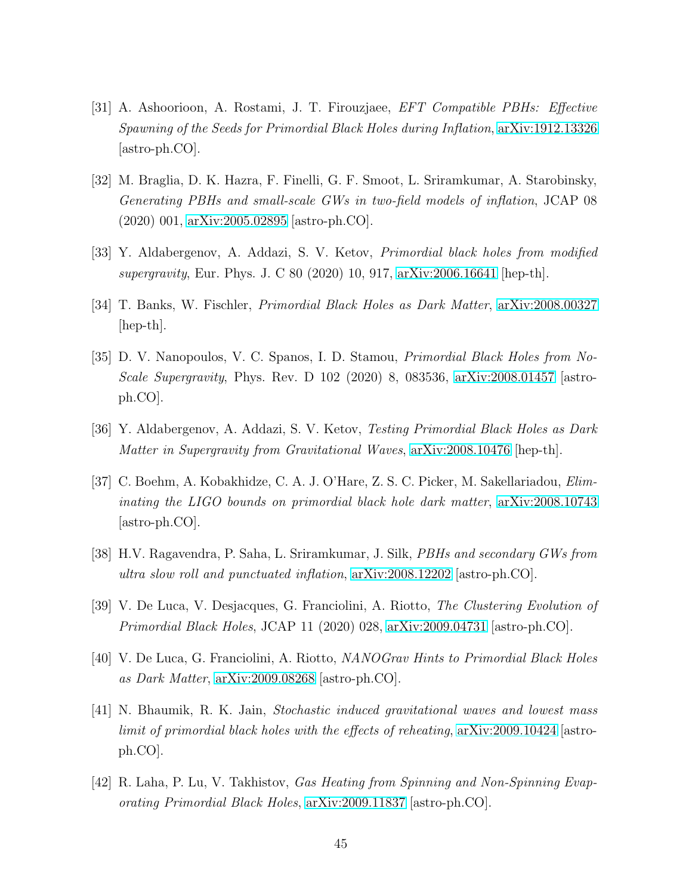[31] A. Ashoorioon, A. Rostami, J. T. Firouzjaee, *EFT Compatible PBHs: Effective Spawning of the Seeds for Primordial Black Holes during Inflation*, arXiv:1912.13326 [astro-ph.CO].

[32] M. Braglia, D. K. Hazra, F. Finelli, G. F. Smoot, L. Sriramkumar, A. Starobinsky, *Generating PBHs and small-scale GWs in two-field models of inflation*, JCAP 08 (2020) 001, arXiv:2005.02895 [astro-ph.CO].

[33] Y. Aldabergenov, A. Addazi, S. V. Ketov, *Primordial black holes from modified supergravity*, Eur. Phys. J. C 80 (2020) 10, 917, arXiv:2006.16641 [hep-th].

[34] T. Banks, W. Fischler, *Primordial Black Holes as Dark Matter*, arXiv:2008.00327 [hep-th].

[35] D. V. Nanopoulos, V. C. Spanos, I. D. Stamou, *Primordial Black Holes from No-Scale Supergravity*, Phys. Rev. D 102 (2020) 8, 083536, arXiv:2008.01457 [astro-ph.CO].

[36] Y. Aldabergenov, A. Addazi, S. V. Ketov, *Testing Primordial Black Holes as Dark Matter in Supergravity from Gravitational Waves*, arXiv:2008.10476 [hep-th].

[37] C. Boehm, A. Kobakhidze, C. A. J. O'Hare, Z. S. C. Picker, M. Sakellariadou, *Eliminating the LIGO bounds on primordial black hole dark matter*, arXiv:2008.10743 [astro-ph.CO].

[38] H.V. Ragavendra, P. Saha, L. Sriramkumar, J. Silk, *PBHs and secondary GWs from ultra slow roll and punctuated inflation*, arXiv:2008.12202 [astro-ph.CO].

[39] V. De Luca, V. Desjacques, G. Franciolini, A. Riotto, *The Clustering Evolution of Primordial Black Holes*, JCAP 11 (2020) 028, arXiv:2009.04731 [astro-ph.CO].

[40] V. De Luca, G. Franciolini, A. Riotto, *NANOGrav Hints to Primordial Black Holes as Dark Matter*, arXiv:2009.08268 [astro-ph.CO].

[41] N. Bhaumik, R. K. Jain, *Stochastic induced gravitational waves and lowest mass limit of primordial black holes with the effects of reheating*, arXiv:2009.10424 [astro-ph.CO].

[42] R. Laha, P. Lu, V. Takhistov, *Gas Heating from Spinning and Non-Spinning Evaporating Primordial Black Holes*, arXiv:2009.11837 [astro-ph.CO].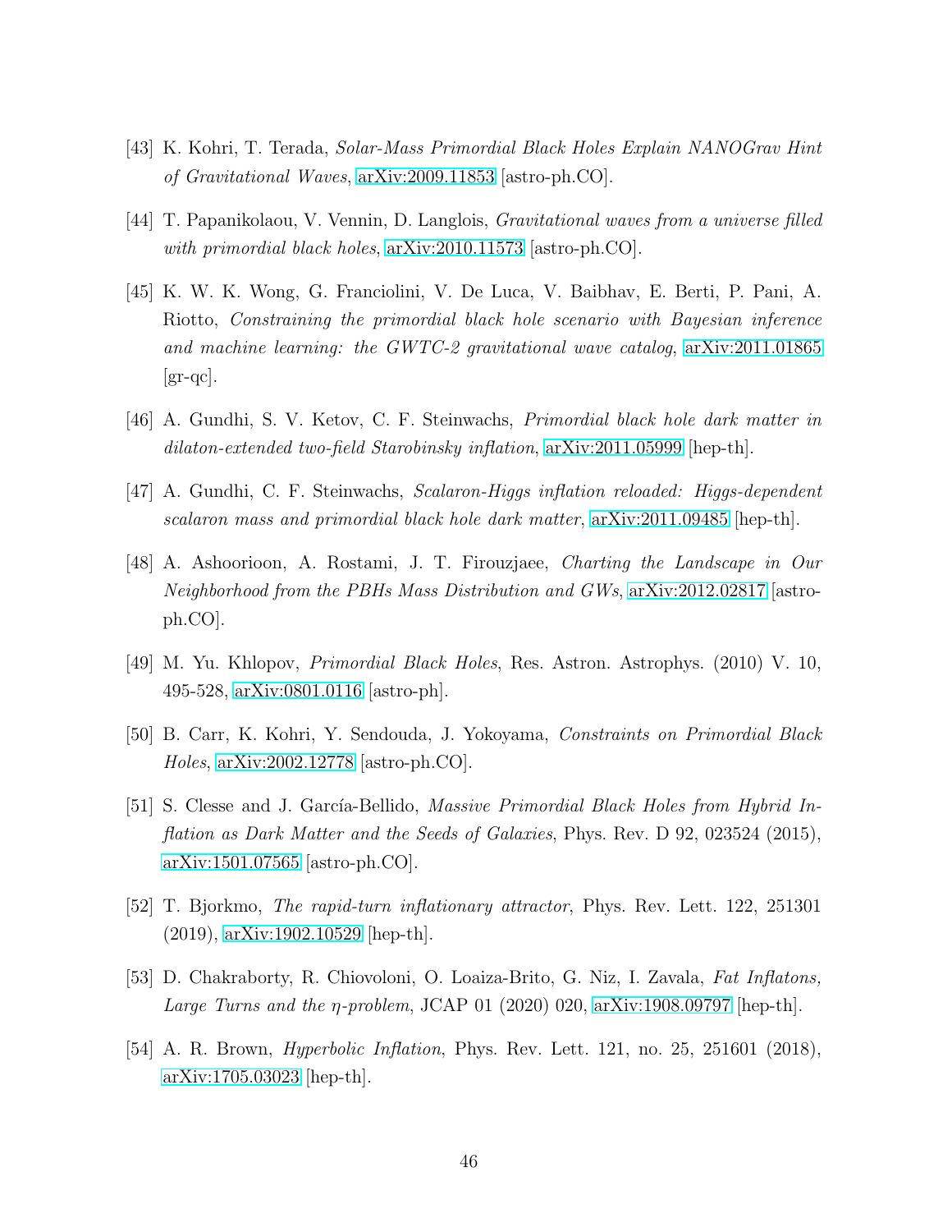[43] K. Kohri, T. Terada, *Solar-Mass Primordial Black Holes Explain NANOGrav Hint of Gravitational Waves*, arXiv:2009.11853 [astro-ph.CO].

[44] T. Papanikolaou, V. Vennin, D. Langlois, *Gravitational waves from a universe filled with primordial black holes*, arXiv:2010.11573 [astro-ph.CO].

[45] K. W. K. Wong, G. Franciolini, V. De Luca, V. Baibhav, E. Berti, P. Pani, A. Riotto, *Constraining the primordial black hole scenario with Bayesian inference and machine learning: the GWTC-2 gravitational wave catalog*, arXiv:2011.01865 [gr-qc].

[46] A. Gundhi, S. V. Ketov, C. F. Steinwachs, *Primordial black hole dark matter in dilaton-extended two-field Starobinsky inflation*, arXiv:2011.05999 [hep-th].

[47] A. Gundhi, C. F. Steinwachs, *Scalaron-Higgs inflation reloaded: Higgs-dependent scalaron mass and primordial black hole dark matter*, arXiv:2011.09485 [hep-th].

[48] A. Ashoorioon, A. Rostami, J. T. Firouzjaee, *Charting the Landscape in Our Neighborhood from the PBHs Mass Distribution and GWs*, arXiv:2012.02817 [astro-ph.CO].

[49] M. Yu. Khlopov, *Primordial Black Holes*, Res. Astron. Astrophys. (2010) V. 10, 495-528, arXiv:0801.0116 [astro-ph].

[50] B. Carr, K. Kohri, Y. Sendouda, J. Yokoyama, *Constraints on Primordial Black Holes*, arXiv:2002.12778 [astro-ph.CO].

[51] S. Clesse and J. García-Bellido, *Massive Primordial Black Holes from Hybrid Inflation as Dark Matter and the Seeds of Galaxies*, Phys. Rev. D 92, 023524 (2015), arXiv:1501.07565 [astro-ph.CO].

[52] T. Bjorkmo, *The rapid-turn inflationary attractor*, Phys. Rev. Lett. 122, 251301 (2019), arXiv:1902.10529 [hep-th].

[53] D. Chakraborty, R. Chiovoloni, O. Loaiza-Brito, G. Niz, I. Zavala, *Fat Inflatons, Large Turns and the $\eta$-problem*, JCAP 01 (2020) 020, arXiv:1908.09797 [hep-th].

[54] A. R. Brown, *Hyperbolic Inflation*, Phys. Rev. Lett. 121, no. 25, 251601 (2018), arXiv:1705.03023 [hep-th].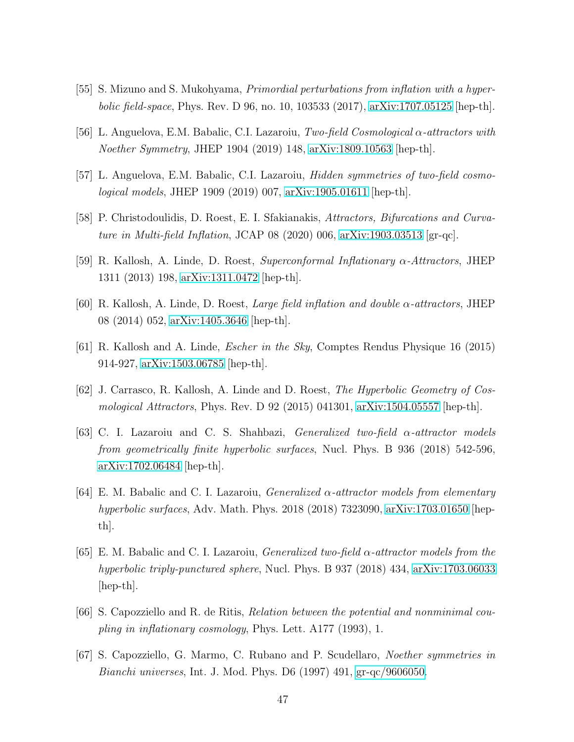[55] S. Mizuno and S. Mukohyama, *Primordial perturbations from inflation with a hyperbolic field-space*, Phys. Rev. D 96, no. 10, 103533 (2017), arXiv:1707.05125 [hep-th].

[56] L. Anguelova, E.M. Babalic, C.I. Lazaroiu, *Two-field Cosmological $\alpha$-attractors with Noether Symmetry*, JHEP 1904 (2019) 148, arXiv:1809.10563 [hep-th].

[57] L. Anguelova, E.M. Babalic, C.I. Lazaroiu, *Hidden symmetries of two-field cosmological models*, JHEP 1909 (2019) 007, arXiv:1905.01611 [hep-th].

[58] P. Christodoulidis, D. Roest, E. I. Sfakianakis, *Attractors, Bifurcations and Curvature in Multi-field Inflation*, JCAP 08 (2020) 006, arXiv:1903.03513 [gr-qc].

[59] R. Kallosh, A. Linde, D. Roest, *Superconformal Inflationary $\alpha$-Attractors*, JHEP 1311 (2013) 198, arXiv:1311.0472 [hep-th].

[60] R. Kallosh, A. Linde, D. Roest, *Large field inflation and double $\alpha$-attractors*, JHEP 08 (2014) 052, arXiv:1405.3646 [hep-th].

[61] R. Kallosh and A. Linde, *Escher in the Sky*, Comptes Rendus Physique 16 (2015) 914-927, arXiv:1503.06785 [hep-th].

[62] J. Carrasco, R. Kallosh, A. Linde and D. Roest, *The Hyperbolic Geometry of Cosmological Attractors*, Phys. Rev. D 92 (2015) 041301, arXiv:1504.05557 [hep-th].

[63] C. I. Lazaroiu and C. S. Shahbazi, *Generalized two-field $\alpha$-attractor models from geometrically finite hyperbolic surfaces*, Nucl. Phys. B 936 (2018) 542-596, arXiv:1702.06484 [hep-th].

[64] E. M. Babalic and C. I. Lazaroiu, *Generalized $\alpha$-attractor models from elementary hyperbolic surfaces*, Adv. Math. Phys. 2018 (2018) 7323090, arXiv:1703.01650 [hep-th].

[65] E. M. Babalic and C. I. Lazaroiu, *Generalized two-field $\alpha$-attractor models from the hyperbolic triply-punctured sphere*, Nucl. Phys. B 937 (2018) 434, arXiv:1703.06033 [hep-th].

[66] S. Capozziello and R. de Ritis, *Relation between the potential and nonminimal coupling in inflationary cosmology*, Phys. Lett. A177 (1993), 1.

[67] S. Capozziello, G. Marmo, C. Rubano and P. Scudellaro, *Noether symmetries in Bianchi universes*, Int. J. Mod. Phys. D6 (1997) 491, gr-qc/9606050.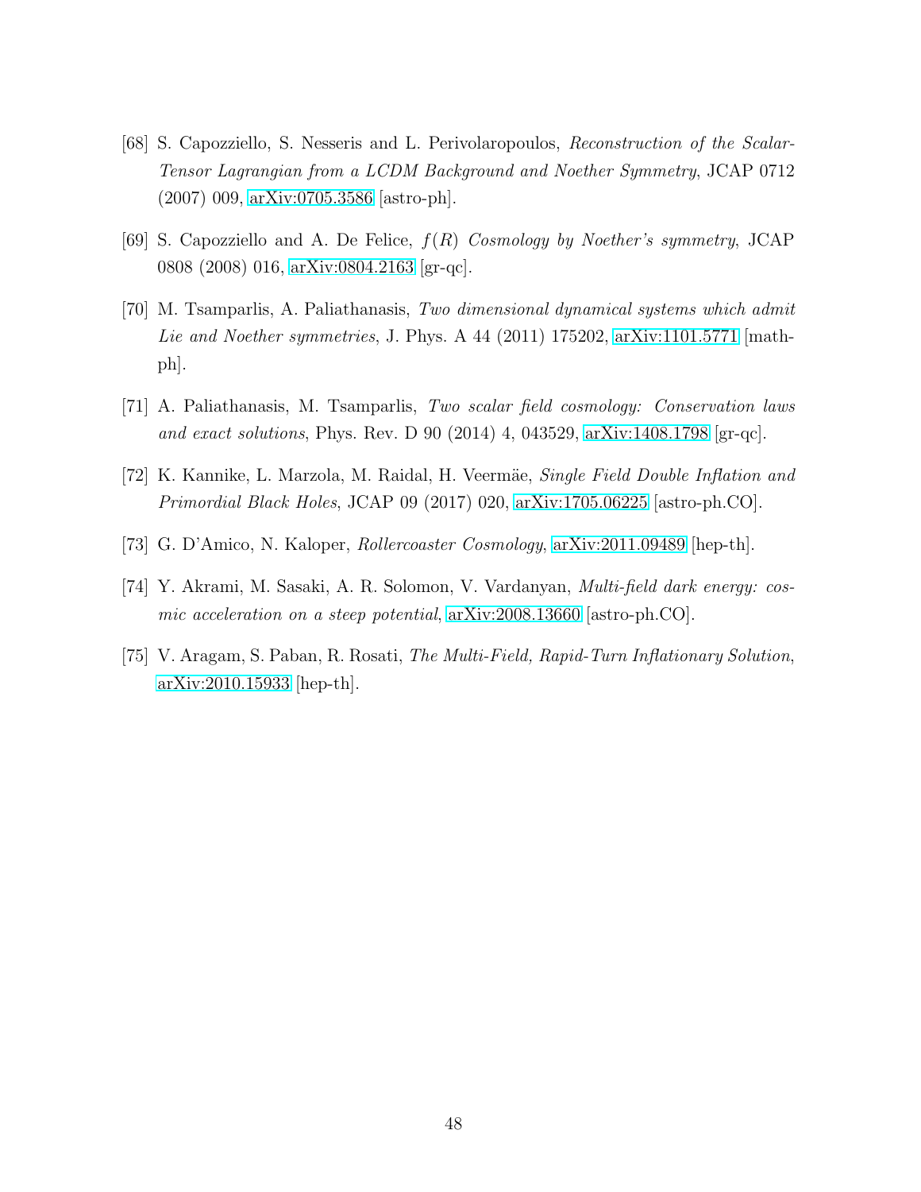[68] S. Capozziello, S. Nesseris and L. Perivolaropoulos, *Reconstruction of the Scalar-Tensor Lagrangian from a LCDM Background and Noether Symmetry*, JCAP 0712 (2007) 009, arXiv:0705.3586 [astro-ph].

[69] S. Capozziello and A. De Felice, *$f(R)$ Cosmology by Noether's symmetry*, JCAP 0808 (2008) 016, arXiv:0804.2163 [gr-qc].

[70] M. Tsamparlis, A. Paliathanasis, *Two dimensional dynamical systems which admit Lie and Noether symmetries*, J. Phys. A 44 (2011) 175202, arXiv:1101.5771 [math-ph].

[71] A. Paliathanasis, M. Tsamparlis, *Two scalar field cosmology: Conservation laws and exact solutions*, Phys. Rev. D 90 (2014) 4, 043529, arXiv:1408.1798 [gr-qc].

[72] K. Kannike, L. Marzola, M. Raidal, H. Veermäe, *Single Field Double Inflation and Primordial Black Holes*, JCAP 09 (2017) 020, arXiv:1705.06225 [astro-ph.CO].

[73] G. D'Amico, N. Kaloper, *Rollercoaster Cosmology*, arXiv:2011.09489 [hep-th].

[74] Y. Akrami, M. Sasaki, A. R. Solomon, V. Vardanyan, *Multi-field dark energy: cosmic acceleration on a steep potential*, arXiv:2008.13660 [astro-ph.CO].

[75] V. Aragam, S. Paban, R. Rosati, *The Multi-Field, Rapid-Turn Inflationary Solution*, arXiv:2010.15933 [hep-th].